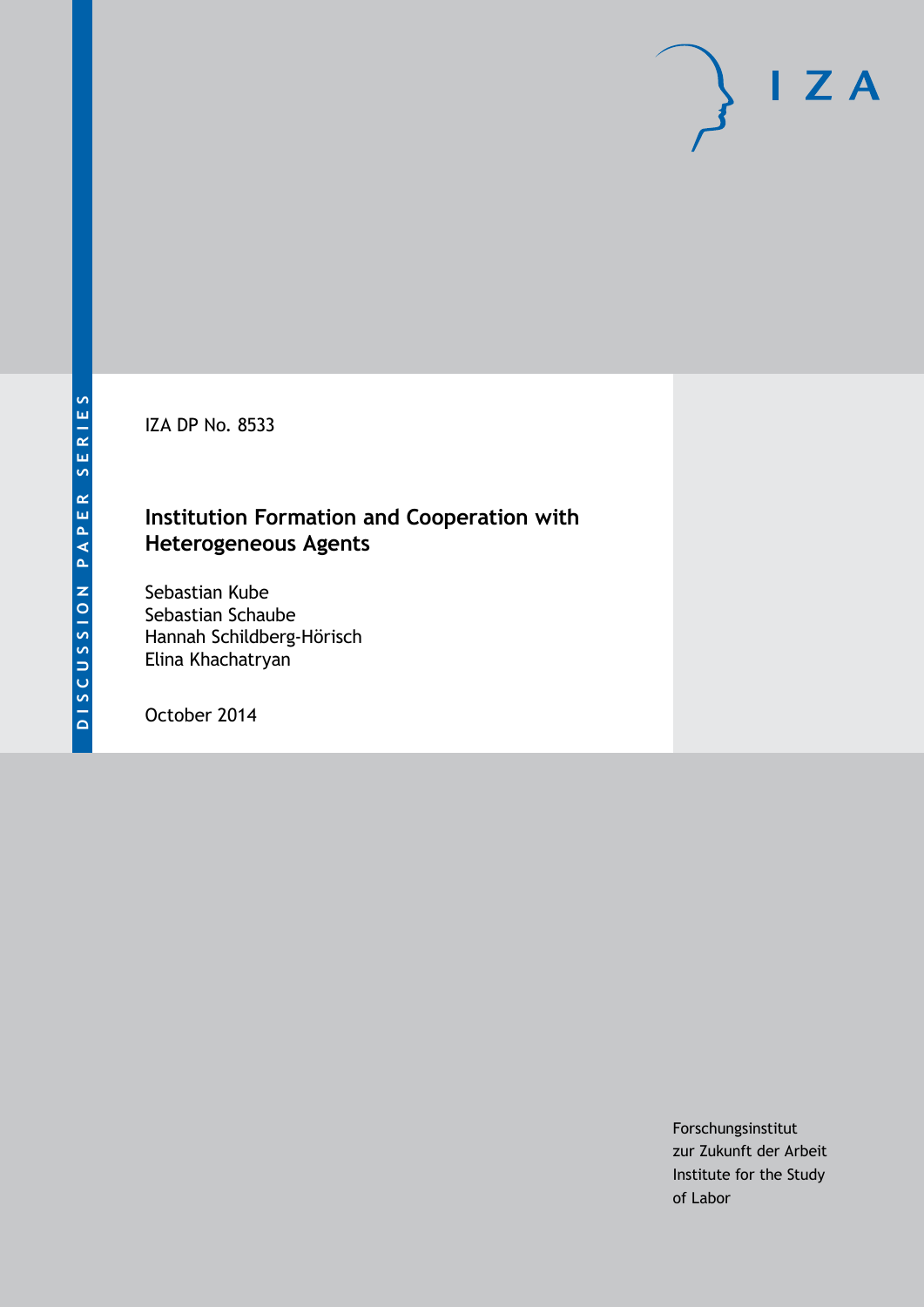DISCUSSION PAPER SERIES

IZA

IZA DP No. 8533

# Institution Formation and Cooperation with Heterogeneous Agents

Sebastian Kube
Sebastian Schaube
Hannah Schildberg-Hörisch
Elina Khachatryan

October 2014

Forschungsinstitut
zur Zukunft der Arbeit
Institute for the Study
of Labor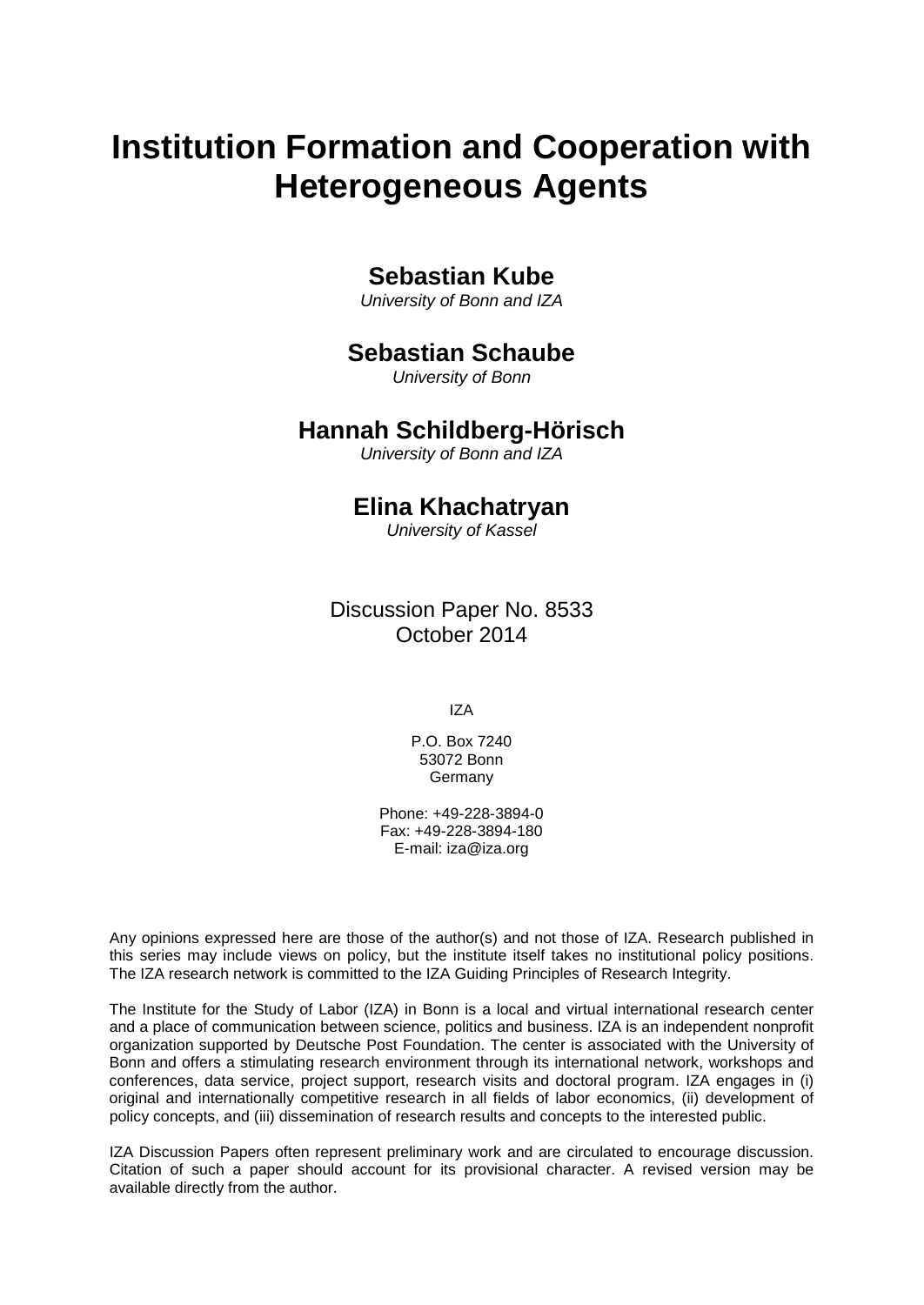# Institution Formation and Cooperation with Heterogeneous Agents

**Sebastian Kube**
*University of Bonn and IZA*

**Sebastian Schaube**
*University of Bonn*

**Hannah Schildberg-Hörisch**
*University of Bonn and IZA*

**Elina Khachatryan**
*University of Kassel*

Discussion Paper No. 8533
October 2014

IZA

P.O. Box 7240
53072 Bonn
Germany

Phone: +49-228-3894-0
Fax: +49-228-3894-180
E-mail: iza@iza.org

Any opinions expressed here are those of the author(s) and not those of IZA. Research published in this series may include views on policy, but the institute itself takes no institutional policy positions. The IZA research network is committed to the IZA Guiding Principles of Research Integrity.

The Institute for the Study of Labor (IZA) in Bonn is a local and virtual international research center and a place of communication between science, politics and business. IZA is an independent nonprofit organization supported by Deutsche Post Foundation. The center is associated with the University of Bonn and offers a stimulating research environment through its international network, workshops and conferences, data service, project support, research visits and doctoral program. IZA engages in (i) original and internationally competitive research in all fields of labor economics, (ii) development of policy concepts, and (iii) dissemination of research results and concepts to the interested public.

IZA Discussion Papers often represent preliminary work and are circulated to encourage discussion. Citation of such a paper should account for its provisional character. A revised version may be available directly from the author.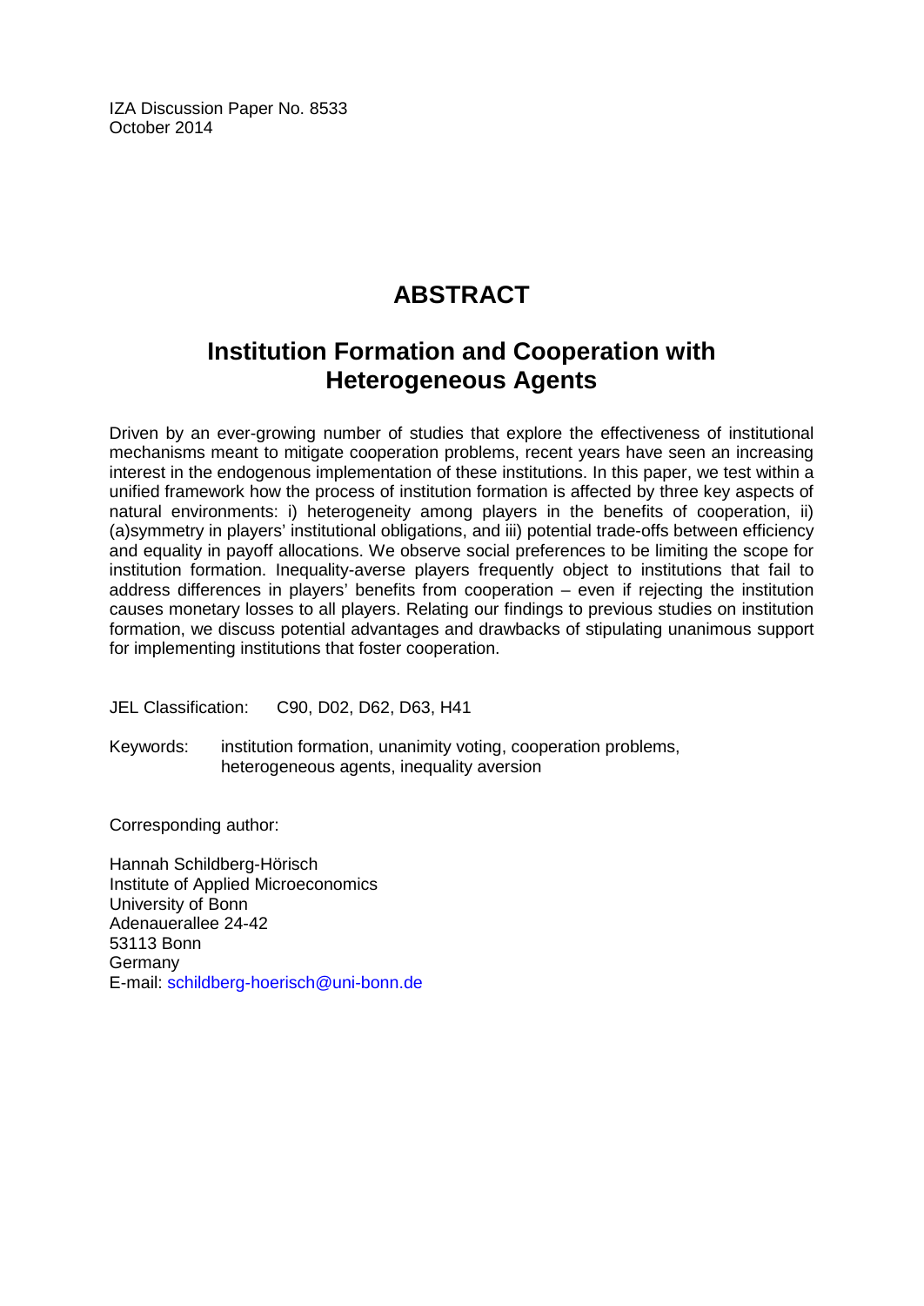IZA Discussion Paper No. 8533
October 2014

# ABSTRACT

## Institution Formation and Cooperation with Heterogeneous Agents

Driven by an ever-growing number of studies that explore the effectiveness of institutional mechanisms meant to mitigate cooperation problems, recent years have seen an increasing interest in the endogenous implementation of these institutions. In this paper, we test within a unified framework how the process of institution formation is affected by three key aspects of natural environments: i) heterogeneity among players in the benefits of cooperation, ii) (a)symmetry in players' institutional obligations, and iii) potential trade-offs between efficiency and equality in payoff allocations. We observe social preferences to be limiting the scope for institution formation. Inequality-averse players frequently object to institutions that fail to address differences in players' benefits from cooperation – even if rejecting the institution causes monetary losses to all players. Relating our findings to previous studies on institution formation, we discuss potential advantages and drawbacks of stipulating unanimous support for implementing institutions that foster cooperation.

JEL Classification: C90, D02, D62, D63, H41

Keywords: institution formation, unanimity voting, cooperation problems, heterogeneous agents, inequality aversion

Corresponding author:

Hannah Schildberg-Hörisch
Institute of Applied Microeconomics
University of Bonn
Adenauerallee 24-42
53113 Bonn
Germany
E-mail: schildberg-hoerisch@uni-bonn.de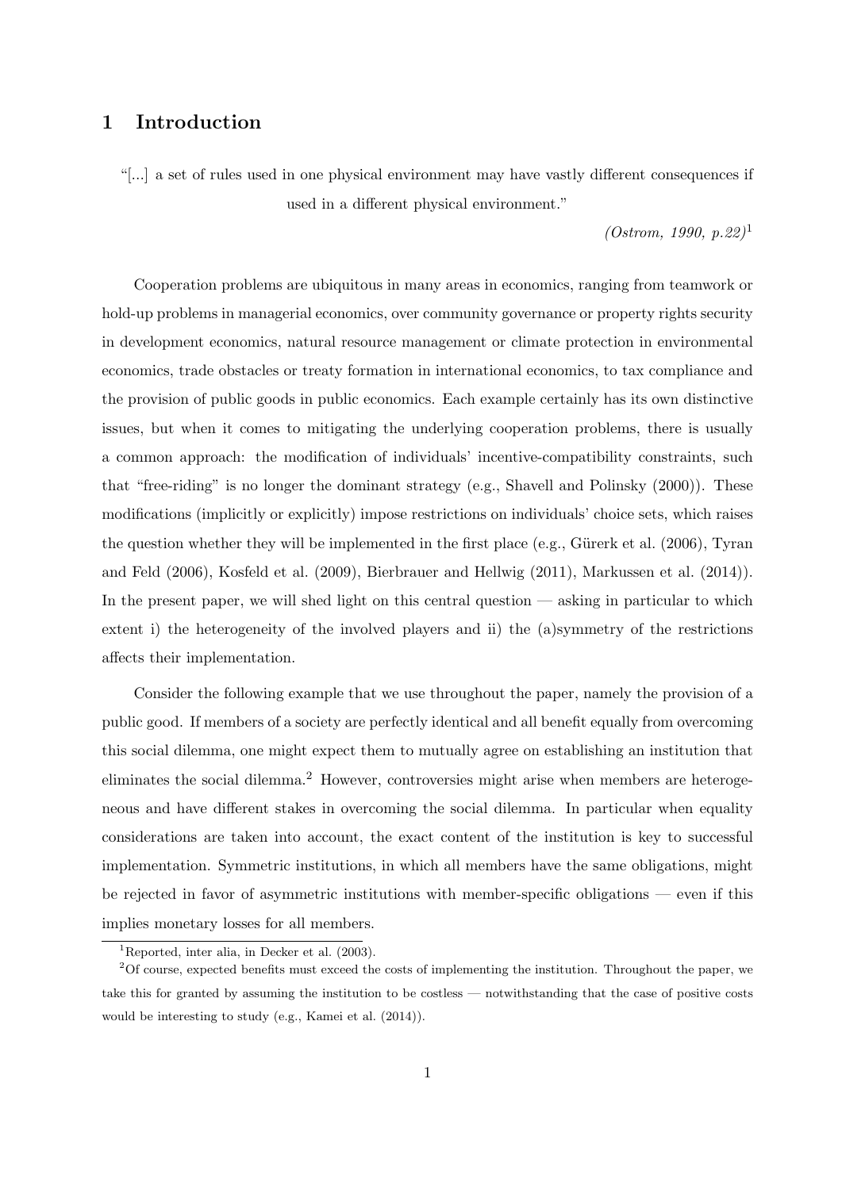# 1 Introduction

"[...] a set of rules used in one physical environment may have vastly different consequences if used in a different physical environment."

*(Ostrom, 1990, p.22)*[1]

Cooperation problems are ubiquitous in many areas in economics, ranging from teamwork or hold-up problems in managerial economics, over community governance or property rights security in development economics, natural resource management or climate protection in environmental economics, trade obstacles or treaty formation in international economics, to tax compliance and the provision of public goods in public economics. Each example certainly has its own distinctive issues, but when it comes to mitigating the underlying cooperation problems, there is usually a common approach: the modification of individuals' incentive-compatibility constraints, such that "free-riding" is no longer the dominant strategy (e.g., Shavell and Polinsky (2000)). These modifications (implicitly or explicitly) impose restrictions on individuals' choice sets, which raises the question whether they will be implemented in the first place (e.g., Gürerk et al. (2006), Tyran and Feld (2006), Kosfeld et al. (2009), Bierbrauer and Hellwig (2011), Markussen et al. (2014)). In the present paper, we will shed light on this central question — asking in particular to which extent i) the heterogeneity of the involved players and ii) the (a)symmetry of the restrictions affects their implementation.

Consider the following example that we use throughout the paper, namely the provision of a public good. If members of a society are perfectly identical and all benefit equally from overcoming this social dilemma, one might expect them to mutually agree on establishing an institution that eliminates the social dilemma.[2] However, controversies might arise when members are heterogeneous and have different stakes in overcoming the social dilemma. In particular when equality considerations are taken into account, the exact content of the institution is key to successful implementation. Symmetric institutions, in which all members have the same obligations, might be rejected in favor of asymmetric institutions with member-specific obligations — even if this implies monetary losses for all members.

[1] Reported, inter alia, in Decker et al. (2003).

[2] Of course, expected benefits must exceed the costs of implementing the institution. Throughout the paper, we take this for granted by assuming the institution to be costless — notwithstanding that the case of positive costs would be interesting to study (e.g., Kamei et al. (2014)).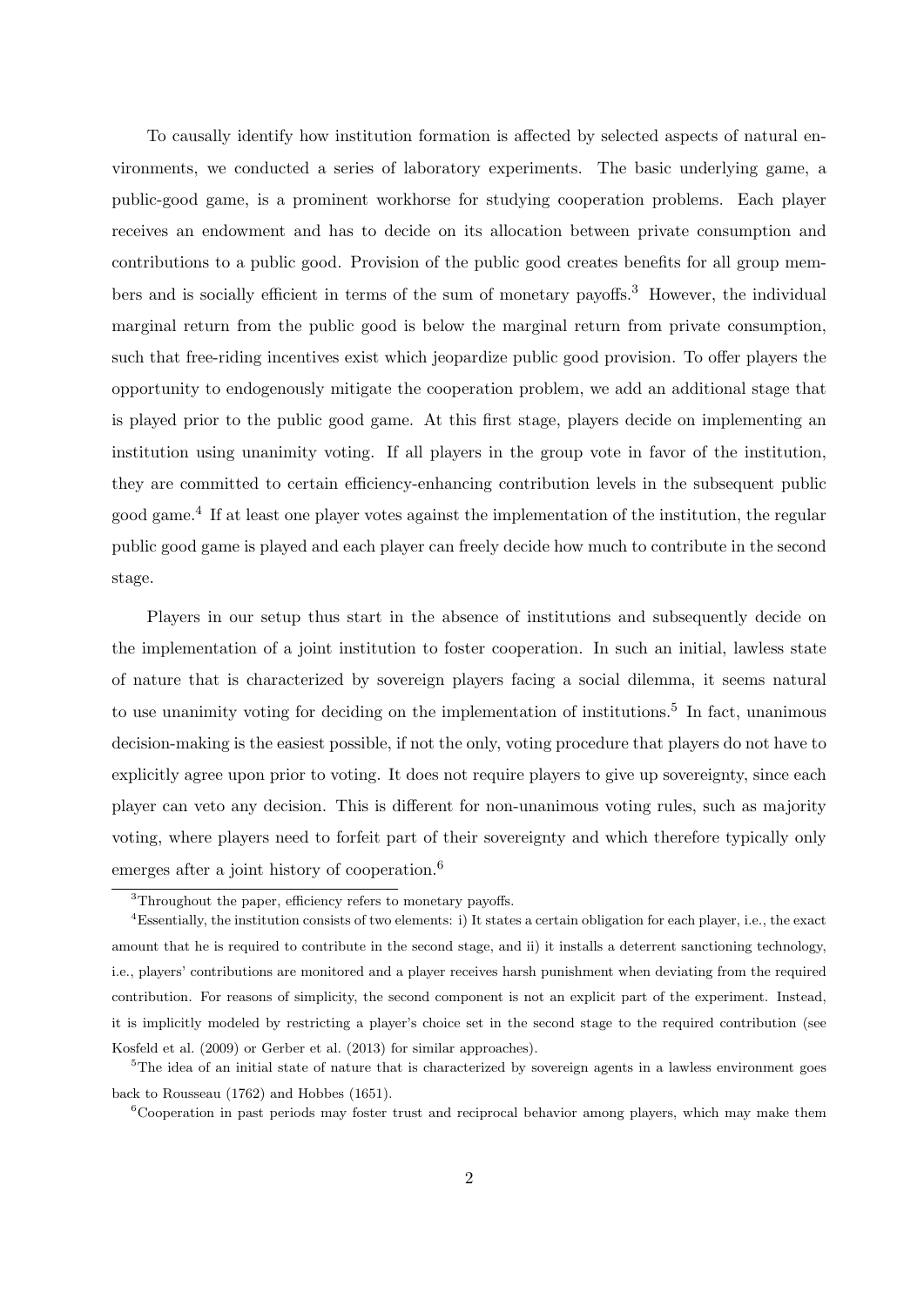To causally identify how institution formation is affected by selected aspects of natural environments, we conducted a series of laboratory experiments. The basic underlying game, a public-good game, is a prominent workhorse for studying cooperation problems. Each player receives an endowment and has to decide on its allocation between private consumption and contributions to a public good. Provision of the public good creates benefits for all group members and is socially efficient in terms of the sum of monetary payoffs.[3] However, the individual marginal return from the public good is below the marginal return from private consumption, such that free-riding incentives exist which jeopardize public good provision. To offer players the opportunity to endogenously mitigate the cooperation problem, we add an additional stage that is played prior to the public good game. At this first stage, players decide on implementing an institution using unanimity voting. If all players in the group vote in favor of the institution, they are committed to certain efficiency-enhancing contribution levels in the subsequent public good game.[4] If at least one player votes against the implementation of the institution, the regular public good game is played and each player can freely decide how much to contribute in the second stage.

Players in our setup thus start in the absence of institutions and subsequently decide on the implementation of a joint institution to foster cooperation. In such an initial, lawless state of nature that is characterized by sovereign players facing a social dilemma, it seems natural to use unanimity voting for deciding on the implementation of institutions.[5] In fact, unanimous decision-making is the easiest possible, if not the only, voting procedure that players do not have to explicitly agree upon prior to voting. It does not require players to give up sovereignty, since each player can veto any decision. This is different for non-unanimous voting rules, such as majority voting, where players need to forfeit part of their sovereignty and which therefore typically only emerges after a joint history of cooperation.[6]

[3] Throughout the paper, efficiency refers to monetary payoffs.

[4] Essentially, the institution consists of two elements: i) It states a certain obligation for each player, i.e., the exact amount that he is required to contribute in the second stage, and ii) it installs a deterrent sanctioning technology, i.e., players' contributions are monitored and a player receives harsh punishment when deviating from the required contribution. For reasons of simplicity, the second component is not an explicit part of the experiment. Instead, it is implicitly modeled by restricting a player's choice set in the second stage to the required contribution (see Kosfeld et al. (2009) or Gerber et al. (2013) for similar approaches).

[5] The idea of an initial state of nature that is characterized by sovereign agents in a lawless environment goes back to Rousseau (1762) and Hobbes (1651).

[6] Cooperation in past periods may foster trust and reciprocal behavior among players, which may make them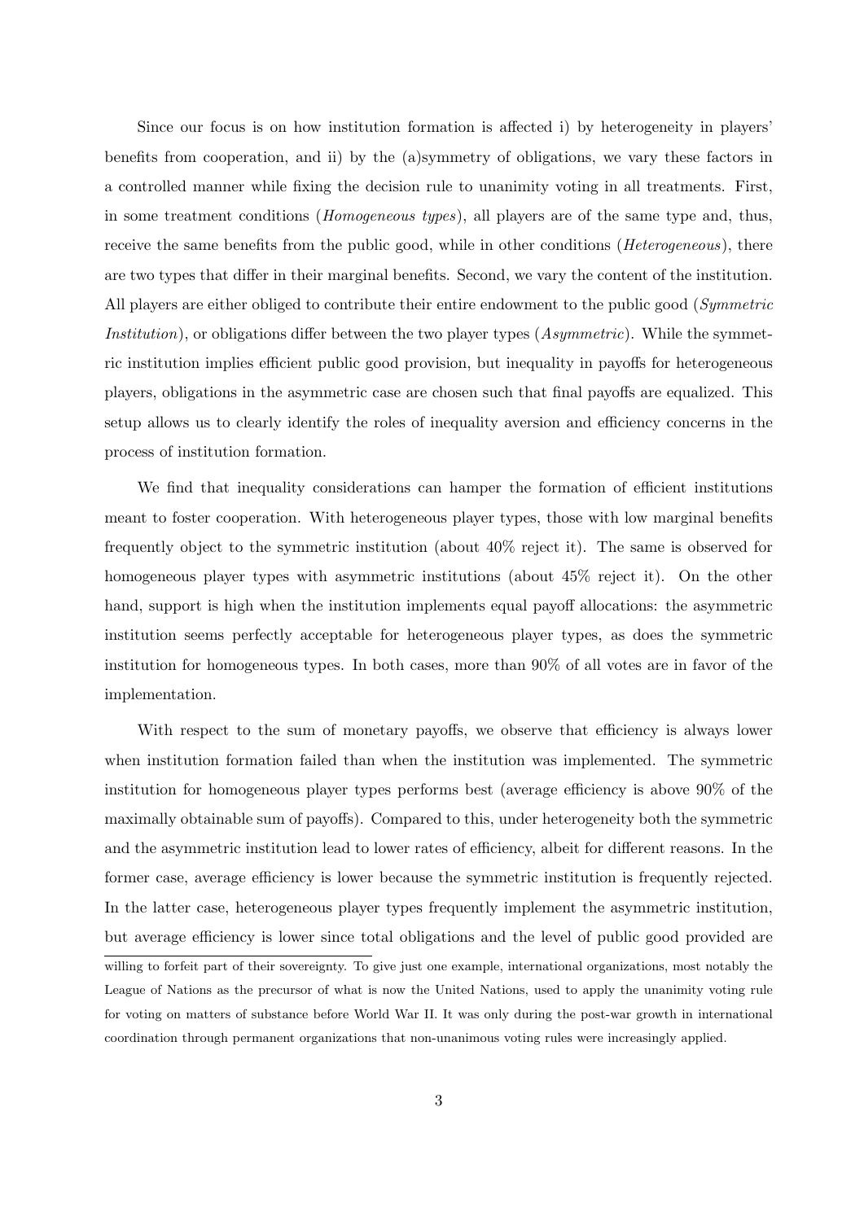Since our focus is on how institution formation is affected i) by heterogeneity in players' benefits from cooperation, and ii) by the (a)symmetry of obligations, we vary these factors in a controlled manner while fixing the decision rule to unanimity voting in all treatments. First, in some treatment conditions (*Homogeneous types*), all players are of the same type and, thus, receive the same benefits from the public good, while in other conditions (*Heterogeneous*), there are two types that differ in their marginal benefits. Second, we vary the content of the institution. All players are either obliged to contribute their entire endowment to the public good (*Symmetric Institution*), or obligations differ between the two player types (*Asymmetric*). While the symmetric institution implies efficient public good provision, but inequality in payoffs for heterogeneous players, obligations in the asymmetric case are chosen such that final payoffs are equalized. This setup allows us to clearly identify the roles of inequality aversion and efficiency concerns in the process of institution formation.

We find that inequality considerations can hamper the formation of efficient institutions meant to foster cooperation. With heterogeneous player types, those with low marginal benefits frequently object to the symmetric institution (about 40% reject it). The same is observed for homogeneous player types with asymmetric institutions (about 45% reject it). On the other hand, support is high when the institution implements equal payoff allocations: the asymmetric institution seems perfectly acceptable for heterogeneous player types, as does the symmetric institution for homogeneous types. In both cases, more than 90% of all votes are in favor of the implementation.

With respect to the sum of monetary payoffs, we observe that efficiency is always lower when institution formation failed than when the institution was implemented. The symmetric institution for homogeneous player types performs best (average efficiency is above 90% of the maximally obtainable sum of payoffs). Compared to this, under heterogeneity both the symmetric and the asymmetric institution lead to lower rates of efficiency, albeit for different reasons. In the former case, average efficiency is lower because the symmetric institution is frequently rejected. In the latter case, heterogeneous player types frequently implement the asymmetric institution, but average efficiency is lower since total obligations and the level of public good provided are

willing to forfeit part of their sovereignty. To give just one example, international organizations, most notably the League of Nations as the precursor of what is now the United Nations, used to apply the unanimity voting rule for voting on matters of substance before World War II. It was only during the post-war growth in international coordination through permanent organizations that non-unanimous voting rules were increasingly applied.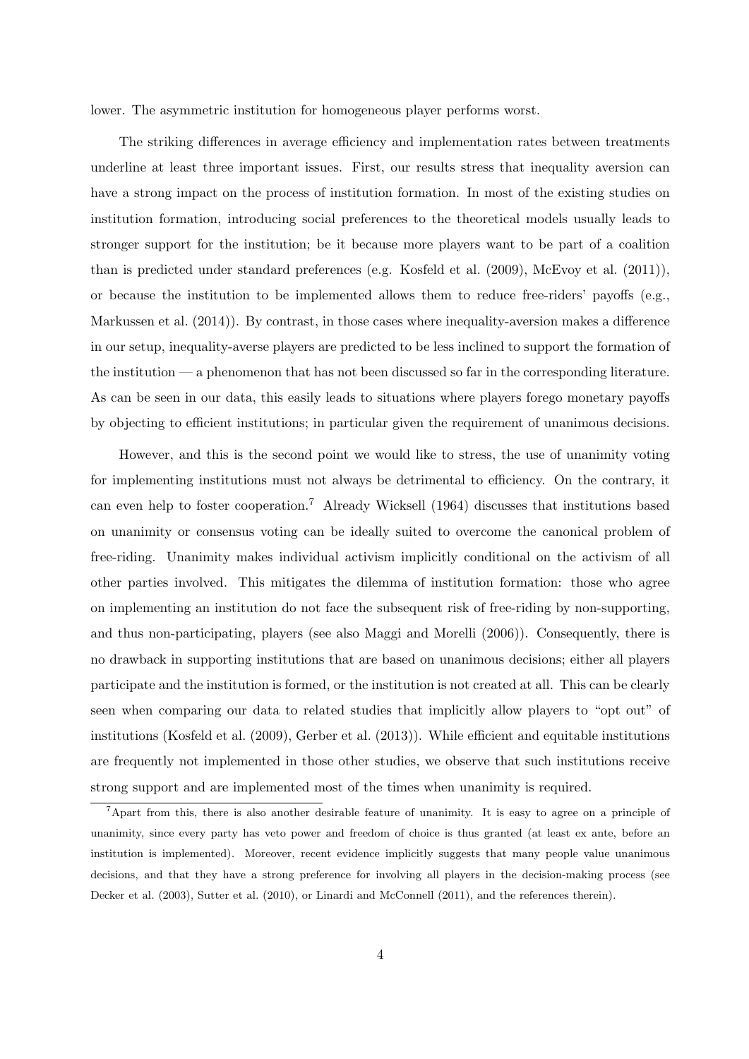lower. The asymmetric institution for homogeneous player performs worst.

The striking differences in average efficiency and implementation rates between treatments underline at least three important issues. First, our results stress that inequality aversion can have a strong impact on the process of institution formation. In most of the existing studies on institution formation, introducing social preferences to the theoretical models usually leads to stronger support for the institution; be it because more players want to be part of a coalition than is predicted under standard preferences (e.g. Kosfeld et al. (2009), McEvoy et al. (2011)), or because the institution to be implemented allows them to reduce free-riders' payoffs (e.g., Markussen et al. (2014)). By contrast, in those cases where inequality-aversion makes a difference in our setup, inequality-averse players are predicted to be less inclined to support the formation of the institution — a phenomenon that has not been discussed so far in the corresponding literature. As can be seen in our data, this easily leads to situations where players forego monetary payoffs by objecting to efficient institutions; in particular given the requirement of unanimous decisions.

However, and this is the second point we would like to stress, the use of unanimity voting for implementing institutions must not always be detrimental to efficiency. On the contrary, it can even help to foster cooperation.[7] Already Wicksell (1964) discusses that institutions based on unanimity or consensus voting can be ideally suited to overcome the canonical problem of free-riding. Unanimity makes individual activism implicitly conditional on the activism of all other parties involved. This mitigates the dilemma of institution formation: those who agree on implementing an institution do not face the subsequent risk of free-riding by non-supporting, and thus non-participating, players (see also Maggi and Morelli (2006)). Consequently, there is no drawback in supporting institutions that are based on unanimous decisions; either all players participate and the institution is formed, or the institution is not created at all. This can be clearly seen when comparing our data to related studies that implicitly allow players to "opt out" of institutions (Kosfeld et al. (2009), Gerber et al. (2013)). While efficient and equitable institutions are frequently not implemented in those other studies, we observe that such institutions receive strong support and are implemented most of the times when unanimity is required.

[7]Apart from this, there is also another desirable feature of unanimity. It is easy to agree on a principle of unanimity, since every party has veto power and freedom of choice is thus granted (at least ex ante, before an institution is implemented). Moreover, recent evidence implicitly suggests that many people value unanimous decisions, and that they have a strong preference for involving all players in the decision-making process (see Decker et al. (2003), Sutter et al. (2010), or Linardi and McConnell (2011), and the references therein).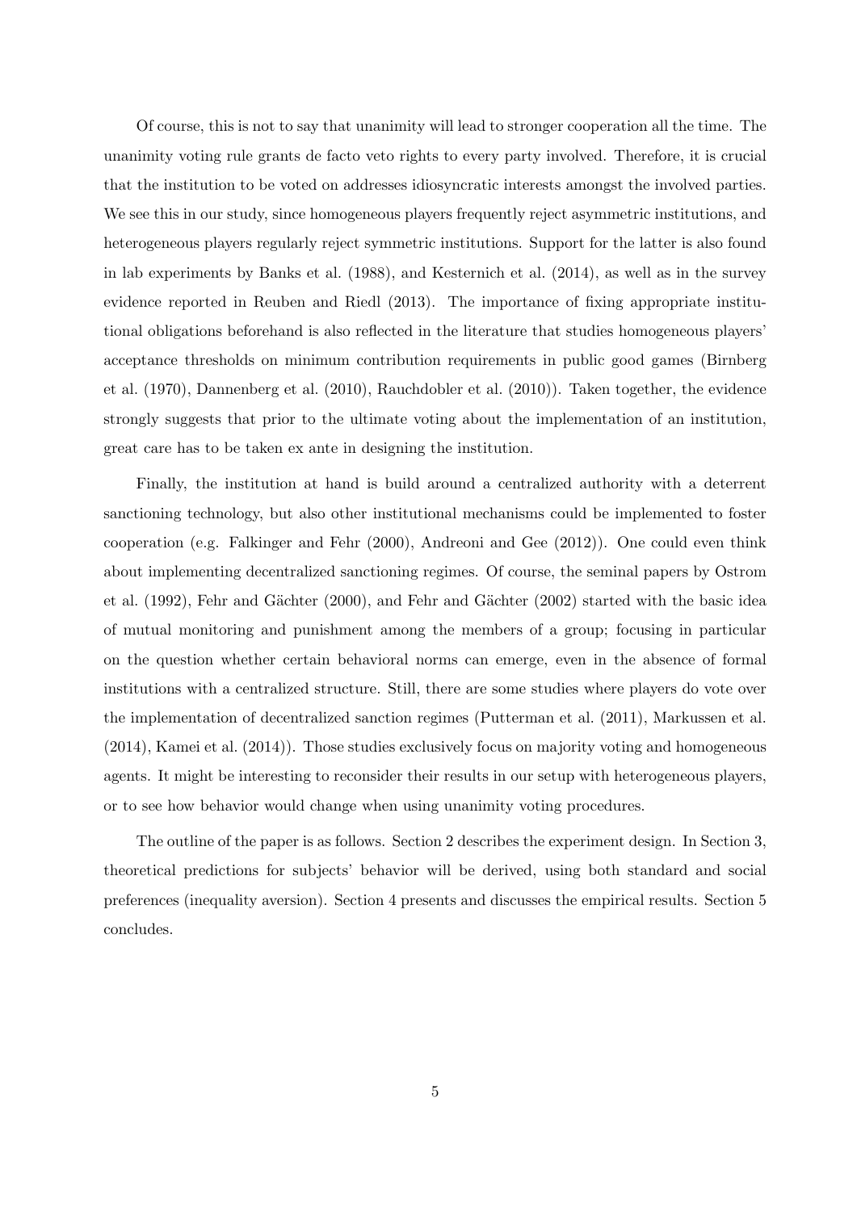Of course, this is not to say that unanimity will lead to stronger cooperation all the time. The unanimity voting rule grants de facto veto rights to every party involved. Therefore, it is crucial that the institution to be voted on addresses idiosyncratic interests amongst the involved parties. We see this in our study, since homogeneous players frequently reject asymmetric institutions, and heterogeneous players regularly reject symmetric institutions. Support for the latter is also found in lab experiments by Banks et al. (1988), and Kesternich et al. (2014), as well as in the survey evidence reported in Reuben and Riedl (2013). The importance of fixing appropriate institutional obligations beforehand is also reflected in the literature that studies homogeneous players' acceptance thresholds on minimum contribution requirements in public good games (Birnberg et al. (1970), Dannenberg et al. (2010), Rauchdobler et al. (2010)). Taken together, the evidence strongly suggests that prior to the ultimate voting about the implementation of an institution, great care has to be taken ex ante in designing the institution.

Finally, the institution at hand is build around a centralized authority with a deterrent sanctioning technology, but also other institutional mechanisms could be implemented to foster cooperation (e.g. Falkinger and Fehr (2000), Andreoni and Gee (2012)). One could even think about implementing decentralized sanctioning regimes. Of course, the seminal papers by Ostrom et al. (1992), Fehr and Gächter (2000), and Fehr and Gächter (2002) started with the basic idea of mutual monitoring and punishment among the members of a group; focusing in particular on the question whether certain behavioral norms can emerge, even in the absence of formal institutions with a centralized structure. Still, there are some studies where players do vote over the implementation of decentralized sanction regimes (Putterman et al. (2011), Markussen et al. (2014), Kamei et al. (2014)). Those studies exclusively focus on majority voting and homogeneous agents. It might be interesting to reconsider their results in our setup with heterogeneous players, or to see how behavior would change when using unanimity voting procedures.

The outline of the paper is as follows. Section 2 describes the experiment design. In Section 3, theoretical predictions for subjects' behavior will be derived, using both standard and social preferences (inequality aversion). Section 4 presents and discusses the empirical results. Section 5 concludes.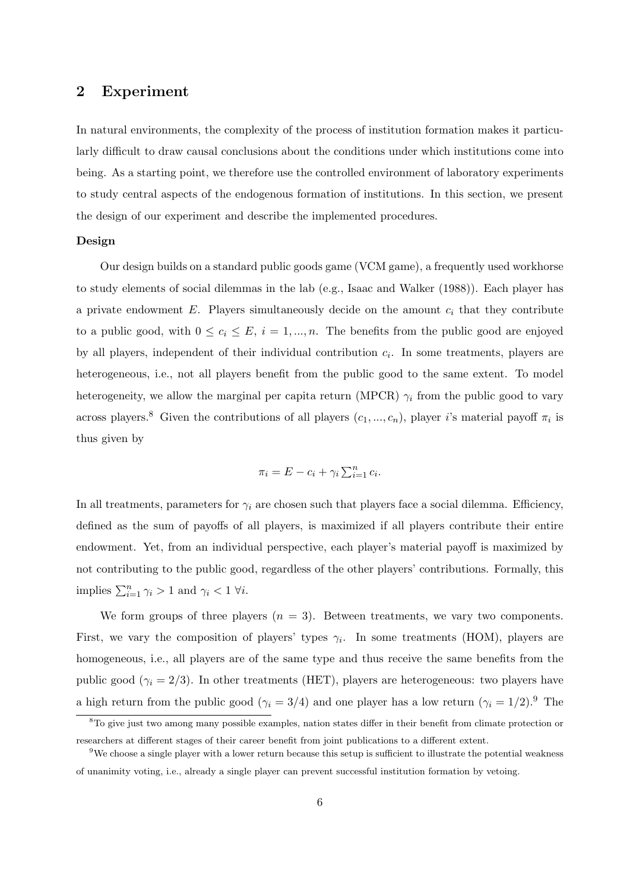## 2 Experiment

In natural environments, the complexity of the process of institution formation makes it particularly difficult to draw causal conclusions about the conditions under which institutions come into being. As a starting point, we therefore use the controlled environment of laboratory experiments to study central aspects of the endogenous formation of institutions. In this section, we present the design of our experiment and describe the implemented procedures.

**Design**

Our design builds on a standard public goods game (VCM game), a frequently used workhorse to study elements of social dilemmas in the lab (e.g., Isaac and Walker (1988)). Each player has a private endowment $E$. Players simultaneously decide on the amount $c_i$ that they contribute to a public good, with $0 \leq c_i \leq E$, $i = 1, ..., n$. The benefits from the public good are enjoyed by all players, independent of their individual contribution $c_i$. In some treatments, players are heterogeneous, i.e., not all players benefit from the public good to the same extent. To model heterogeneity, we allow the marginal per capita return (MPCR) $\gamma_i$ from the public good to vary across players.[8] Given the contributions of all players $(c_1, ..., c_n)$, player $i$'s material payoff $\pi_i$ is thus given by

$$\pi_i = E - c_i + \gamma_i \sum_{i=1}^{n} c_i.$$

In all treatments, parameters for $\gamma_i$ are chosen such that players face a social dilemma. Efficiency, defined as the sum of payoffs of all players, is maximized if all players contribute their entire endowment. Yet, from an individual perspective, each player's material payoff is maximized by not contributing to the public good, regardless of the other players' contributions. Formally, this implies $\sum_{i=1}^{n} \gamma_i > 1$ and $\gamma_i < 1 \; \forall i$.

We form groups of three players ($n = 3$). Between treatments, we vary two components. First, we vary the composition of players' types $\gamma_i$. In some treatments (HOM), players are homogeneous, i.e., all players are of the same type and thus receive the same benefits from the public good ($\gamma_i = 2/3$). In other treatments (HET), players are heterogeneous: two players have a high return from the public good ($\gamma_i = 3/4$) and one player has a low return ($\gamma_i = 1/2$).[9] The

[8] To give just two among many possible examples, nation states differ in their benefit from climate protection or researchers at different stages of their career benefit from joint publications to a different extent.

[9] We choose a single player with a lower return because this setup is sufficient to illustrate the potential weakness of unanimity voting, i.e., already a single player can prevent successful institution formation by vetoing.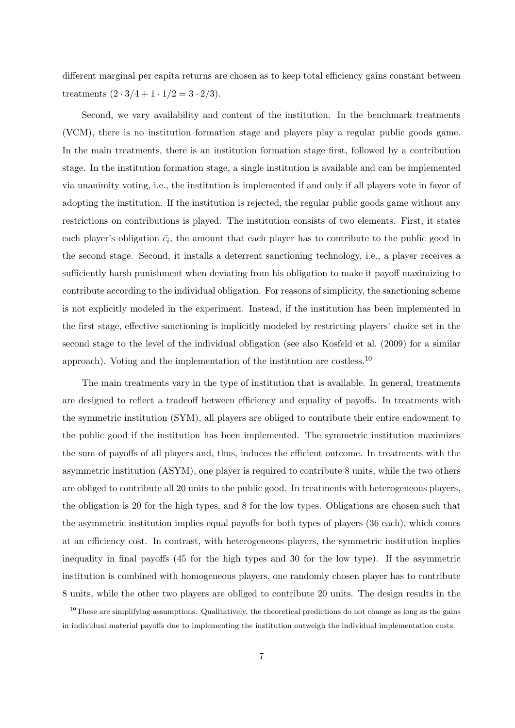different marginal per capita returns are chosen as to keep total efficiency gains constant between treatments $(2 \cdot 3/4 + 1 \cdot 1/2 = 3 \cdot 2/3)$.

Second, we vary availability and content of the institution. In the benchmark treatments (VCM), there is no institution formation stage and players play a regular public goods game. In the main treatments, there is an institution formation stage first, followed by a contribution stage. In the institution formation stage, a single institution is available and can be implemented via unanimity voting, i.e., the institution is implemented if and only if all players vote in favor of adopting the institution. If the institution is rejected, the regular public goods game without any restrictions on contributions is played. The institution consists of two elements. First, it states each player's obligation $\bar{c}_i$, the amount that each player has to contribute to the public good in the second stage. Second, it installs a deterrent sanctioning technology, i.e., a player receives a sufficiently harsh punishment when deviating from his obligation to make it payoff maximizing to contribute according to the individual obligation. For reasons of simplicity, the sanctioning scheme is not explicitly modeled in the experiment. Instead, if the institution has been implemented in the first stage, effective sanctioning is implicitly modeled by restricting players' choice set in the second stage to the level of the individual obligation (see also Kosfeld et al. (2009) for a similar approach). Voting and the implementation of the institution are costless.[10]

The main treatments vary in the type of institution that is available. In general, treatments are designed to reflect a tradeoff between efficiency and equality of payoffs. In treatments with the symmetric institution (SYM), all players are obliged to contribute their entire endowment to the public good if the institution has been implemented. The symmetric institution maximizes the sum of payoffs of all players and, thus, induces the efficient outcome. In treatments with the asymmetric institution (ASYM), one player is required to contribute 8 units, while the two others are obliged to contribute all 20 units to the public good. In treatments with heterogeneous players, the obligation is 20 for the high types, and 8 for the low types. Obligations are chosen such that the asymmetric institution implies equal payoffs for both types of players (36 each), which comes at an efficiency cost. In contrast, with heterogeneous players, the symmetric institution implies inequality in final payoffs (45 for the high types and 30 for the low type). If the asymmetric institution is combined with homogeneous players, one randomly chosen player has to contribute 8 units, while the other two players are obliged to contribute 20 units. The design results in the

[10]These are simplifying assumptions. Qualitatively, the theoretical predictions do not change as long as the gains in individual material payoffs due to implementing the institution outweigh the individual implementation costs.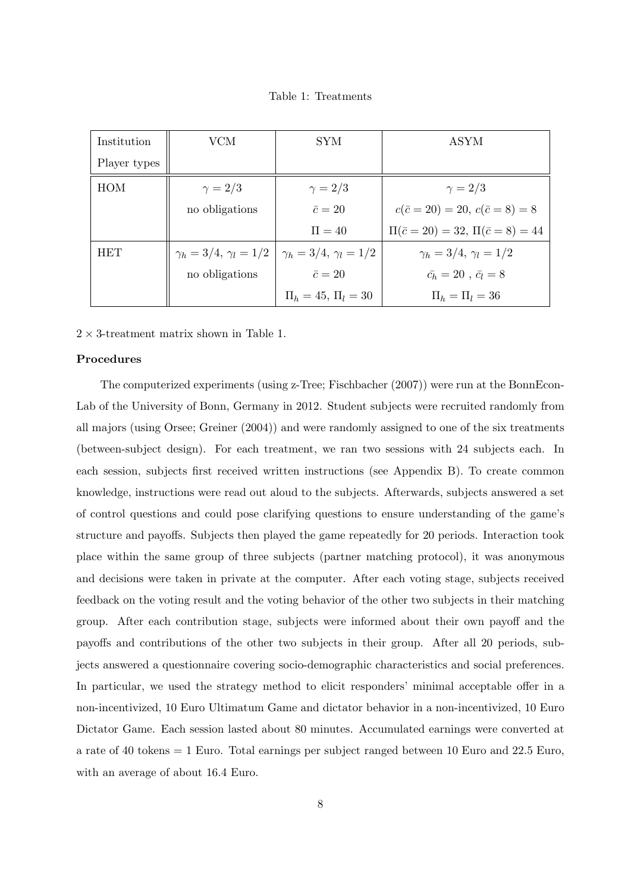Table 1: Treatments

| Institution<br>Player types | VCM | SYM | ASYM |
|---|---|---|---|
| HOM | $\gamma = 2/3$<br>no obligations | $\gamma = 2/3$<br>$\bar{c} = 20$<br>$\Pi = 40$ | $\gamma = 2/3$<br>$c(\bar{c} = 20) = 20$, $c(\bar{c} = 8) = 8$<br>$\Pi(\bar{c} = 20) = 32$, $\Pi(\bar{c} = 8) = 44$ |
| HET | $\gamma_h = 3/4$, $\gamma_l = 1/2$<br>no obligations | $\gamma_h = 3/4$, $\gamma_l = 1/2$<br>$\bar{c} = 20$<br>$\Pi_h = 45$, $\Pi_l = 30$ | $\gamma_h = 3/4$, $\gamma_l = 1/2$<br>$\bar{c_h} = 20$ , $\bar{c_l} = 8$<br>$\Pi_h = \Pi_l = 36$ |

$2 \times 3$-treatment matrix shown in Table 1.

**Procedures**

The computerized experiments (using z-Tree; Fischbacher (2007)) were run at the BonnEconLab of the University of Bonn, Germany in 2012. Student subjects were recruited randomly from all majors (using Orsee; Greiner (2004)) and were randomly assigned to one of the six treatments (between-subject design). For each treatment, we ran two sessions with 24 subjects each. In each session, subjects first received written instructions (see Appendix B). To create common knowledge, instructions were read out aloud to the subjects. Afterwards, subjects answered a set of control questions and could pose clarifying questions to ensure understanding of the game's structure and payoffs. Subjects then played the game repeatedly for 20 periods. Interaction took place within the same group of three subjects (partner matching protocol), it was anonymous and decisions were taken in private at the computer. After each voting stage, subjects received feedback on the voting result and the voting behavior of the other two subjects in their matching group. After each contribution stage, subjects were informed about their own payoff and the payoffs and contributions of the other two subjects in their group. After all 20 periods, subjects answered a questionnaire covering socio-demographic characteristics and social preferences. In particular, we used the strategy method to elicit responders' minimal acceptable offer in a non-incentivized, 10 Euro Ultimatum Game and dictator behavior in a non-incentivized, 10 Euro Dictator Game. Each session lasted about 80 minutes. Accumulated earnings were converted at a rate of 40 tokens = 1 Euro. Total earnings per subject ranged between 10 Euro and 22.5 Euro, with an average of about 16.4 Euro.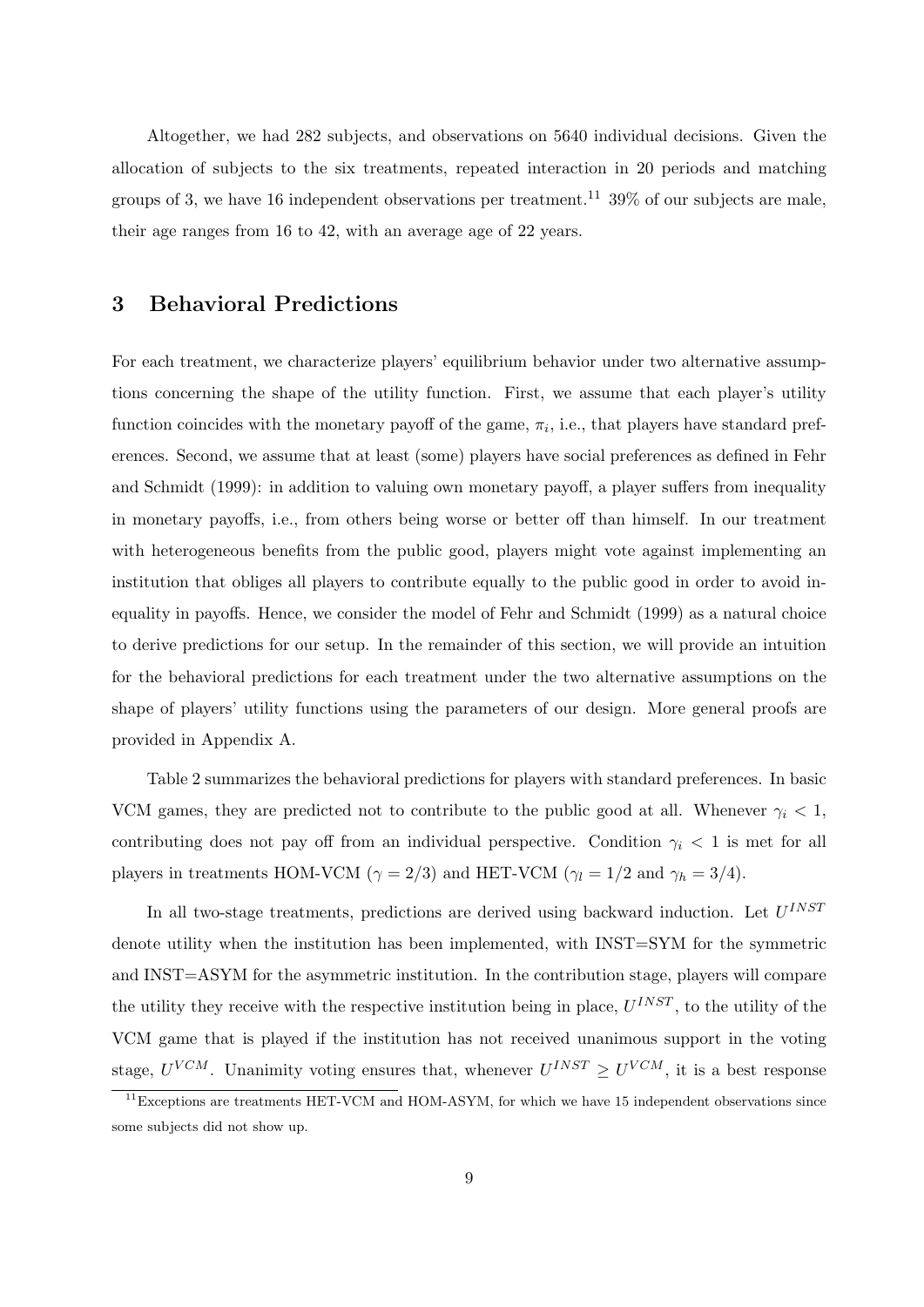Altogether, we had 282 subjects, and observations on 5640 individual decisions. Given the allocation of subjects to the six treatments, repeated interaction in 20 periods and matching groups of 3, we have 16 independent observations per treatment.[11] 39% of our subjects are male, their age ranges from 16 to 42, with an average age of 22 years.

## 3 Behavioral Predictions

For each treatment, we characterize players' equilibrium behavior under two alternative assumptions concerning the shape of the utility function. First, we assume that each player's utility function coincides with the monetary payoff of the game, $\pi_i$, i.e., that players have standard preferences. Second, we assume that at least (some) players have social preferences as defined in Fehr and Schmidt (1999): in addition to valuing own monetary payoff, a player suffers from inequality in monetary payoffs, i.e., from others being worse or better off than himself. In our treatment with heterogeneous benefits from the public good, players might vote against implementing an institution that obliges all players to contribute equally to the public good in order to avoid inequality in payoffs. Hence, we consider the model of Fehr and Schmidt (1999) as a natural choice to derive predictions for our setup. In the remainder of this section, we will provide an intuition for the behavioral predictions for each treatment under the two alternative assumptions on the shape of players' utility functions using the parameters of our design. More general proofs are provided in Appendix A.

Table 2 summarizes the behavioral predictions for players with standard preferences. In basic VCM games, they are predicted not to contribute to the public good at all. Whenever $\gamma_i < 1$, contributing does not pay off from an individual perspective. Condition $\gamma_i < 1$ is met for all players in treatments HOM-VCM ($\gamma = 2/3$) and HET-VCM ($\gamma_l = 1/2$ and $\gamma_h = 3/4$).

In all two-stage treatments, predictions are derived using backward induction. Let $U^{INST}$ denote utility when the institution has been implemented, with INST=SYM for the symmetric and INST=ASYM for the asymmetric institution. In the contribution stage, players will compare the utility they receive with the respective institution being in place, $U^{INST}$, to the utility of the VCM game that is played if the institution has not received unanimous support in the voting stage, $U^{VCM}$. Unanimity voting ensures that, whenever $U^{INST} \geq U^{VCM}$, it is a best response

[11] Exceptions are treatments HET-VCM and HOM-ASYM, for which we have 15 independent observations since some subjects did not show up.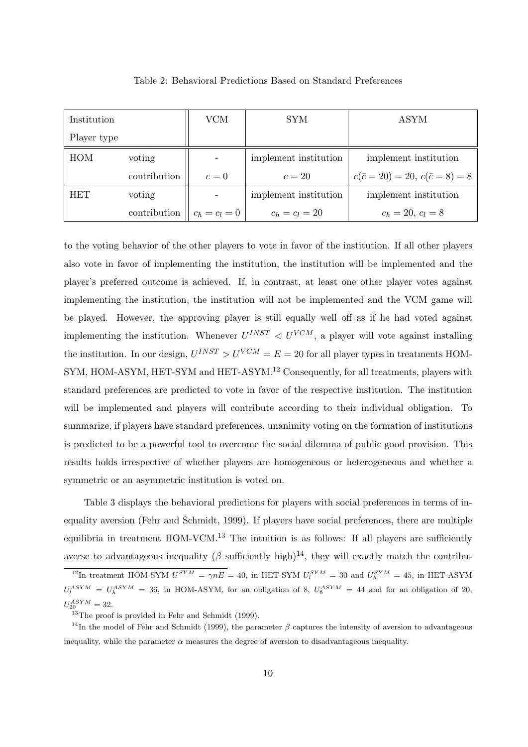Table 2: Behavioral Predictions Based on Standard Preferences

| Institution | | VCM | SYM | ASYM |
|---|---|---|---|---|
| Player type | | | | |
| HOM | voting | - | implement institution | implement institution |
| | contribution | $c = 0$ | $c = 20$ | $c(\bar{c} = 20) = 20$, $c(\bar{c} = 8) = 8$ |
| HET | voting | - | implement institution | implement institution |
| | contribution | $c_h = c_l = 0$ | $c_h = c_l = 20$ | $c_h = 20$, $c_l = 8$ |

to the voting behavior of the other players to vote in favor of the institution. If all other players also vote in favor of implementing the institution, the institution will be implemented and the player's preferred outcome is achieved. If, in contrast, at least one other player votes against implementing the institution, the institution will not be implemented and the VCM game will be played. However, the approving player is still equally well off as if he had voted against implementing the institution. Whenever $U^{INST} < U^{VCM}$, a player will vote against installing the institution. In our design, $U^{INST} > U^{VCM} = E = 20$ for all player types in treatments HOM-SYM, HOM-ASYM, HET-SYM and HET-ASYM.[12] Consequently, for all treatments, players with standard preferences are predicted to vote in favor of the respective institution. The institution will be implemented and players will contribute according to their individual obligation. To summarize, if players have standard preferences, unanimity voting on the formation of institutions is predicted to be a powerful tool to overcome the social dilemma of public good provision. This results holds irrespective of whether players are homogeneous or heterogeneous and whether a symmetric or an asymmetric institution is voted on.

Table 3 displays the behavioral predictions for players with social preferences in terms of inequality aversion (Fehr and Schmidt, 1999). If players have social preferences, there are multiple equilibria in treatment HOM-VCM.[13] The intuition is as follows: If all players are sufficiently averse to advantageous inequality ($\beta$ sufficiently high)[14], they will exactly match the contribu-

[12] In treatment HOM-SYM $U^{SYM} = \gamma n E = 40$, in HET-SYM $U_l^{SYM} = 30$ and $U_h^{SYM} = 45$, in HET-ASYM $U_l^{ASYM} = U_h^{ASYM} = 36$, in HOM-ASYM, for an obligation of 8, $U_8^{ASYM} = 44$ and for an obligation of 20, $U_{20}^{ASYM} = 32$.

[13] The proof is provided in Fehr and Schmidt (1999).

[14] In the model of Fehr and Schmidt (1999), the parameter $\beta$ captures the intensity of aversion to advantageous inequality, while the parameter $\alpha$ measures the degree of aversion to disadvantageous inequality.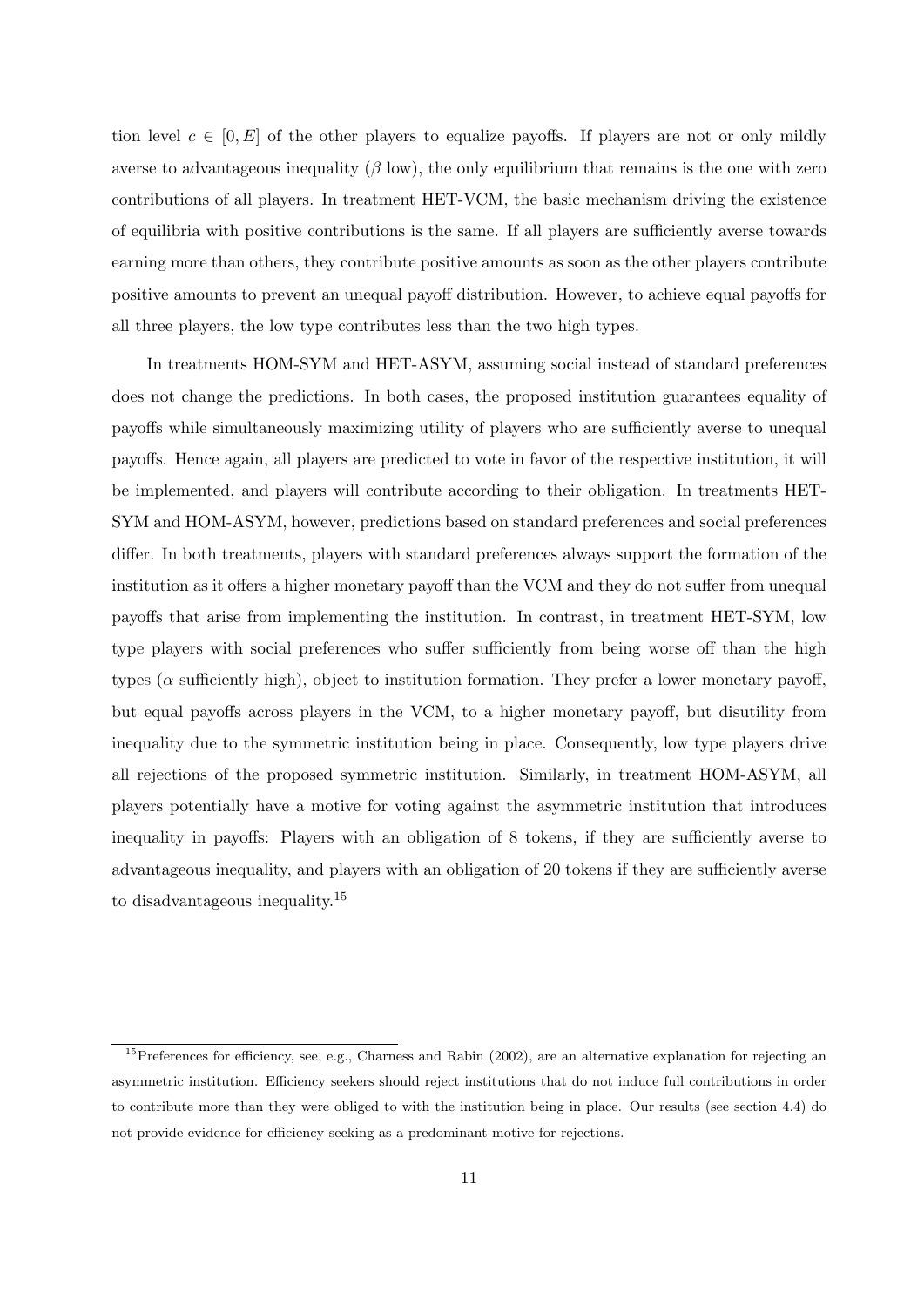tion level $c \in [0, E]$ of the other players to equalize payoffs. If players are not or only mildly averse to advantageous inequality ($\beta$ low), the only equilibrium that remains is the one with zero contributions of all players. In treatment HET-VCM, the basic mechanism driving the existence of equilibria with positive contributions is the same. If all players are sufficiently averse towards earning more than others, they contribute positive amounts as soon as the other players contribute positive amounts to prevent an unequal payoff distribution. However, to achieve equal payoffs for all three players, the low type contributes less than the two high types.

In treatments HOM-SYM and HET-ASYM, assuming social instead of standard preferences does not change the predictions. In both cases, the proposed institution guarantees equality of payoffs while simultaneously maximizing utility of players who are sufficiently averse to unequal payoffs. Hence again, all players are predicted to vote in favor of the respective institution, it will be implemented, and players will contribute according to their obligation. In treatments HET-SYM and HOM-ASYM, however, predictions based on standard preferences and social preferences differ. In both treatments, players with standard preferences always support the formation of the institution as it offers a higher monetary payoff than the VCM and they do not suffer from unequal payoffs that arise from implementing the institution. In contrast, in treatment HET-SYM, low type players with social preferences who suffer sufficiently from being worse off than the high types ($\alpha$ sufficiently high), object to institution formation. They prefer a lower monetary payoff, but equal payoffs across players in the VCM, to a higher monetary payoff, but disutility from inequality due to the symmetric institution being in place. Consequently, low type players drive all rejections of the proposed symmetric institution. Similarly, in treatment HOM-ASYM, all players potentially have a motive for voting against the asymmetric institution that introduces inequality in payoffs: Players with an obligation of 8 tokens, if they are sufficiently averse to advantageous inequality, and players with an obligation of 20 tokens if they are sufficiently averse to disadvantageous inequality.[15]

[15] Preferences for efficiency, see, e.g., Charness and Rabin (2002), are an alternative explanation for rejecting an asymmetric institution. Efficiency seekers should reject institutions that do not induce full contributions in order to contribute more than they were obliged to with the institution being in place. Our results (see section 4.4) do not provide evidence for efficiency seeking as a predominant motive for rejections.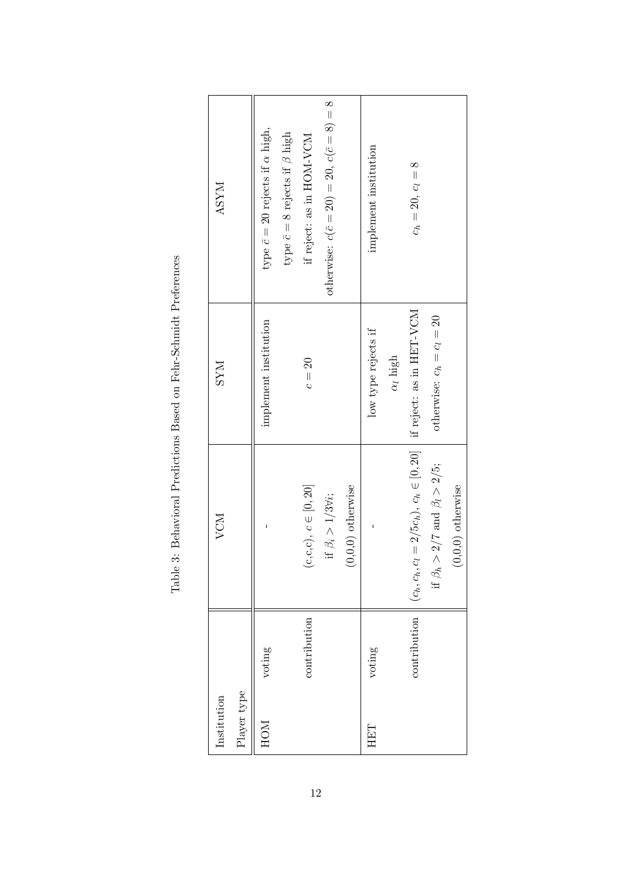Table 3: Behavioral Predictions Based on Fehr-Schmidt Preferences

| Institution | Player type | VCM | SYM | ASYM |
|---|---|---|---|---|
| HOM | voting | - | implement institution | type $\bar{c} = 20$ rejects if $\alpha$ high, type $\bar{c} = 8$ rejects if $\beta$ high |
| | contribution | $(c,c,c)$, $c \in [0,20]$ if $\beta_i > 1/3 \forall i$; $(0,0,0)$ otherwise | $c = 20$ | if reject: as in HOM-VCM otherwise: $c(\bar{c} = 20) = 20$, $c(\bar{c} = 8) = 8$ |
| HET | voting | - | low type rejects if $\alpha_l$ high | implement institution |
| | contribution | $(c_h, c_h, c_l = 2/5c_h)$, $c_h \in [0,20]$ if $\beta_h > 2/7$ and $\beta_l > 2/5$; $(0,0,0)$ otherwise | if reject: as in HET-VCM otherwise: $c_h = c_l = 20$ | $c_h = 20$, $c_l = 8$ |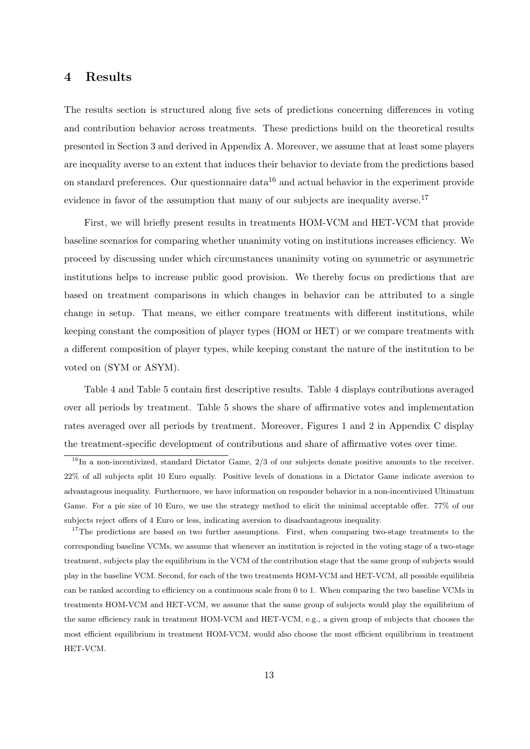# 4 Results

The results section is structured along five sets of predictions concerning differences in voting and contribution behavior across treatments. These predictions build on the theoretical results presented in Section 3 and derived in Appendix A. Moreover, we assume that at least some players are inequality averse to an extent that induces their behavior to deviate from the predictions based on standard preferences. Our questionnaire data[16] and actual behavior in the experiment provide evidence in favor of the assumption that many of our subjects are inequality averse.[17]

First, we will briefly present results in treatments HOM-VCM and HET-VCM that provide baseline scenarios for comparing whether unanimity voting on institutions increases efficiency. We proceed by discussing under which circumstances unanimity voting on symmetric or asymmetric institutions helps to increase public good provision. We thereby focus on predictions that are based on treatment comparisons in which changes in behavior can be attributed to a single change in setup. That means, we either compare treatments with different institutions, while keeping constant the composition of player types (HOM or HET) or we compare treatments with a different composition of player types, while keeping constant the nature of the institution to be voted on (SYM or ASYM).

Table 4 and Table 5 contain first descriptive results. Table 4 displays contributions averaged over all periods by treatment. Table 5 shows the share of affirmative votes and implementation rates averaged over all periods by treatment. Moreover, Figures 1 and 2 in Appendix C display the treatment-specific development of contributions and share of affirmative votes over time.

[16] In a non-incentivized, standard Dictator Game, 2/3 of our subjects donate positive amounts to the receiver. 22% of all subjects split 10 Euro equally. Positive levels of donations in a Dictator Game indicate aversion to advantageous inequality. Furthermore, we have information on responder behavior in a non-incentivized Ultimatum Game. For a pie size of 10 Euro, we use the strategy method to elicit the minimal acceptable offer. 77% of our subjects reject offers of 4 Euro or less, indicating aversion to disadvantageous inequality.

[17] The predictions are based on two further assumptions. First, when comparing two-stage treatments to the corresponding baseline VCMs, we assume that whenever an institution is rejected in the voting stage of a two-stage treatment, subjects play the equilibrium in the VCM of the contribution stage that the same group of subjects would play in the baseline VCM. Second, for each of the two treatments HOM-VCM and HET-VCM, all possible equilibria can be ranked according to efficiency on a continuous scale from 0 to 1. When comparing the two baseline VCMs in treatments HOM-VCM and HET-VCM, we assume that the same group of subjects would play the equilibrium of the same efficiency rank in treatment HOM-VCM and HET-VCM, e.g., a given group of subjects that chooses the most efficient equilibrium in treatment HOM-VCM, would also choose the most efficient equilibrium in treatment HET-VCM.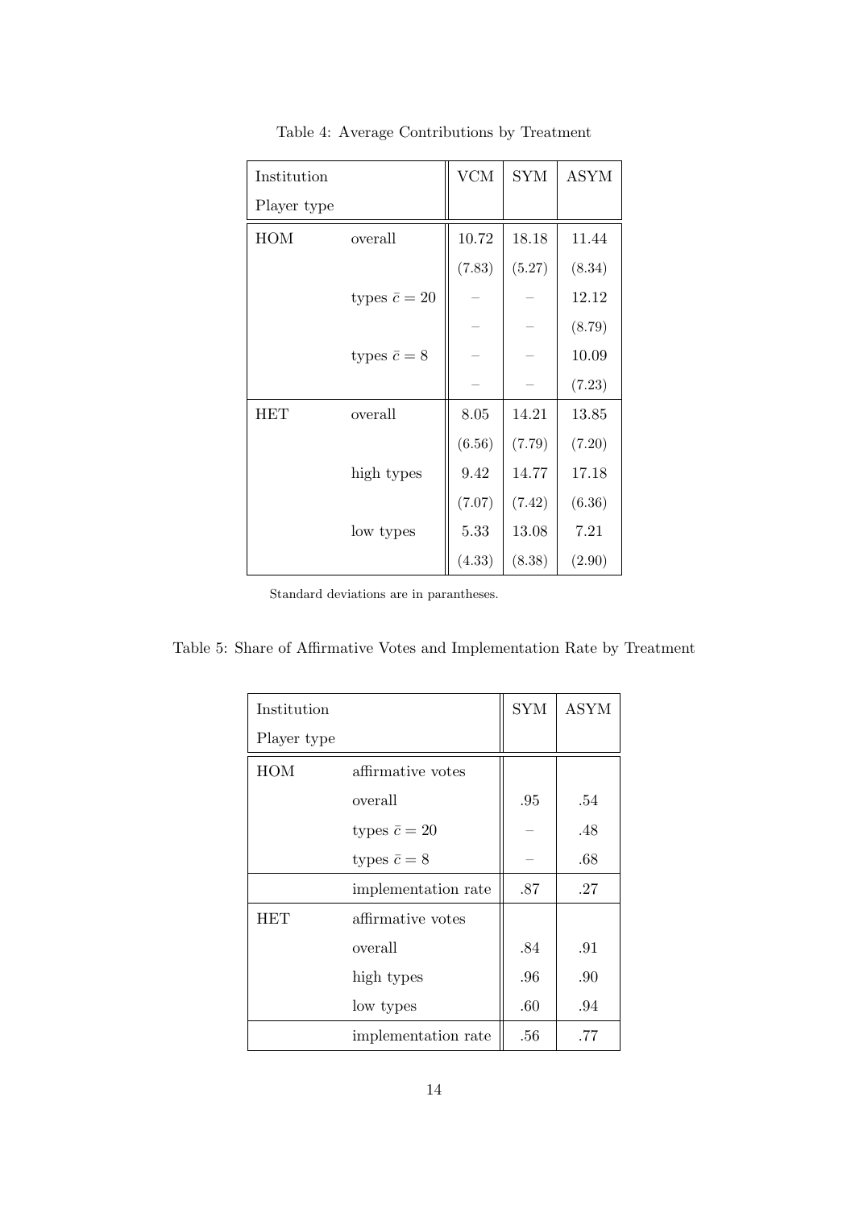Table 4: Average Contributions by Treatment

| Institution<br>Player type | | VCM | SYM | ASYM |
|---|---|---|---|---|
| HOM | overall | 10.72 | 18.18 | 11.44 |
| | | (7.83) | (5.27) | (8.34) |
| | types $\bar{c} = 20$ | – | – | 12.12 |
| | | – | – | (8.79) |
| | types $\bar{c} = 8$ | – | – | 10.09 |
| | | – | – | (7.23) |
| HET | overall | 8.05 | 14.21 | 13.85 |
| | | (6.56) | (7.79) | (7.20) |
| | high types | 9.42 | 14.77 | 17.18 |
| | | (7.07) | (7.42) | (6.36) |
| | low types | 5.33 | 13.08 | 7.21 |
| | | (4.33) | (8.38) | (2.90) |

Standard deviations are in parantheses.

Table 5: Share of Affirmative Votes and Implementation Rate by Treatment

| Institution<br>Player type | | SYM | ASYM |
|---|---|---|---|
| HOM | affirmative votes | | |
| | overall | .95 | .54 |
| | types $\bar{c} = 20$ | – | .48 |
| | types $\bar{c} = 8$ | – | .68 |
| | implementation rate | .87 | .27 |
| HET | affirmative votes | | |
| | overall | .84 | .91 |
| | high types | .96 | .90 |
| | low types | .60 | .94 |
| | implementation rate | .56 | .77 |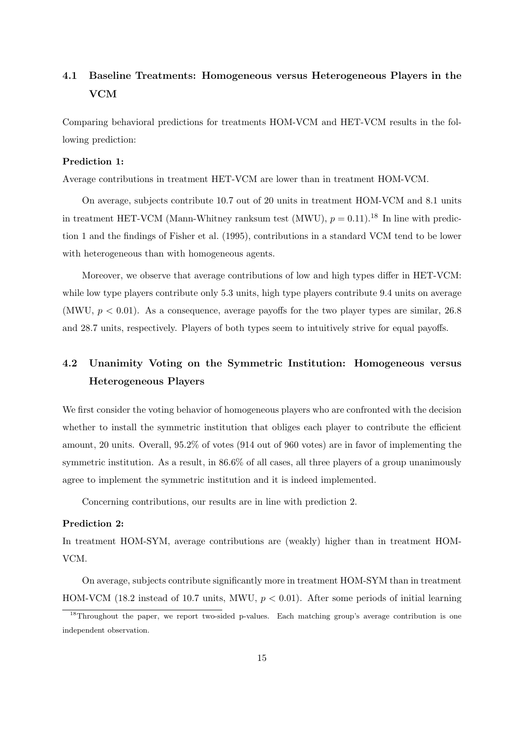### 4.1 Baseline Treatments: Homogeneous versus Heterogeneous Players in the VCM

Comparing behavioral predictions for treatments HOM-VCM and HET-VCM results in the following prediction:

**Prediction 1:**
Average contributions in treatment HET-VCM are lower than in treatment HOM-VCM.

On average, subjects contribute 10.7 out of 20 units in treatment HOM-VCM and 8.1 units in treatment HET-VCM (Mann-Whitney ranksum test (MWU), $p = 0.11$).[18] In line with prediction 1 and the findings of Fisher et al. (1995), contributions in a standard VCM tend to be lower with heterogeneous than with homogeneous agents.

Moreover, we observe that average contributions of low and high types differ in HET-VCM: while low type players contribute only 5.3 units, high type players contribute 9.4 units on average (MWU, $p < 0.01$). As a consequence, average payoffs for the two player types are similar, 26.8 and 28.7 units, respectively. Players of both types seem to intuitively strive for equal payoffs.

### 4.2 Unanimity Voting on the Symmetric Institution: Homogeneous versus Heterogeneous Players

We first consider the voting behavior of homogeneous players who are confronted with the decision whether to install the symmetric institution that obliges each player to contribute the efficient amount, 20 units. Overall, 95.2% of votes (914 out of 960 votes) are in favor of implementing the symmetric institution. As a result, in 86.6% of all cases, all three players of a group unanimously agree to implement the symmetric institution and it is indeed implemented.

Concerning contributions, our results are in line with prediction 2.

**Prediction 2:**
In treatment HOM-SYM, average contributions are (weakly) higher than in treatment HOM-VCM.

On average, subjects contribute significantly more in treatment HOM-SYM than in treatment HOM-VCM (18.2 instead of 10.7 units, MWU, $p < 0.01$). After some periods of initial learning

[18] Throughout the paper, we report two-sided p-values. Each matching group's average contribution is one independent observation.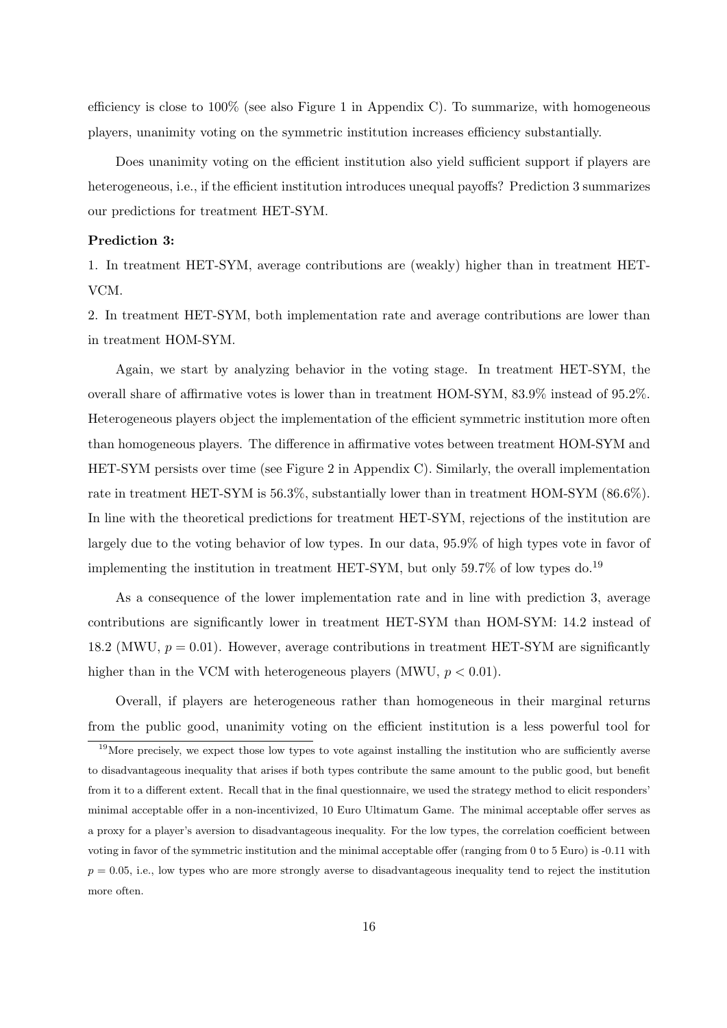efficiency is close to 100% (see also Figure 1 in Appendix C). To summarize, with homogeneous players, unanimity voting on the symmetric institution increases efficiency substantially.

Does unanimity voting on the efficient institution also yield sufficient support if players are heterogeneous, i.e., if the efficient institution introduces unequal payoffs? Prediction 3 summarizes our predictions for treatment HET-SYM.

**Prediction 3:**

1. In treatment HET-SYM, average contributions are (weakly) higher than in treatment HET-VCM.

2. In treatment HET-SYM, both implementation rate and average contributions are lower than in treatment HOM-SYM.

Again, we start by analyzing behavior in the voting stage. In treatment HET-SYM, the overall share of affirmative votes is lower than in treatment HOM-SYM, 83.9% instead of 95.2%. Heterogeneous players object the implementation of the efficient symmetric institution more often than homogeneous players. The difference in affirmative votes between treatment HOM-SYM and HET-SYM persists over time (see Figure 2 in Appendix C). Similarly, the overall implementation rate in treatment HET-SYM is 56.3%, substantially lower than in treatment HOM-SYM (86.6%). In line with the theoretical predictions for treatment HET-SYM, rejections of the institution are largely due to the voting behavior of low types. In our data, 95.9% of high types vote in favor of implementing the institution in treatment HET-SYM, but only 59.7% of low types do.[19]

As a consequence of the lower implementation rate and in line with prediction 3, average contributions are significantly lower in treatment HET-SYM than HOM-SYM: 14.2 instead of 18.2 (MWU, $p = 0.01$). However, average contributions in treatment HET-SYM are significantly higher than in the VCM with heterogeneous players (MWU, $p < 0.01$).

Overall, if players are heterogeneous rather than homogeneous in their marginal returns from the public good, unanimity voting on the efficient institution is a less powerful tool for

[19] More precisely, we expect those low types to vote against installing the institution who are sufficiently averse to disadvantageous inequality that arises if both types contribute the same amount to the public good, but benefit from it to a different extent. Recall that in the final questionnaire, we used the strategy method to elicit responders' minimal acceptable offer in a non-incentivized, 10 Euro Ultimatum Game. The minimal acceptable offer serves as a proxy for a player's aversion to disadvantageous inequality. For the low types, the correlation coefficient between voting in favor of the symmetric institution and the minimal acceptable offer (ranging from 0 to 5 Euro) is -0.11 with $p = 0.05$, i.e., low types who are more strongly averse to disadvantageous inequality tend to reject the institution more often.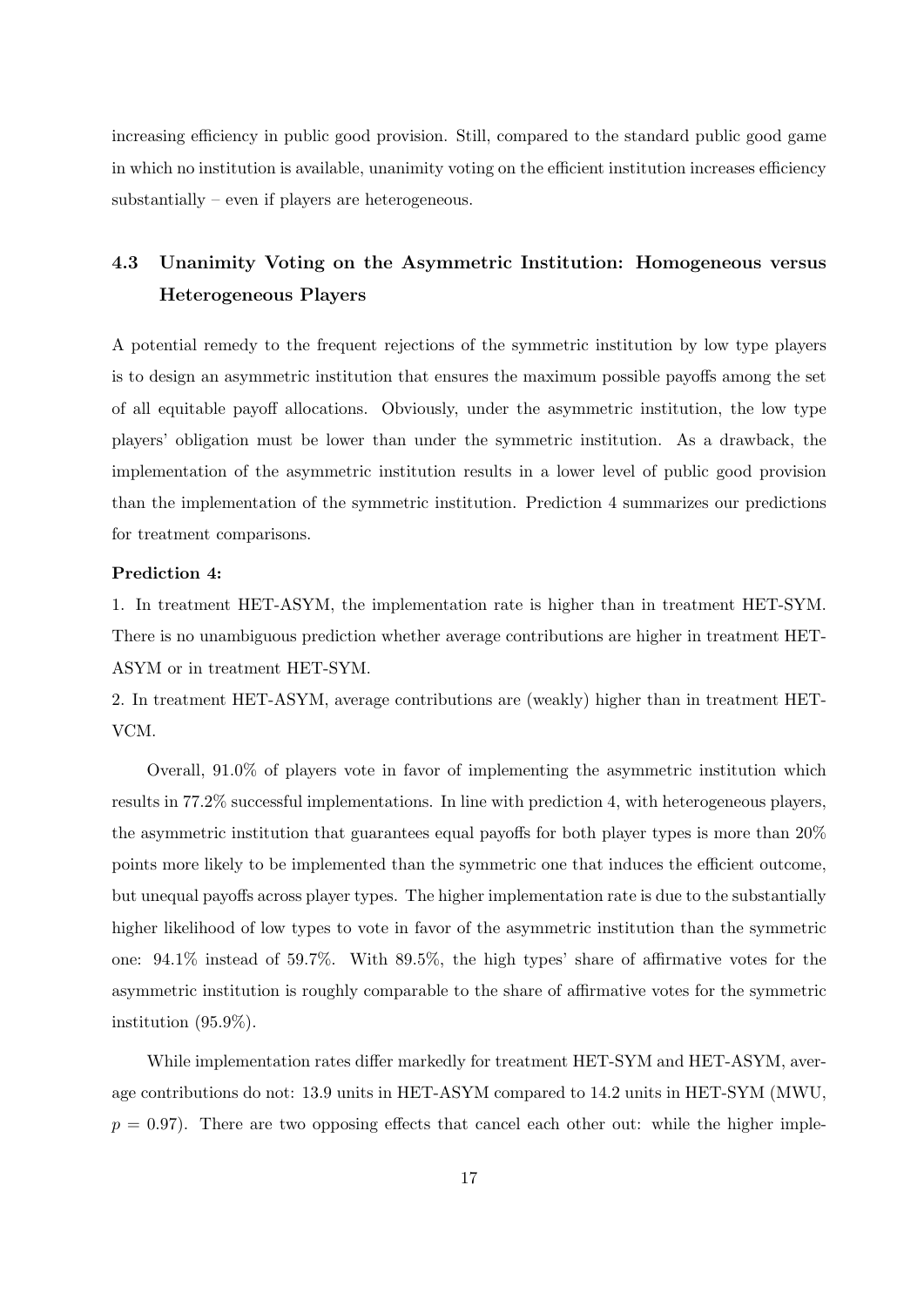increasing efficiency in public good provision. Still, compared to the standard public good game in which no institution is available, unanimity voting on the efficient institution increases efficiency substantially – even if players are heterogeneous.

### 4.3 Unanimity Voting on the Asymmetric Institution: Homogeneous versus Heterogeneous Players

A potential remedy to the frequent rejections of the symmetric institution by low type players is to design an asymmetric institution that ensures the maximum possible payoffs among the set of all equitable payoff allocations. Obviously, under the asymmetric institution, the low type players' obligation must be lower than under the symmetric institution. As a drawback, the implementation of the asymmetric institution results in a lower level of public good provision than the implementation of the symmetric institution. Prediction 4 summarizes our predictions for treatment comparisons.

**Prediction 4:**

1. In treatment HET-ASYM, the implementation rate is higher than in treatment HET-SYM. There is no unambiguous prediction whether average contributions are higher in treatment HET-ASYM or in treatment HET-SYM.

2. In treatment HET-ASYM, average contributions are (weakly) higher than in treatment HET-VCM.

Overall, 91.0% of players vote in favor of implementing the asymmetric institution which results in 77.2% successful implementations. In line with prediction 4, with heterogeneous players, the asymmetric institution that guarantees equal payoffs for both player types is more than 20% points more likely to be implemented than the symmetric one that induces the efficient outcome, but unequal payoffs across player types. The higher implementation rate is due to the substantially higher likelihood of low types to vote in favor of the asymmetric institution than the symmetric one: 94.1% instead of 59.7%. With 89.5%, the high types' share of affirmative votes for the asymmetric institution is roughly comparable to the share of affirmative votes for the symmetric institution (95.9%).

While implementation rates differ markedly for treatment HET-SYM and HET-ASYM, average contributions do not: 13.9 units in HET-ASYM compared to 14.2 units in HET-SYM (MWU, $p = 0.97$). There are two opposing effects that cancel each other out: while the higher imple-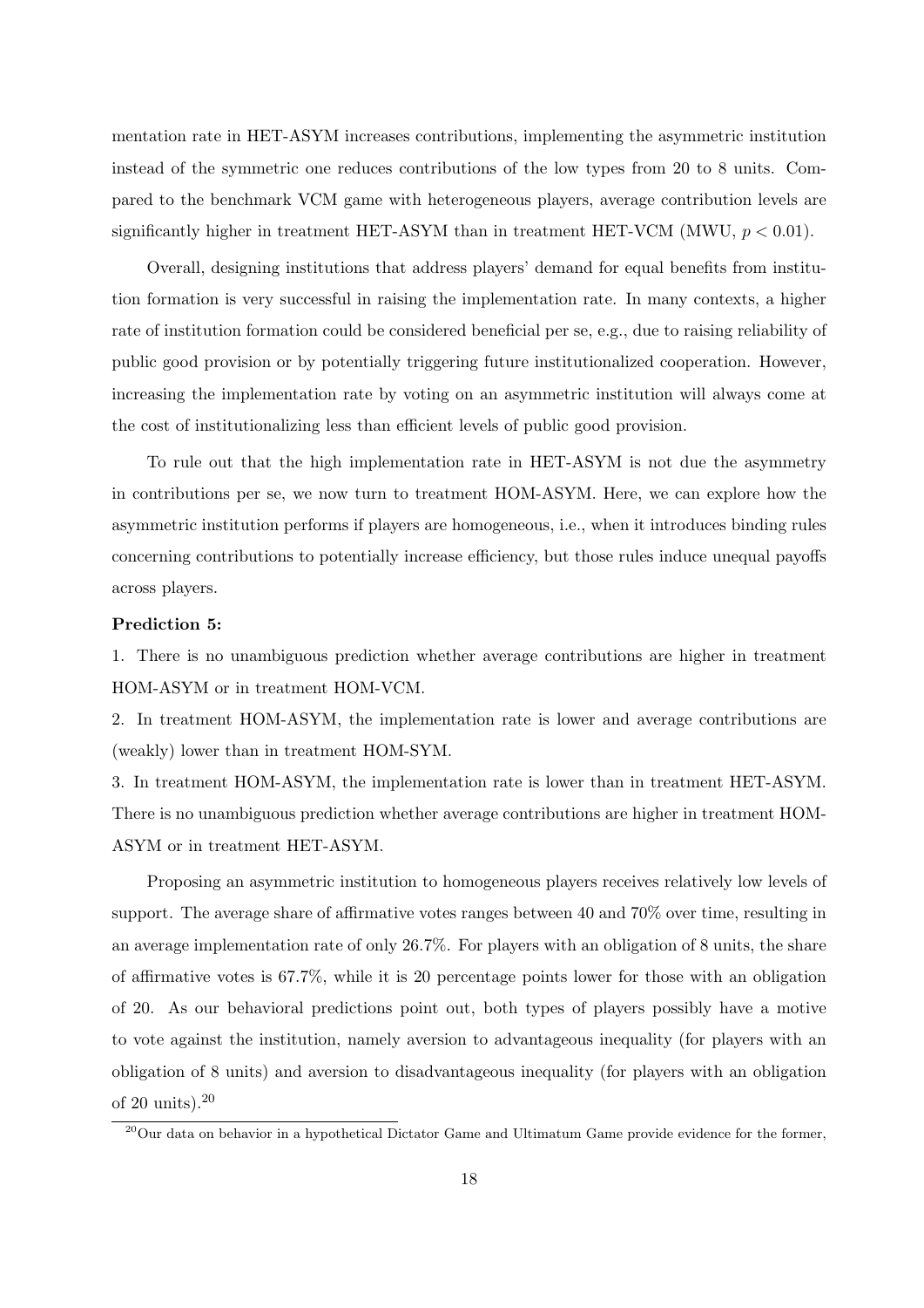mentation rate in HET-ASYM increases contributions, implementing the asymmetric institution instead of the symmetric one reduces contributions of the low types from 20 to 8 units. Compared to the benchmark VCM game with heterogeneous players, average contribution levels are significantly higher in treatment HET-ASYM than in treatment HET-VCM (MWU, $p < 0.01$).

Overall, designing institutions that address players' demand for equal benefits from institution formation is very successful in raising the implementation rate. In many contexts, a higher rate of institution formation could be considered beneficial per se, e.g., due to raising reliability of public good provision or by potentially triggering future institutionalized cooperation. However, increasing the implementation rate by voting on an asymmetric institution will always come at the cost of institutionalizing less than efficient levels of public good provision.

To rule out that the high implementation rate in HET-ASYM is not due the asymmetry in contributions per se, we now turn to treatment HOM-ASYM. Here, we can explore how the asymmetric institution performs if players are homogeneous, i.e., when it introduces binding rules concerning contributions to potentially increase efficiency, but those rules induce unequal payoffs across players.

**Prediction 5:**

1. There is no unambiguous prediction whether average contributions are higher in treatment HOM-ASYM or in treatment HOM-VCM.

2. In treatment HOM-ASYM, the implementation rate is lower and average contributions are (weakly) lower than in treatment HOM-SYM.

3. In treatment HOM-ASYM, the implementation rate is lower than in treatment HET-ASYM. There is no unambiguous prediction whether average contributions are higher in treatment HOM-ASYM or in treatment HET-ASYM.

Proposing an asymmetric institution to homogeneous players receives relatively low levels of support. The average share of affirmative votes ranges between 40 and 70% over time, resulting in an average implementation rate of only 26.7%. For players with an obligation of 8 units, the share of affirmative votes is 67.7%, while it is 20 percentage points lower for those with an obligation of 20. As our behavioral predictions point out, both types of players possibly have a motive to vote against the institution, namely aversion to advantageous inequality (for players with an obligation of 8 units) and aversion to disadvantageous inequality (for players with an obligation of 20 units).[20]

[20]Our data on behavior in a hypothetical Dictator Game and Ultimatum Game provide evidence for the former,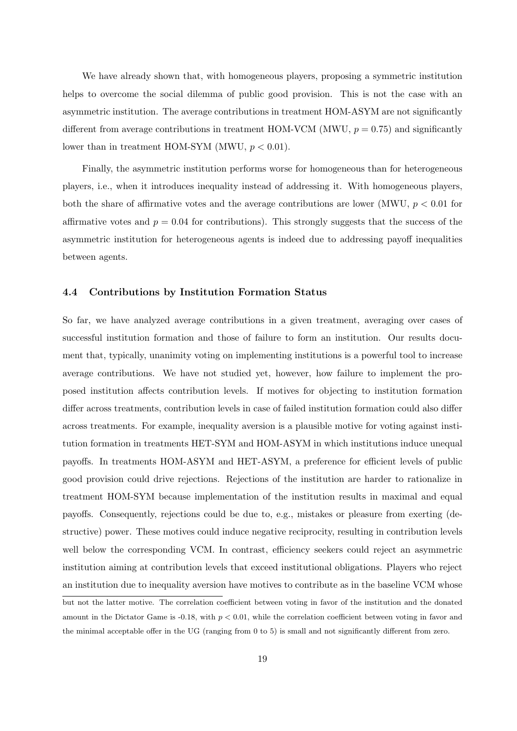We have already shown that, with homogeneous players, proposing a symmetric institution helps to overcome the social dilemma of public good provision. This is not the case with an asymmetric institution. The average contributions in treatment HOM-ASYM are not significantly different from average contributions in treatment HOM-VCM (MWU, $p = 0.75$) and significantly lower than in treatment HOM-SYM (MWU, $p < 0.01$).

Finally, the asymmetric institution performs worse for homogeneous than for heterogeneous players, i.e., when it introduces inequality instead of addressing it. With homogeneous players, both the share of affirmative votes and the average contributions are lower (MWU, $p < 0.01$ for affirmative votes and $p = 0.04$ for contributions). This strongly suggests that the success of the asymmetric institution for heterogeneous agents is indeed due to addressing payoff inequalities between agents.

### 4.4 Contributions by Institution Formation Status

So far, we have analyzed average contributions in a given treatment, averaging over cases of successful institution formation and those of failure to form an institution. Our results document that, typically, unanimity voting on implementing institutions is a powerful tool to increase average contributions. We have not studied yet, however, how failure to implement the proposed institution affects contribution levels. If motives for objecting to institution formation differ across treatments, contribution levels in case of failed institution formation could also differ across treatments. For example, inequality aversion is a plausible motive for voting against institution formation in treatments HET-SYM and HOM-ASYM in which institutions induce unequal payoffs. In treatments HOM-ASYM and HET-ASYM, a preference for efficient levels of public good provision could drive rejections. Rejections of the institution are harder to rationalize in treatment HOM-SYM because implementation of the institution results in maximal and equal payoffs. Consequently, rejections could be due to, e.g., mistakes or pleasure from exerting (destructive) power. These motives could induce negative reciprocity, resulting in contribution levels well below the corresponding VCM. In contrast, efficiency seekers could reject an asymmetric institution aiming at contribution levels that exceed institutional obligations. Players who reject an institution due to inequality aversion have motives to contribute as in the baseline VCM whose

but not the latter motive. The correlation coefficient between voting in favor of the institution and the donated amount in the Dictator Game is -0.18, with $p < 0.01$, while the correlation coefficient between voting in favor and the minimal acceptable offer in the UG (ranging from 0 to 5) is small and not significantly different from zero.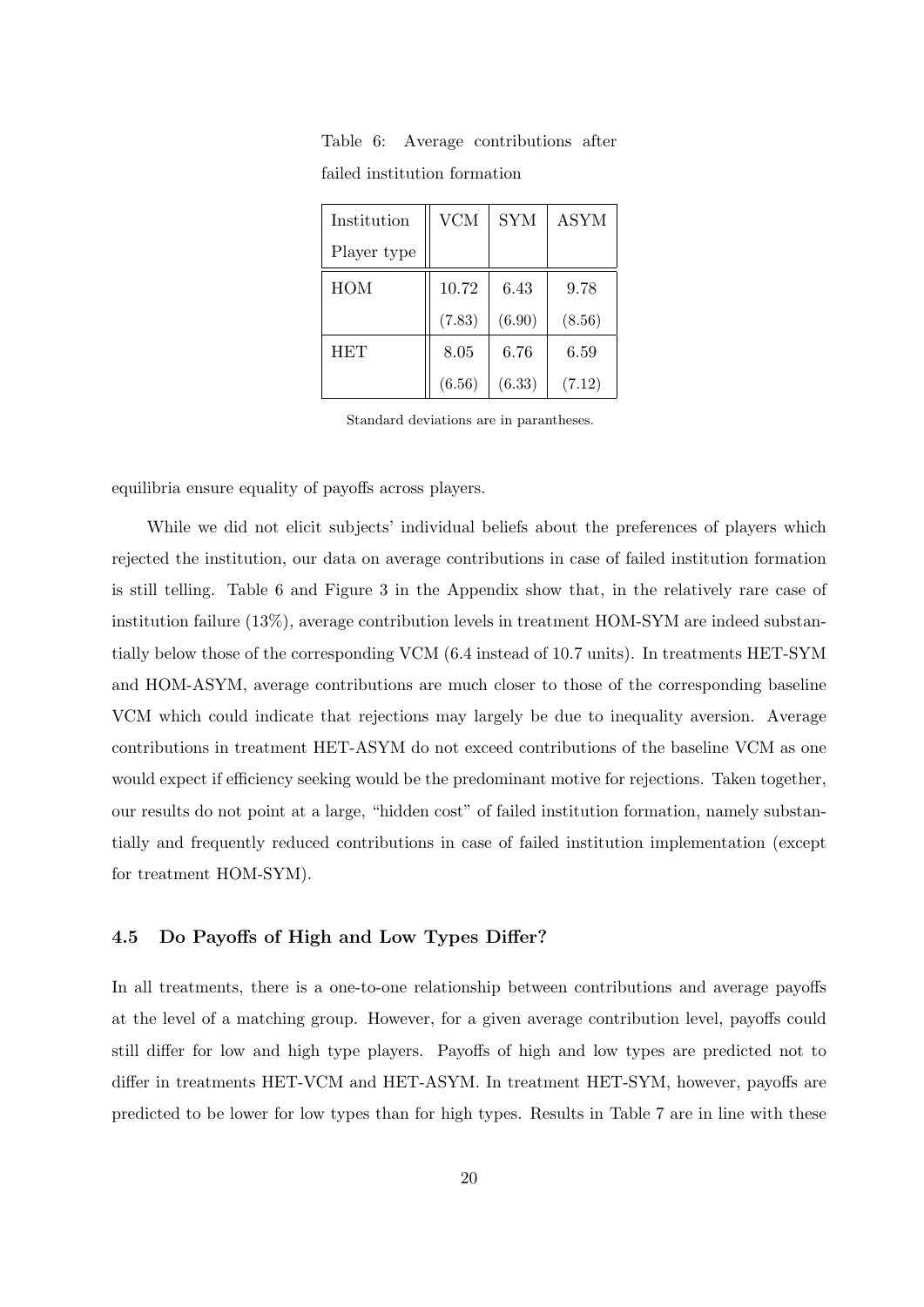Table 6: Average contributions after failed institution formation

| Institution / Player type | VCM | SYM | ASYM |
|---|---|---|---|
| HOM | 10.72 | 6.43 | 9.78 |
| | (7.83) | (6.90) | (8.56) |
| HET | 8.05 | 6.76 | 6.59 |
| | (6.56) | (6.33) | (7.12) |

Standard deviations are in parantheses.

equilibria ensure equality of payoffs across players.

While we did not elicit subjects' individual beliefs about the preferences of players which rejected the institution, our data on average contributions in case of failed institution formation is still telling. Table 6 and Figure 3 in the Appendix show that, in the relatively rare case of institution failure (13%), average contribution levels in treatment HOM-SYM are indeed substantially below those of the corresponding VCM (6.4 instead of 10.7 units). In treatments HET-SYM and HOM-ASYM, average contributions are much closer to those of the corresponding baseline VCM which could indicate that rejections may largely be due to inequality aversion. Average contributions in treatment HET-ASYM do not exceed contributions of the baseline VCM as one would expect if efficiency seeking would be the predominant motive for rejections. Taken together, our results do not point at a large, "hidden cost" of failed institution formation, namely substantially and frequently reduced contributions in case of failed institution implementation (except for treatment HOM-SYM).

### 4.5 Do Payoffs of High and Low Types Differ?

In all treatments, there is a one-to-one relationship between contributions and average payoffs at the level of a matching group. However, for a given average contribution level, payoffs could still differ for low and high type players. Payoffs of high and low types are predicted not to differ in treatments HET-VCM and HET-ASYM. In treatment HET-SYM, however, payoffs are predicted to be lower for low types than for high types. Results in Table 7 are in line with these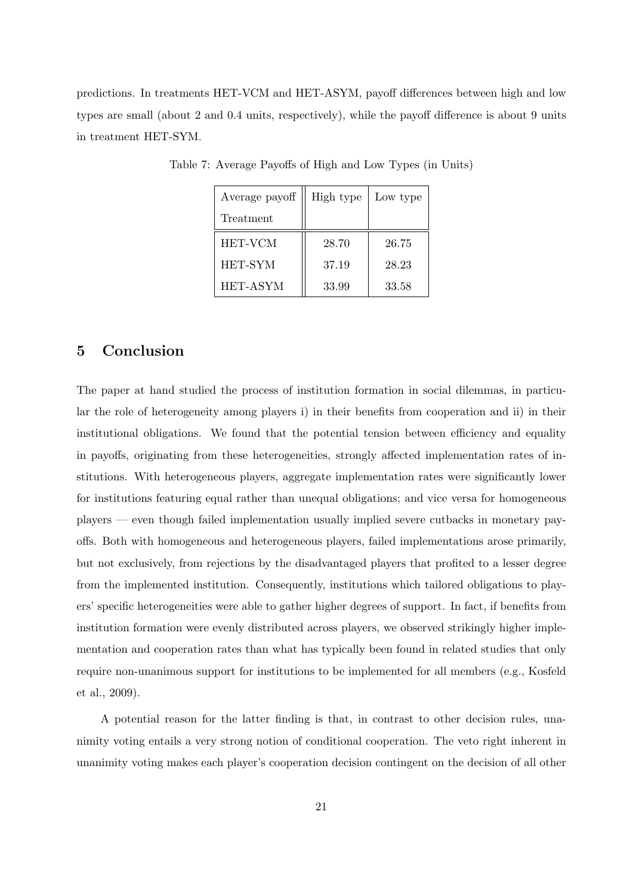predictions. In treatments HET-VCM and HET-ASYM, payoff differences between high and low types are small (about 2 and 0.4 units, respectively), while the payoff difference is about 9 units in treatment HET-SYM.

Table 7: Average Payoffs of High and Low Types (in Units)

| Average payoff<br>Treatment | High type | Low type |
|---|---|---|
| HET-VCM | 28.70 | 26.75 |
| HET-SYM | 37.19 | 28.23 |
| HET-ASYM | 33.99 | 33.58 |

## 5 Conclusion

The paper at hand studied the process of institution formation in social dilemmas, in particular the role of heterogeneity among players i) in their benefits from cooperation and ii) in their institutional obligations. We found that the potential tension between efficiency and equality in payoffs, originating from these heterogeneities, strongly affected implementation rates of institutions. With heterogeneous players, aggregate implementation rates were significantly lower for institutions featuring equal rather than unequal obligations; and vice versa for homogeneous players — even though failed implementation usually implied severe cutbacks in monetary payoffs. Both with homogeneous and heterogeneous players, failed implementations arose primarily, but not exclusively, from rejections by the disadvantaged players that profited to a lesser degree from the implemented institution. Consequently, institutions which tailored obligations to players' specific heterogeneities were able to gather higher degrees of support. In fact, if benefits from institution formation were evenly distributed across players, we observed strikingly higher implementation and cooperation rates than what has typically been found in related studies that only require non-unanimous support for institutions to be implemented for all members (e.g., Kosfeld et al., 2009).

A potential reason for the latter finding is that, in contrast to other decision rules, unanimity voting entails a very strong notion of conditional cooperation. The veto right inherent in unanimity voting makes each player's cooperation decision contingent on the decision of all other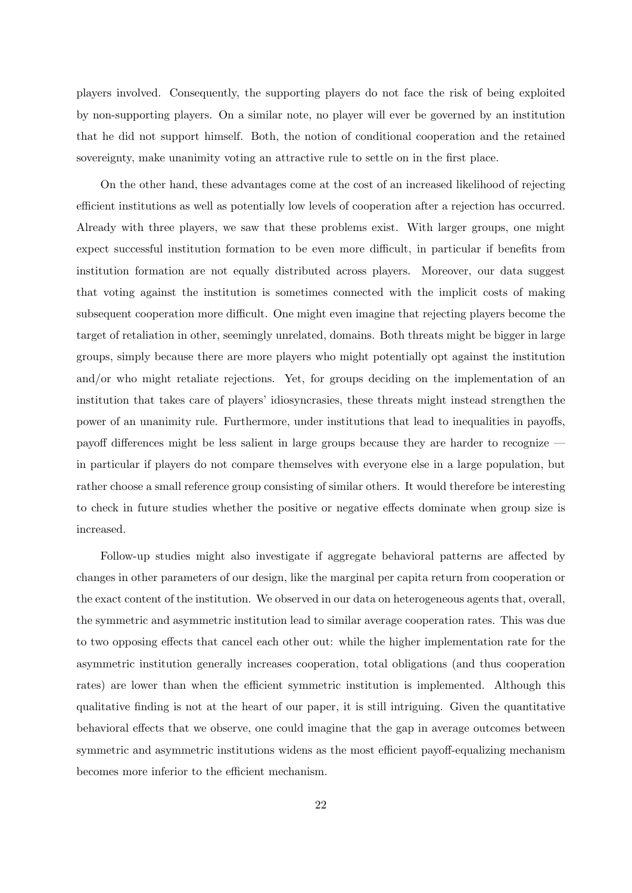players involved. Consequently, the supporting players do not face the risk of being exploited by non-supporting players. On a similar note, no player will ever be governed by an institution that he did not support himself. Both, the notion of conditional cooperation and the retained sovereignty, make unanimity voting an attractive rule to settle on in the first place.

On the other hand, these advantages come at the cost of an increased likelihood of rejecting efficient institutions as well as potentially low levels of cooperation after a rejection has occurred. Already with three players, we saw that these problems exist. With larger groups, one might expect successful institution formation to be even more difficult, in particular if benefits from institution formation are not equally distributed across players. Moreover, our data suggest that voting against the institution is sometimes connected with the implicit costs of making subsequent cooperation more difficult. One might even imagine that rejecting players become the target of retaliation in other, seemingly unrelated, domains. Both threats might be bigger in large groups, simply because there are more players who might potentially opt against the institution and/or who might retaliate rejections. Yet, for groups deciding on the implementation of an institution that takes care of players' idiosyncrasies, these threats might instead strengthen the power of an unanimity rule. Furthermore, under institutions that lead to inequalities in payoffs, payoff differences might be less salient in large groups because they are harder to recognize — in particular if players do not compare themselves with everyone else in a large population, but rather choose a small reference group consisting of similar others. It would therefore be interesting to check in future studies whether the positive or negative effects dominate when group size is increased.

Follow-up studies might also investigate if aggregate behavioral patterns are affected by changes in other parameters of our design, like the marginal per capita return from cooperation or the exact content of the institution. We observed in our data on heterogeneous agents that, overall, the symmetric and asymmetric institution lead to similar average cooperation rates. This was due to two opposing effects that cancel each other out: while the higher implementation rate for the asymmetric institution generally increases cooperation, total obligations (and thus cooperation rates) are lower than when the efficient symmetric institution is implemented. Although this qualitative finding is not at the heart of our paper, it is still intriguing. Given the quantitative behavioral effects that we observe, one could imagine that the gap in average outcomes between symmetric and asymmetric institutions widens as the most efficient payoff-equalizing mechanism becomes more inferior to the efficient mechanism.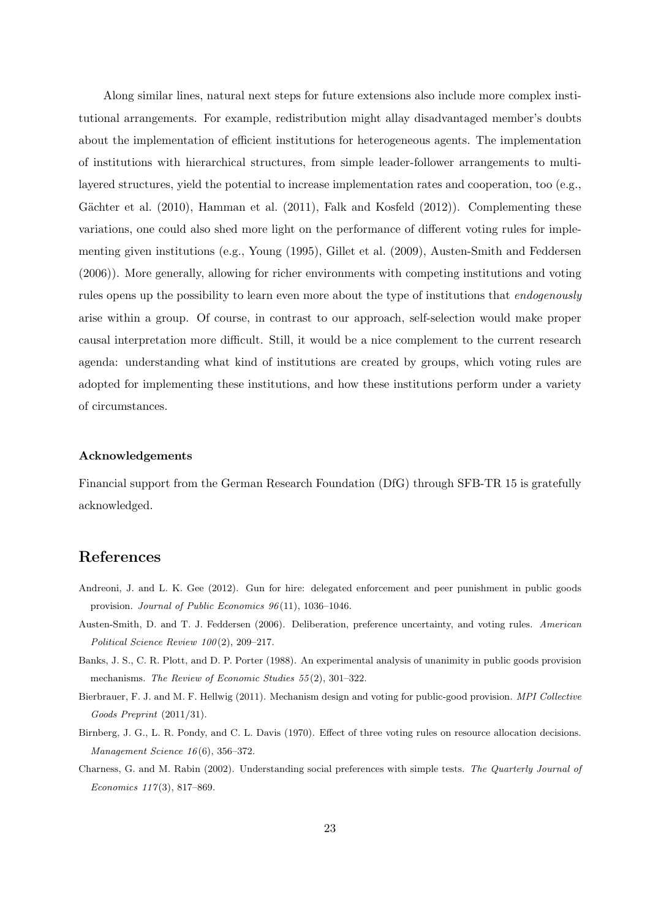Along similar lines, natural next steps for future extensions also include more complex institutional arrangements. For example, redistribution might allay disadvantaged member's doubts about the implementation of efficient institutions for heterogeneous agents. The implementation of institutions with hierarchical structures, from simple leader-follower arrangements to multi-layered structures, yield the potential to increase implementation rates and cooperation, too (e.g., Gächter et al. (2010), Hamman et al. (2011), Falk and Kosfeld (2012)). Complementing these variations, one could also shed more light on the performance of different voting rules for implementing given institutions (e.g., Young (1995), Gillet et al. (2009), Austen-Smith and Feddersen (2006)). More generally, allowing for richer environments with competing institutions and voting rules opens up the possibility to learn even more about the type of institutions that *endogenously* arise within a group. Of course, in contrast to our approach, self-selection would make proper causal interpretation more difficult. Still, it would be a nice complement to the current research agenda: understanding what kind of institutions are created by groups, which voting rules are adopted for implementing these institutions, and how these institutions perform under a variety of circumstances.

#### Acknowledgements

Financial support from the German Research Foundation (DfG) through SFB-TR 15 is gratefully acknowledged.

## References

Andreoni, J. and L. K. Gee (2012). Gun for hire: delegated enforcement and peer punishment in public goods provision. *Journal of Public Economics 96*(11), 1036–1046.

Austen-Smith, D. and T. J. Feddersen (2006). Deliberation, preference uncertainty, and voting rules. *American Political Science Review 100*(2), 209–217.

Banks, J. S., C. R. Plott, and D. P. Porter (1988). An experimental analysis of unanimity in public goods provision mechanisms. *The Review of Economic Studies 55*(2), 301–322.

Bierbrauer, F. J. and M. F. Hellwig (2011). Mechanism design and voting for public-good provision. *MPI Collective Goods Preprint* (2011/31).

Birnberg, J. G., L. R. Pondy, and C. L. Davis (1970). Effect of three voting rules on resource allocation decisions. *Management Science 16*(6), 356–372.

Charness, G. and M. Rabin (2002). Understanding social preferences with simple tests. *The Quarterly Journal of Economics 117*(3), 817–869.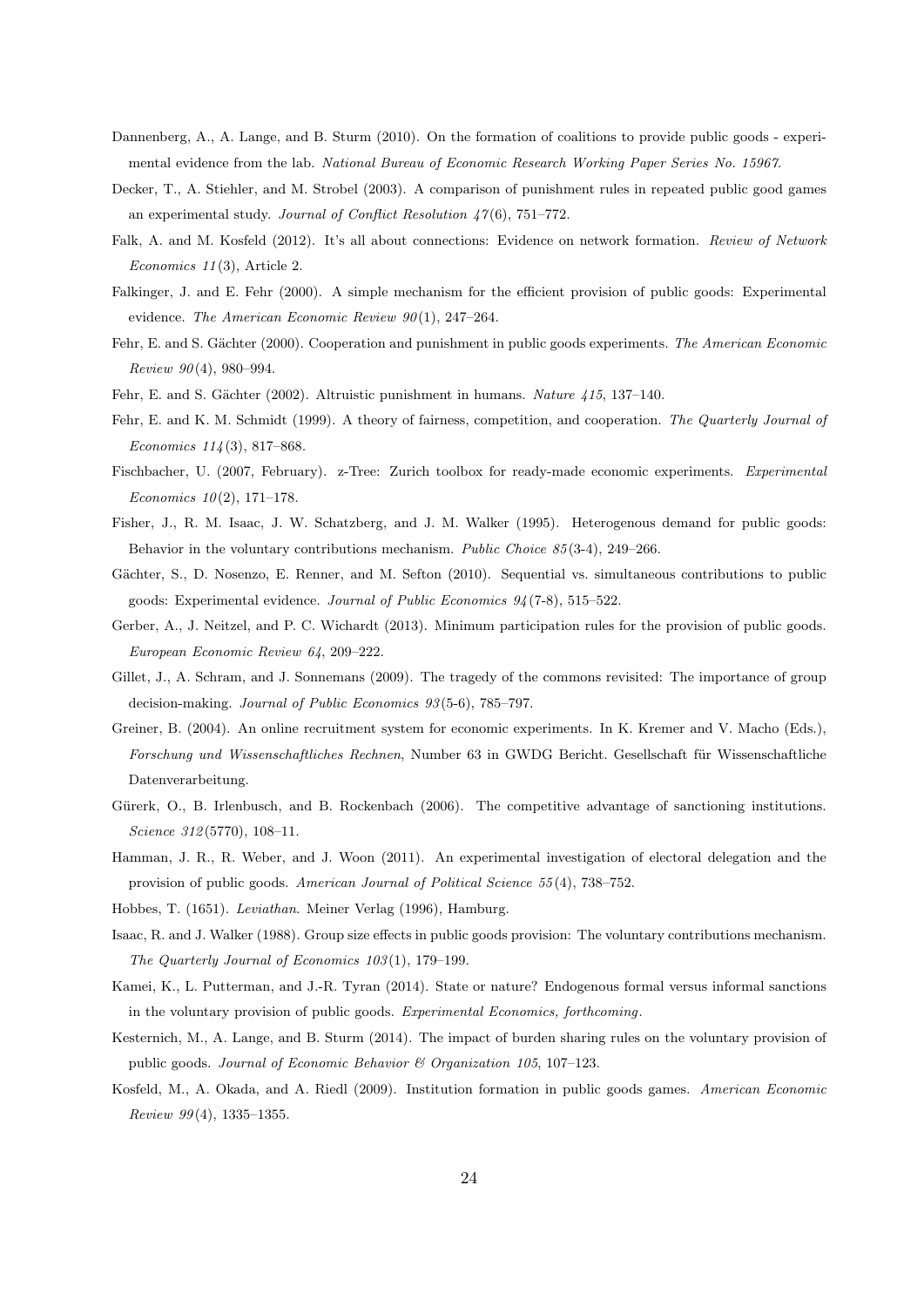Dannenberg, A., A. Lange, and B. Sturm (2010). On the formation of coalitions to provide public goods - experimental evidence from the lab. *National Bureau of Economic Research Working Paper Series No. 15967*.

Decker, T., A. Stiehler, and M. Strobel (2003). A comparison of punishment rules in repeated public good games an experimental study. *Journal of Conflict Resolution 47*(6), 751–772.

Falk, A. and M. Kosfeld (2012). It's all about connections: Evidence on network formation. *Review of Network Economics 11*(3), Article 2.

Falkinger, J. and E. Fehr (2000). A simple mechanism for the efficient provision of public goods: Experimental evidence. *The American Economic Review 90*(1), 247–264.

Fehr, E. and S. Gächter (2000). Cooperation and punishment in public goods experiments. *The American Economic Review 90*(4), 980–994.

Fehr, E. and S. Gächter (2002). Altruistic punishment in humans. *Nature 415*, 137–140.

Fehr, E. and K. M. Schmidt (1999). A theory of fairness, competition, and cooperation. *The Quarterly Journal of Economics 114*(3), 817–868.

Fischbacher, U. (2007, February). z-Tree: Zurich toolbox for ready-made economic experiments. *Experimental Economics 10*(2), 171–178.

Fisher, J., R. M. Isaac, J. W. Schatzberg, and J. M. Walker (1995). Heterogenous demand for public goods: Behavior in the voluntary contributions mechanism. *Public Choice 85*(3-4), 249–266.

Gächter, S., D. Nosenzo, E. Renner, and M. Sefton (2010). Sequential vs. simultaneous contributions to public goods: Experimental evidence. *Journal of Public Economics 94*(7-8), 515–522.

Gerber, A., J. Neitzel, and P. C. Wichardt (2013). Minimum participation rules for the provision of public goods. *European Economic Review 64*, 209–222.

Gillet, J., A. Schram, and J. Sonnemans (2009). The tragedy of the commons revisited: The importance of group decision-making. *Journal of Public Economics 93*(5-6), 785–797.

Greiner, B. (2004). An online recruitment system for economic experiments. In K. Kremer and V. Macho (Eds.), *Forschung und Wissenschaftliches Rechnen*, Number 63 in GWDG Bericht. Gesellschaft für Wissenschaftliche Datenverarbeitung.

Gürerk, O., B. Irlenbusch, and B. Rockenbach (2006). The competitive advantage of sanctioning institutions. *Science 312*(5770), 108–11.

Hamman, J. R., R. Weber, and J. Woon (2011). An experimental investigation of electoral delegation and the provision of public goods. *American Journal of Political Science 55*(4), 738–752.

Hobbes, T. (1651). *Leviathan*. Meiner Verlag (1996), Hamburg.

Isaac, R. and J. Walker (1988). Group size effects in public goods provision: The voluntary contributions mechanism. *The Quarterly Journal of Economics 103*(1), 179–199.

Kamei, K., L. Putterman, and J.-R. Tyran (2014). State or nature? Endogenous formal versus informal sanctions in the voluntary provision of public goods. *Experimental Economics, forthcoming*.

Kesternich, M., A. Lange, and B. Sturm (2014). The impact of burden sharing rules on the voluntary provision of public goods. *Journal of Economic Behavior & Organization 105*, 107–123.

Kosfeld, M., A. Okada, and A. Riedl (2009). Institution formation in public goods games. *American Economic Review 99*(4), 1335–1355.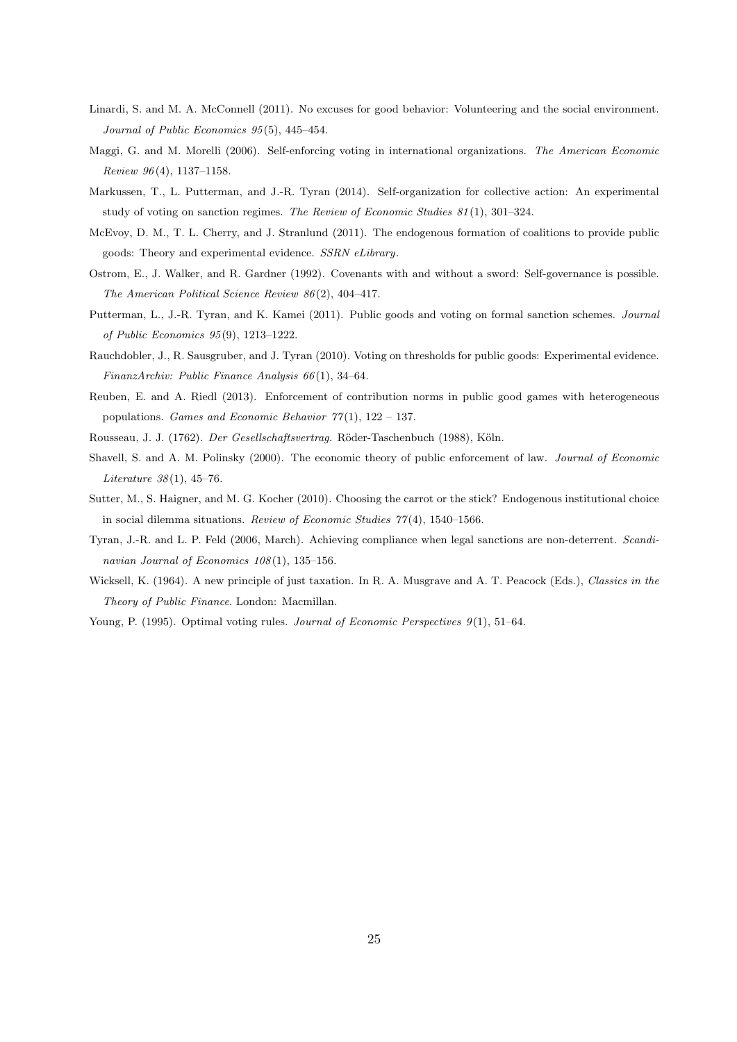Linardi, S. and M. A. McConnell (2011). No excuses for good behavior: Volunteering and the social environment. *Journal of Public Economics 95*(5), 445–454.

Maggi, G. and M. Morelli (2006). Self-enforcing voting in international organizations. *The American Economic Review 96*(4), 1137–1158.

Markussen, T., L. Putterman, and J.-R. Tyran (2014). Self-organization for collective action: An experimental study of voting on sanction regimes. *The Review of Economic Studies 81*(1), 301–324.

McEvoy, D. M., T. L. Cherry, and J. Stranlund (2011). The endogenous formation of coalitions to provide public goods: Theory and experimental evidence. *SSRN eLibrary*.

Ostrom, E., J. Walker, and R. Gardner (1992). Covenants with and without a sword: Self-governance is possible. *The American Political Science Review 86*(2), 404–417.

Putterman, L., J.-R. Tyran, and K. Kamei (2011). Public goods and voting on formal sanction schemes. *Journal of Public Economics 95*(9), 1213–1222.

Rauchdobler, J., R. Sausgruber, and J. Tyran (2010). Voting on thresholds for public goods: Experimental evidence. *FinanzArchiv: Public Finance Analysis 66*(1), 34–64.

Reuben, E. and A. Riedl (2013). Enforcement of contribution norms in public good games with heterogeneous populations. *Games and Economic Behavior 77*(1), 122 – 137.

Rousseau, J. J. (1762). *Der Gesellschaftsvertrag*. Röder-Taschenbuch (1988), Köln.

Shavell, S. and A. M. Polinsky (2000). The economic theory of public enforcement of law. *Journal of Economic Literature 38*(1), 45–76.

Sutter, M., S. Haigner, and M. G. Kocher (2010). Choosing the carrot or the stick? Endogenous institutional choice in social dilemma situations. *Review of Economic Studies 77*(4), 1540–1566.

Tyran, J.-R. and L. P. Feld (2006, March). Achieving compliance when legal sanctions are non-deterrent. *Scandinavian Journal of Economics 108*(1), 135–156.

Wicksell, K. (1964). A new principle of just taxation. In R. A. Musgrave and A. T. Peacock (Eds.), *Classics in the Theory of Public Finance*. London: Macmillan.

Young, P. (1995). Optimal voting rules. *Journal of Economic Perspectives 9*(1), 51–64.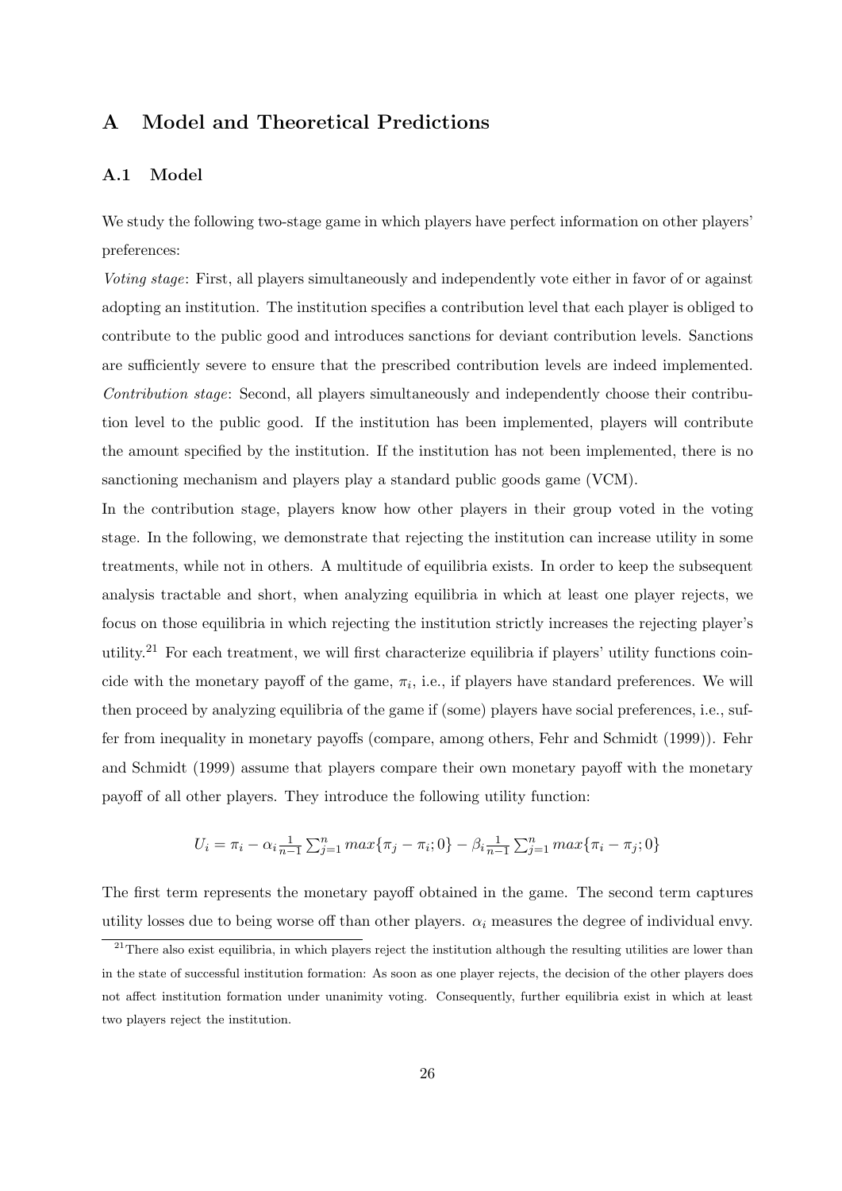# A Model and Theoretical Predictions

## A.1 Model

We study the following two-stage game in which players have perfect information on other players' preferences:

*Voting stage*: First, all players simultaneously and independently vote either in favor of or against adopting an institution. The institution specifies a contribution level that each player is obliged to contribute to the public good and introduces sanctions for deviant contribution levels. Sanctions are sufficiently severe to ensure that the prescribed contribution levels are indeed implemented.

*Contribution stage*: Second, all players simultaneously and independently choose their contribution level to the public good. If the institution has been implemented, players will contribute the amount specified by the institution. If the institution has not been implemented, there is no sanctioning mechanism and players play a standard public goods game (VCM).

In the contribution stage, players know how other players in their group voted in the voting stage. In the following, we demonstrate that rejecting the institution can increase utility in some treatments, while not in others. A multitude of equilibria exists. In order to keep the subsequent analysis tractable and short, when analyzing equilibria in which at least one player rejects, we focus on those equilibria in which rejecting the institution strictly increases the rejecting player's utility.[21] For each treatment, we will first characterize equilibria if players' utility functions coincide with the monetary payoff of the game, $\pi_i$, i.e., if players have standard preferences. We will then proceed by analyzing equilibria of the game if (some) players have social preferences, i.e., suffer from inequality in monetary payoffs (compare, among others, Fehr and Schmidt (1999)). Fehr and Schmidt (1999) assume that players compare their own monetary payoff with the monetary payoff of all other players. They introduce the following utility function:

$$U_i = \pi_i - \alpha_i \frac{1}{n-1} \sum_{j=1}^{n} max\{\pi_j - \pi_i; 0\} - \beta_i \frac{1}{n-1} \sum_{j=1}^{n} max\{\pi_i - \pi_j; 0\}$$

The first term represents the monetary payoff obtained in the game. The second term captures utility losses due to being worse off than other players. $\alpha_i$ measures the degree of individual envy.

[21] There also exist equilibria, in which players reject the institution although the resulting utilities are lower than in the state of successful institution formation: As soon as one player rejects, the decision of the other players does not affect institution formation under unanimity voting. Consequently, further equilibria exist in which at least two players reject the institution.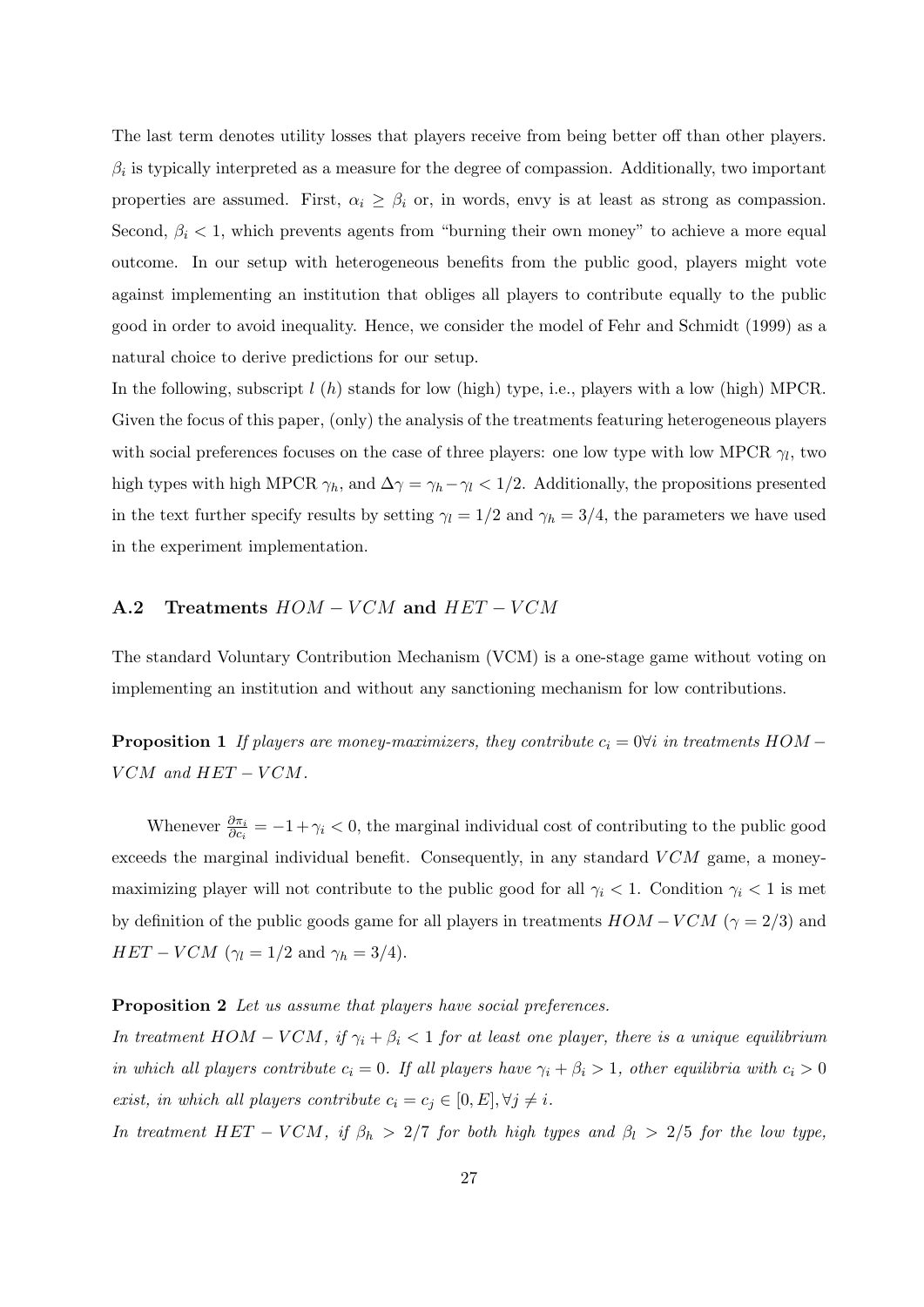The last term denotes utility losses that players receive from being better off than other players. $\beta_i$ is typically interpreted as a measure for the degree of compassion. Additionally, two important properties are assumed. First, $\alpha_i \geq \beta_i$ or, in words, envy is at least as strong as compassion. Second, $\beta_i < 1$, which prevents agents from "burning their own money" to achieve a more equal outcome. In our setup with heterogeneous benefits from the public good, players might vote against implementing an institution that obliges all players to contribute equally to the public good in order to avoid inequality. Hence, we consider the model of Fehr and Schmidt (1999) as a natural choice to derive predictions for our setup.

In the following, subscript $l$ ($h$) stands for low (high) type, i.e., players with a low (high) MPCR. Given the focus of this paper, (only) the analysis of the treatments featuring heterogeneous players with social preferences focuses on the case of three players: one low type with low MPCR $\gamma_l$, two high types with high MPCR $\gamma_h$, and $\Delta\gamma = \gamma_h - \gamma_l < 1/2$. Additionally, the propositions presented in the text further specify results by setting $\gamma_l = 1/2$ and $\gamma_h = 3/4$, the parameters we have used in the experiment implementation.

## A.2 Treatments $HOM - VCM$ and $HET - VCM$

The standard Voluntary Contribution Mechanism (VCM) is a one-stage game without voting on implementing an institution and without any sanctioning mechanism for low contributions.

**Proposition 1** *If players are money-maximizers, they contribute $c_i = 0 \forall i$ in treatments $HOM - VCM$ and $HET - VCM$.*

Whenever $\frac{\partial \pi_i}{\partial c_i} = -1 + \gamma_i < 0$, the marginal individual cost of contributing to the public good exceeds the marginal individual benefit. Consequently, in any standard $VCM$ game, a money-maximizing player will not contribute to the public good for all $\gamma_i < 1$. Condition $\gamma_i < 1$ is met by definition of the public goods game for all players in treatments $HOM - VCM$ ($\gamma = 2/3$) and $HET - VCM$ ($\gamma_l = 1/2$ and $\gamma_h = 3/4$).

**Proposition 2** *Let us assume that players have social preferences.*

*In treatment $HOM - VCM$, if $\gamma_i + \beta_i < 1$ for at least one player, there is a unique equilibrium in which all players contribute $c_i = 0$. If all players have $\gamma_i + \beta_i > 1$, other equilibria with $c_i > 0$ exist, in which all players contribute $c_i = c_j \in [0, E], \forall j \neq i$.*

*In treatment $HET - VCM$, if $\beta_h > 2/7$ for both high types and $\beta_l > 2/5$ for the low type,*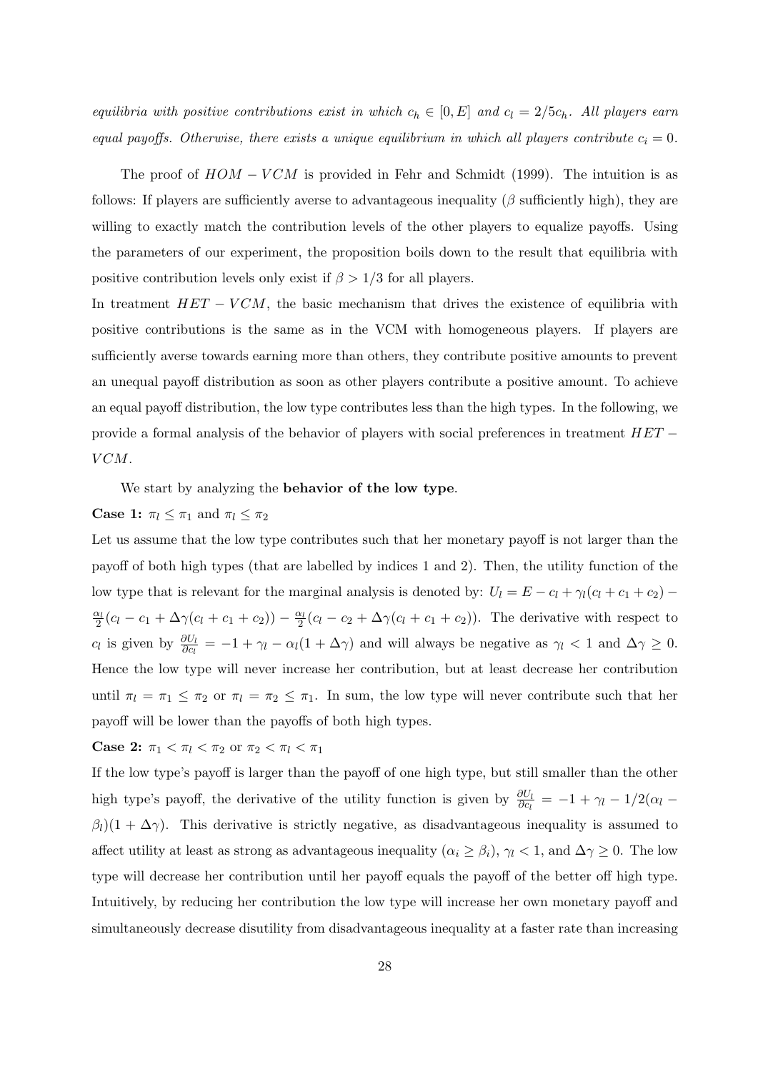*equilibria with positive contributions exist in which $c_h \in [0, E]$ and $c_l = 2/5c_h$. All players earn equal payoffs. Otherwise, there exists a unique equilibrium in which all players contribute $c_i = 0$.*

The proof of $HOM-VCM$ is provided in Fehr and Schmidt (1999). The intuition is as follows: If players are sufficiently averse to advantageous inequality ($\beta$ sufficiently high), they are willing to exactly match the contribution levels of the other players to equalize payoffs. Using the parameters of our experiment, the proposition boils down to the result that equilibria with positive contribution levels only exist if $\beta > 1/3$ for all players.

In treatment $HET-VCM$, the basic mechanism that drives the existence of equilibria with positive contributions is the same as in the VCM with homogeneous players. If players are sufficiently averse towards earning more than others, they contribute positive amounts to prevent an unequal payoff distribution as soon as other players contribute a positive amount. To achieve an equal payoff distribution, the low type contributes less than the high types. In the following, we provide a formal analysis of the behavior of players with social preferences in treatment $HET-VCM$.

We start by analyzing the **behavior of the low type**.

**Case 1:** $\pi_l \leq \pi_1$ and $\pi_l \leq \pi_2$

Let us assume that the low type contributes such that her monetary payoff is not larger than the payoff of both high types (that are labelled by indices 1 and 2). Then, the utility function of the low type that is relevant for the marginal analysis is denoted by: $U_l = E - c_l + \gamma_l(c_l + c_1 + c_2) - \frac{\alpha_l}{2}(c_l - c_1 + \Delta\gamma(c_l + c_1 + c_2)) - \frac{\alpha_l}{2}(c_l - c_2 + \Delta\gamma(c_l + c_1 + c_2))$. The derivative with respect to $c_l$ is given by $\frac{\partial U_l}{\partial c_l} = -1 + \gamma_l - \alpha_l(1 + \Delta\gamma)$ and will always be negative as $\gamma_l < 1$ and $\Delta\gamma \geq 0$. Hence the low type will never increase her contribution, but at least decrease her contribution until $\pi_l = \pi_1 \leq \pi_2$ or $\pi_l = \pi_2 \leq \pi_1$. In sum, the low type will never contribute such that her payoff will be lower than the payoffs of both high types.

**Case 2:** $\pi_1 < \pi_l < \pi_2$ or $\pi_2 < \pi_l < \pi_1$

If the low type's payoff is larger than the payoff of one high type, but still smaller than the other high type's payoff, the derivative of the utility function is given by $\frac{\partial U_l}{\partial c_l} = -1 + \gamma_l - 1/2(\alpha_l - \beta_l)(1 + \Delta\gamma)$. This derivative is strictly negative, as disadvantageous inequality is assumed to affect utility at least as strong as advantageous inequality ($\alpha_i \geq \beta_i$), $\gamma_l < 1$, and $\Delta\gamma \geq 0$. The low type will decrease her contribution until her payoff equals the payoff of the better off high type. Intuitively, by reducing her contribution the low type will increase her own monetary payoff and simultaneously decrease disutility from disadvantageous inequality at a faster rate than increasing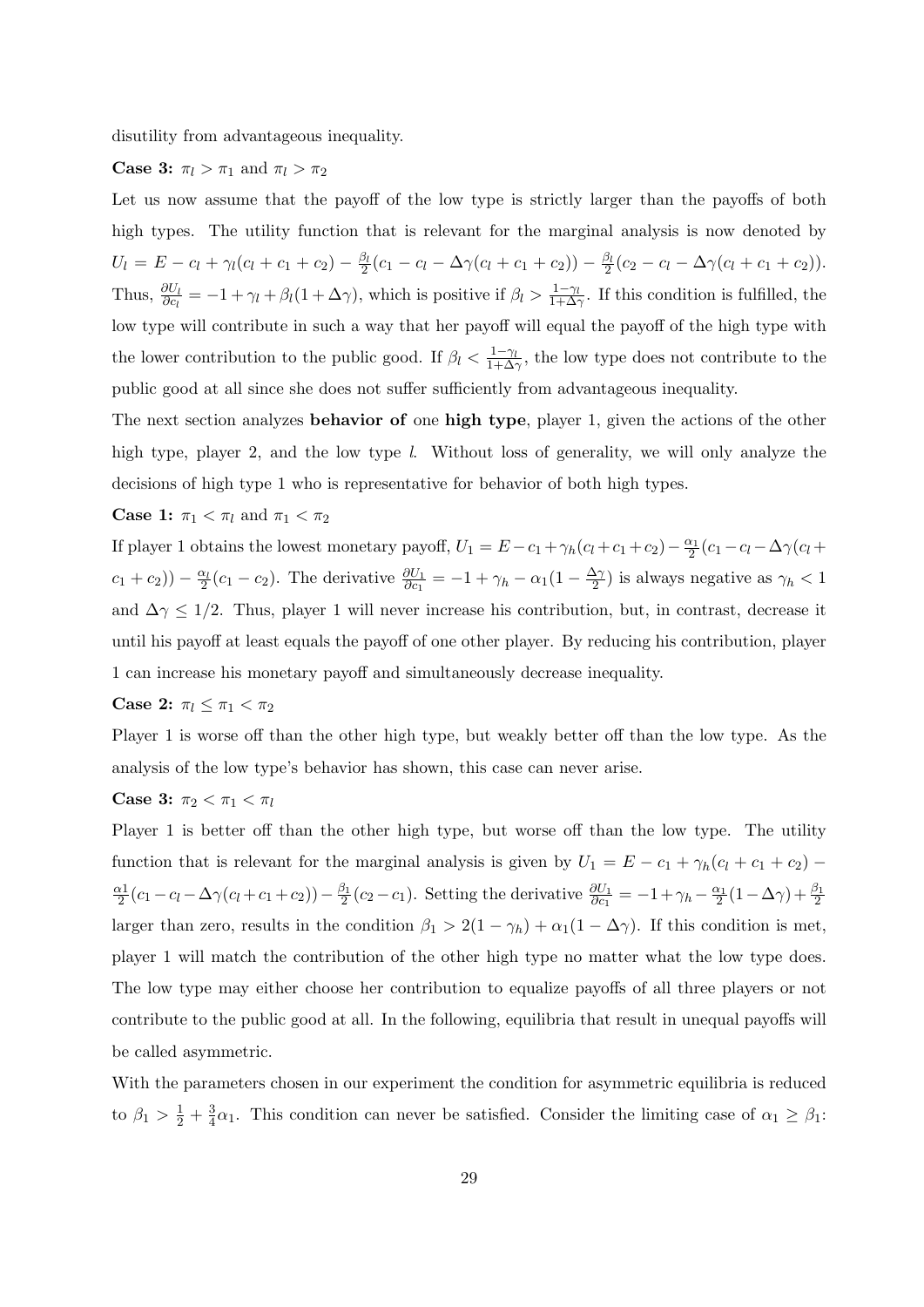disutility from advantageous inequality.

**Case 3:** $\pi_l > \pi_1$ and $\pi_l > \pi_2$

Let us now assume that the payoff of the low type is strictly larger than the payoffs of both high types. The utility function that is relevant for the marginal analysis is now denoted by $U_l = E - c_l + \gamma_l(c_l + c_1 + c_2) - \frac{\beta_l}{2}(c_1 - c_l - \Delta\gamma(c_l + c_1 + c_2)) - \frac{\beta_l}{2}(c_2 - c_l - \Delta\gamma(c_l + c_1 + c_2))$. Thus, $\frac{\partial U_l}{\partial c_l} = -1 + \gamma_l + \beta_l(1 + \Delta\gamma)$, which is positive if $\beta_l > \frac{1-\gamma_l}{1+\Delta\gamma}$. If this condition is fulfilled, the low type will contribute in such a way that her payoff will equal the payoff of the high type with the lower contribution to the public good. If $\beta_l < \frac{1-\gamma_l}{1+\Delta\gamma}$, the low type does not contribute to the public good at all since she does not suffer sufficiently from advantageous inequality.

The next section analyzes **behavior of** one **high type**, player 1, given the actions of the other high type, player 2, and the low type $l$. Without loss of generality, we will only analyze the decisions of high type 1 who is representative for behavior of both high types.

**Case 1:** $\pi_1 < \pi_l$ and $\pi_1 < \pi_2$

If player 1 obtains the lowest monetary payoff, $U_1 = E - c_1 + \gamma_h(c_l + c_1 + c_2) - \frac{\alpha_1}{2}(c_1 - c_l - \Delta\gamma(c_l + c_1 + c_2)) - \frac{\alpha_l}{2}(c_1 - c_2)$. The derivative $\frac{\partial U_1}{\partial c_1} = -1 + \gamma_h - \alpha_1(1 - \frac{\Delta\gamma}{2})$ is always negative as $\gamma_h < 1$ and $\Delta\gamma \leq 1/2$. Thus, player 1 will never increase his contribution, but, in contrast, decrease it until his payoff at least equals the payoff of one other player. By reducing his contribution, player 1 can increase his monetary payoff and simultaneously decrease inequality.

**Case 2:** $\pi_l \leq \pi_1 < \pi_2$

Player 1 is worse off than the other high type, but weakly better off than the low type. As the analysis of the low type's behavior has shown, this case can never arise.

**Case 3:** $\pi_2 < \pi_1 < \pi_l$

Player 1 is better off than the other high type, but worse off than the low type. The utility function that is relevant for the marginal analysis is given by $U_1 = E - c_1 + \gamma_h(c_l + c_1 + c_2) - \frac{\alpha 1}{2}(c_1 - c_l - \Delta\gamma(c_l + c_1 + c_2)) - \frac{\beta_1}{2}(c_2 - c_1)$. Setting the derivative $\frac{\partial U_1}{\partial c_1} = -1 + \gamma_h - \frac{\alpha_1}{2}(1 - \Delta\gamma) + \frac{\beta_1}{2}$ larger than zero, results in the condition $\beta_1 > 2(1 - \gamma_h) + \alpha_1(1 - \Delta\gamma)$. If this condition is met, player 1 will match the contribution of the other high type no matter what the low type does. The low type may either choose her contribution to equalize payoffs of all three players or not contribute to the public good at all. In the following, equilibria that result in unequal payoffs will be called asymmetric.

With the parameters chosen in our experiment the condition for asymmetric equilibria is reduced to $\beta_1 > \frac{1}{2} + \frac{3}{4}\alpha_1$. This condition can never be satisfied. Consider the limiting case of $\alpha_1 \geq \beta_1$: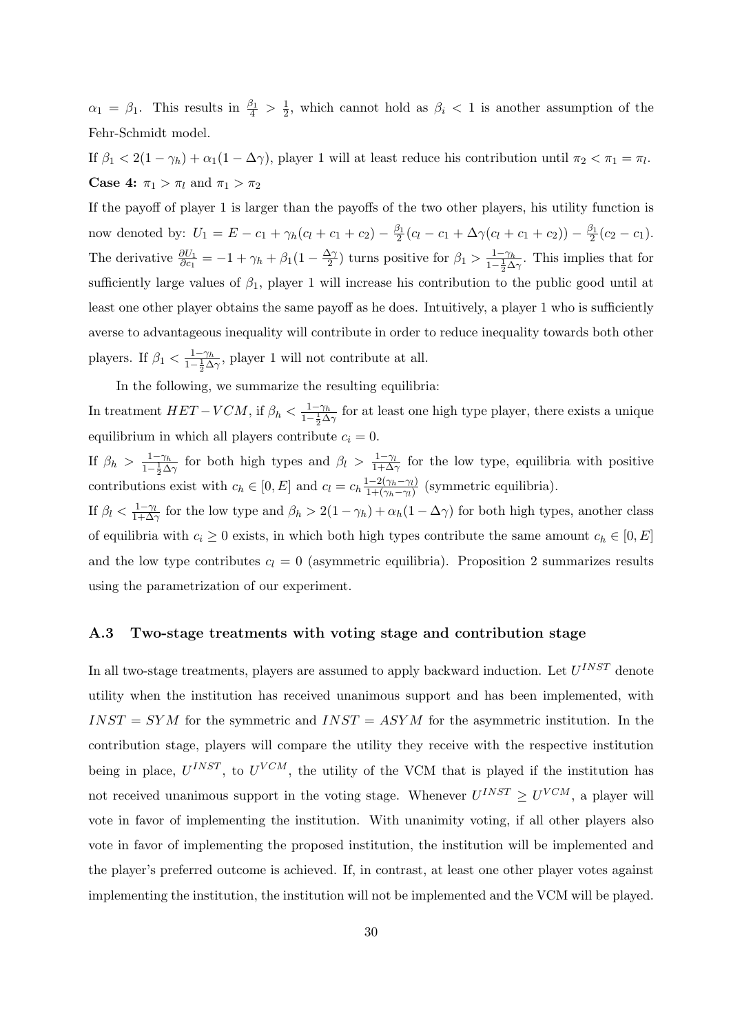$\alpha_1 = \beta_1$. This results in $\frac{\beta_1}{4} > \frac{1}{2}$, which cannot hold as $\beta_i < 1$ is another assumption of the Fehr-Schmidt model.

If $\beta_1 < 2(1-\gamma_h) + \alpha_1(1-\Delta\gamma)$, player 1 will at least reduce his contribution until $\pi_2 < \pi_1 = \pi_l$.

**Case 4:** $\pi_1 > \pi_l$ and $\pi_1 > \pi_2$

If the payoff of player 1 is larger than the payoffs of the two other players, his utility function is now denoted by: $U_1 = E - c_1 + \gamma_h(c_l + c_1 + c_2) - \frac{\beta_1}{2}(c_l - c_1 + \Delta\gamma(c_l + c_1 + c_2)) - \frac{\beta_1}{2}(c_2 - c_1)$. The derivative $\frac{\partial U_1}{\partial c_1} = -1 + \gamma_h + \beta_1(1 - \frac{\Delta\gamma}{2})$ turns positive for $\beta_1 > \frac{1-\gamma_h}{1-\frac{1}{2}\Delta\gamma}$. This implies that for sufficiently large values of $\beta_1$, player 1 will increase his contribution to the public good until at least one other player obtains the same payoff as he does. Intuitively, a player 1 who is sufficiently averse to advantageous inequality will contribute in order to reduce inequality towards both other players. If $\beta_1 < \frac{1-\gamma_h}{1-\frac{1}{2}\Delta\gamma}$, player 1 will not contribute at all.

In the following, we summarize the resulting equilibria:

In treatment $HET-VCM$, if $\beta_h < \frac{1-\gamma_h}{1-\frac{1}{2}\Delta\gamma}$ for at least one high type player, there exists a unique equilibrium in which all players contribute $c_i = 0$.

If $\beta_h > \frac{1-\gamma_h}{1-\frac{1}{2}\Delta\gamma}$ for both high types and $\beta_l > \frac{1-\gamma_l}{1+\Delta\gamma}$ for the low type, equilibria with positive contributions exist with $c_h \in [0, E]$ and $c_l = c_h \frac{1-2(\gamma_h-\gamma_l)}{1+(\gamma_h-\gamma_l)}$ (symmetric equilibria).

If $\beta_l < \frac{1-\gamma_l}{1+\Delta\gamma}$ for the low type and $\beta_h > 2(1-\gamma_h) + \alpha_h(1-\Delta\gamma)$ for both high types, another class of equilibria with $c_i \geq 0$ exists, in which both high types contribute the same amount $c_h \in [0, E]$ and the low type contributes $c_l = 0$ (asymmetric equilibria). Proposition 2 summarizes results using the parametrization of our experiment.

### A.3 Two-stage treatments with voting stage and contribution stage

In all two-stage treatments, players are assumed to apply backward induction. Let $U^{INST}$ denote utility when the institution has received unanimous support and has been implemented, with $INST = SYM$ for the symmetric and $INST = ASYM$ for the asymmetric institution. In the contribution stage, players will compare the utility they receive with the respective institution being in place, $U^{INST}$, to $U^{VCM}$, the utility of the VCM that is played if the institution has not received unanimous support in the voting stage. Whenever $U^{INST} \geq U^{VCM}$, a player will vote in favor of implementing the institution. With unanimity voting, if all other players also vote in favor of implementing the proposed institution, the institution will be implemented and the player's preferred outcome is achieved. If, in contrast, at least one other player votes against implementing the institution, the institution will not be implemented and the VCM will be played.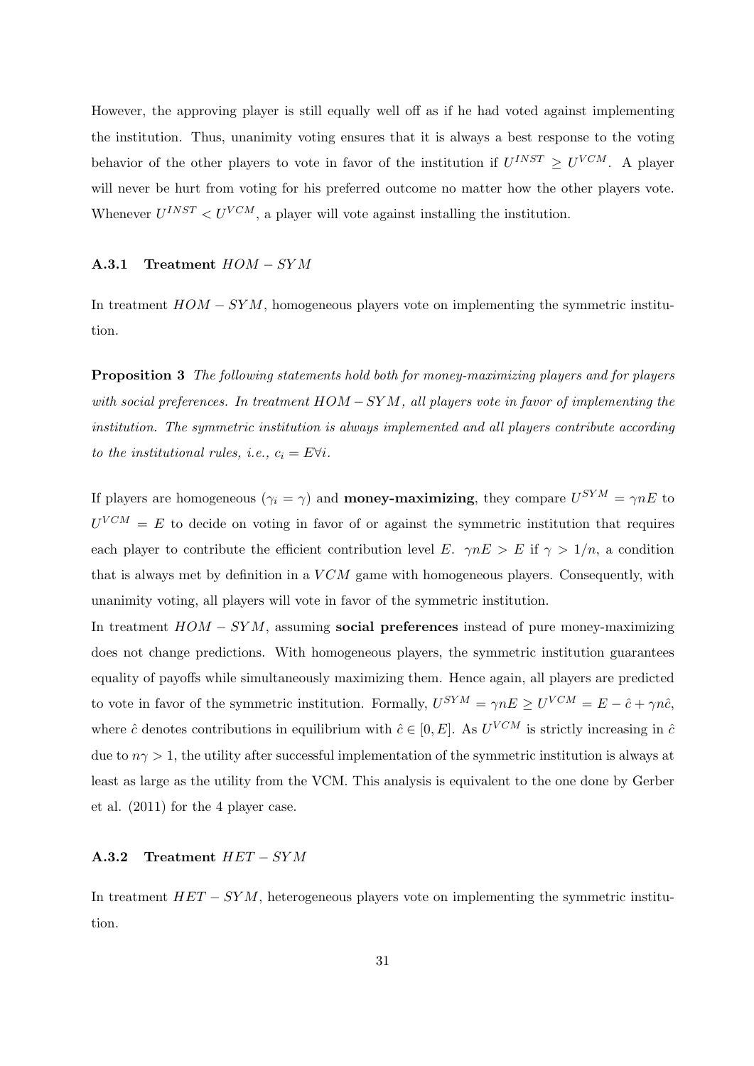However, the approving player is still equally well off as if he had voted against implementing the institution. Thus, unanimity voting ensures that it is always a best response to the voting behavior of the other players to vote in favor of the institution if $U^{INST} \geq U^{VCM}$. A player will never be hurt from voting for his preferred outcome no matter how the other players vote. Whenever $U^{INST} < U^{VCM}$, a player will vote against installing the institution.

### A.3.1 Treatment $HOM - SYM$

In treatment $HOM - SYM$, homogeneous players vote on implementing the symmetric institution.

**Proposition 3** *The following statements hold both for money-maximizing players and for players with social preferences. In treatment $HOM - SYM$, all players vote in favor of implementing the institution. The symmetric institution is always implemented and all players contribute according to the institutional rules, i.e., $c_i = E \forall i$.*

If players are homogeneous ($\gamma_i = \gamma$) and **money-maximizing**, they compare $U^{SYM} = \gamma n E$ to $U^{VCM} = E$ to decide on voting in favor of or against the symmetric institution that requires each player to contribute the efficient contribution level $E$. $\gamma n E > E$ if $\gamma > 1/n$, a condition that is always met by definition in a $VCM$ game with homogeneous players. Consequently, with unanimity voting, all players will vote in favor of the symmetric institution.

In treatment $HOM - SYM$, assuming **social preferences** instead of pure money-maximizing does not change predictions. With homogeneous players, the symmetric institution guarantees equality of payoffs while simultaneously maximizing them. Hence again, all players are predicted to vote in favor of the symmetric institution. Formally, $U^{SYM} = \gamma n E \geq U^{VCM} = E - \hat{c} + \gamma n \hat{c}$, where $\hat{c}$ denotes contributions in equilibrium with $\hat{c} \in [0, E]$. As $U^{VCM}$ is strictly increasing in $\hat{c}$ due to $n\gamma > 1$, the utility after successful implementation of the symmetric institution is always at least as large as the utility from the VCM. This analysis is equivalent to the one done by Gerber et al. (2011) for the 4 player case.

### A.3.2 Treatment $HET - SYM$

In treatment $HET - SYM$, heterogeneous players vote on implementing the symmetric institution.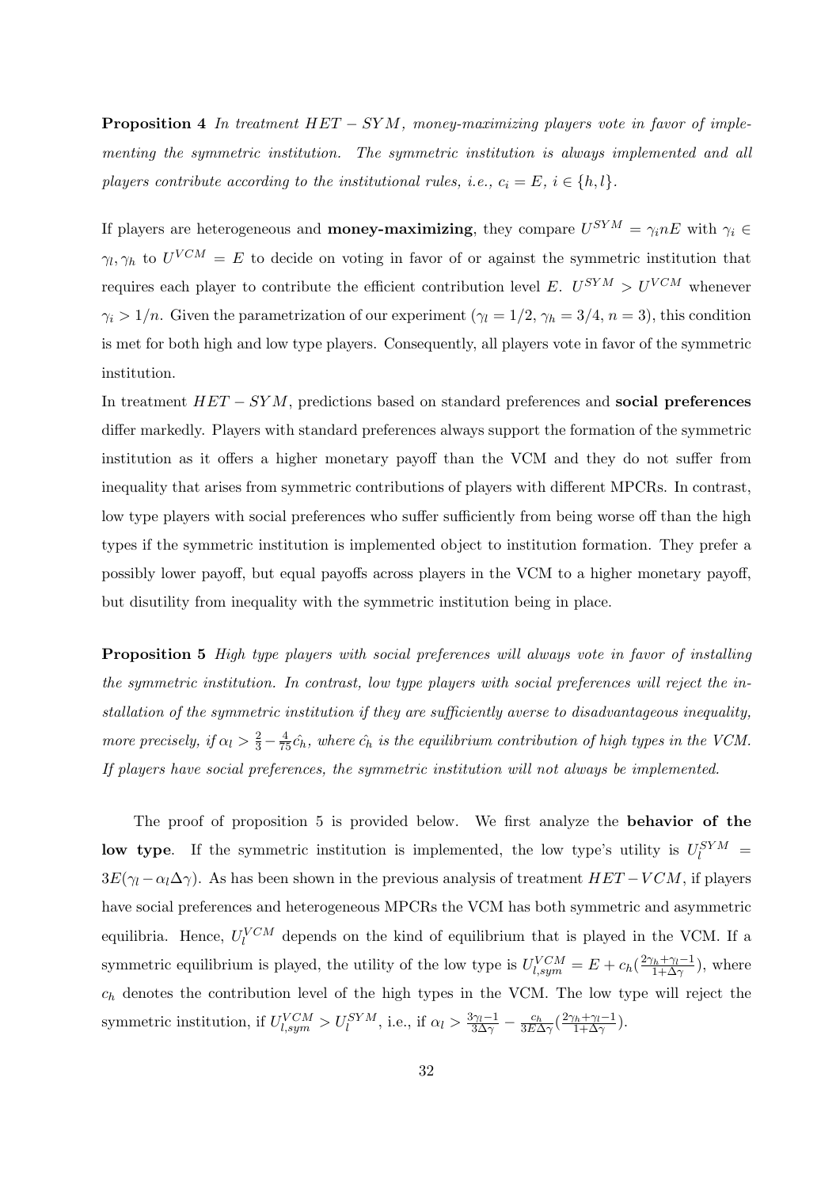**Proposition 4** *In treatment $HET-SYM$, money-maximizing players vote in favor of implementing the symmetric institution. The symmetric institution is always implemented and all players contribute according to the institutional rules, i.e., $c_i = E$, $i \in \{h, l\}$.*

If players are heterogeneous and **money-maximizing**, they compare $U^{SYM} = \gamma_i n E$ with $\gamma_i \in \gamma_l, \gamma_h$ to $U^{VCM} = E$ to decide on voting in favor of or against the symmetric institution that requires each player to contribute the efficient contribution level $E$. $U^{SYM} > U^{VCM}$ whenever $\gamma_i > 1/n$. Given the parametrization of our experiment ($\gamma_l = 1/2$, $\gamma_h = 3/4$, $n = 3$), this condition is met for both high and low type players. Consequently, all players vote in favor of the symmetric institution.

In treatment $HET-SYM$, predictions based on standard preferences and **social preferences** differ markedly. Players with standard preferences always support the formation of the symmetric institution as it offers a higher monetary payoff than the VCM and they do not suffer from inequality that arises from symmetric contributions of players with different MPCRs. In contrast, low type players with social preferences who suffer sufficiently from being worse off than the high types if the symmetric institution is implemented object to institution formation. They prefer a possibly lower payoff, but equal payoffs across players in the VCM to a higher monetary payoff, but disutility from inequality with the symmetric institution being in place.

**Proposition 5** *High type players with social preferences will always vote in favor of installing the symmetric institution. In contrast, low type players with social preferences will reject the installation of the symmetric institution if they are sufficiently averse to disadvantageous inequality, more precisely, if $\alpha_l > \frac{2}{3} - \frac{4}{75}\hat{c_h}$, where $\hat{c_h}$ is the equilibrium contribution of high types in the VCM. If players have social preferences, the symmetric institution will not always be implemented.*

The proof of proposition 5 is provided below. We first analyze the **behavior of the low type**. If the symmetric institution is implemented, the low type's utility is $U_l^{SYM} = 3E(\gamma_l - \alpha_l \Delta\gamma)$. As has been shown in the previous analysis of treatment $HET-VCM$, if players have social preferences and heterogeneous MPCRs the VCM has both symmetric and asymmetric equilibria. Hence, $U_l^{VCM}$ depends on the kind of equilibrium that is played in the VCM. If a symmetric equilibrium is played, the utility of the low type is $U_{l,sym}^{VCM} = E + c_h(\frac{2\gamma_h + \gamma_l - 1}{1+\Delta\gamma})$, where $c_h$ denotes the contribution level of the high types in the VCM. The low type will reject the symmetric institution, if $U_{l,sym}^{VCM} > U_l^{SYM}$, i.e., if $\alpha_l > \frac{3\gamma_l - 1}{3\Delta\gamma} - \frac{c_h}{3E\Delta\gamma}(\frac{2\gamma_h + \gamma_l - 1}{1+\Delta\gamma})$.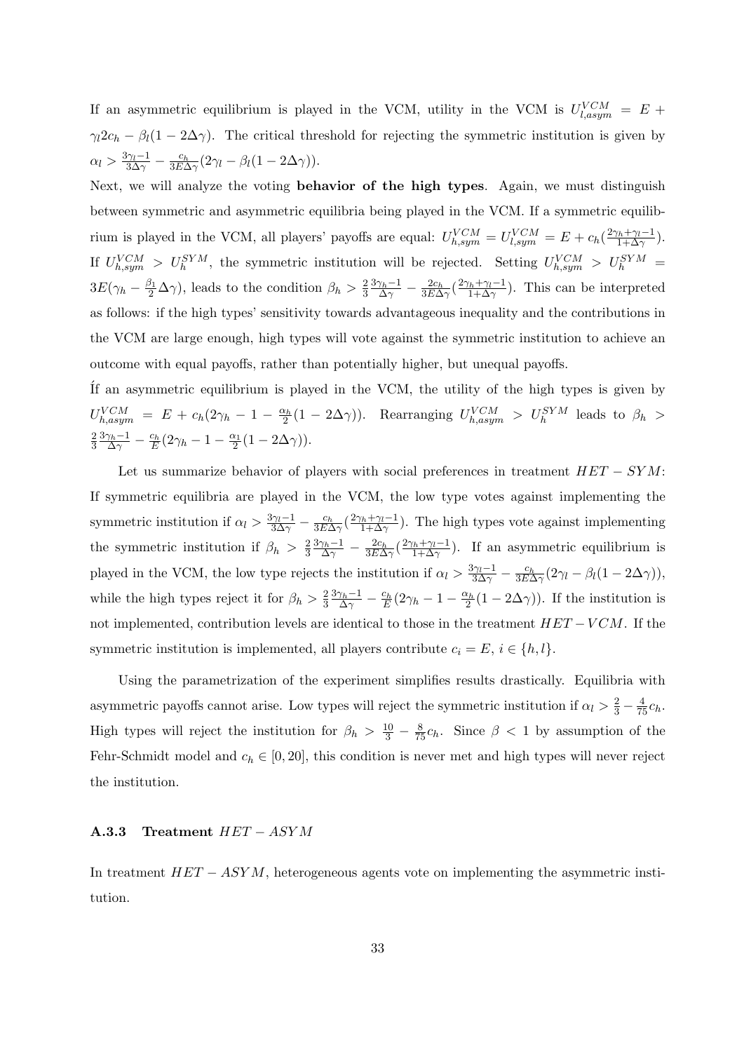If an asymmetric equilibrium is played in the VCM, utility in the VCM is $U^{VCM}_{l,asym} = E + \gamma_l 2c_h - \beta_l(1 - 2\Delta\gamma)$. The critical threshold for rejecting the symmetric institution is given by $\alpha_l > \frac{3\gamma_l - 1}{3\Delta\gamma} - \frac{c_h}{3E\Delta\gamma}(2\gamma_l - \beta_l(1 - 2\Delta\gamma))$.

Next, we will analyze the voting **behavior of the high types**. Again, we must distinguish between symmetric and asymmetric equilibria being played in the VCM. If a symmetric equilibrium is played in the VCM, all players' payoffs are equal: $U^{VCM}_{h,sym} = U^{VCM}_{l,sym} = E + c_h(\frac{2\gamma_h + \gamma_l - 1}{1+\Delta\gamma})$. If $U^{VCM}_{h,sym} > U^{SYM}_h$, the symmetric institution will be rejected. Setting $U^{VCM}_{h,sym} > U^{SYM}_h = 3E(\gamma_h - \frac{\beta_l}{2}\Delta\gamma)$, leads to the condition $\beta_h > \frac{2}{3}\frac{3\gamma_h - 1}{\Delta\gamma} - \frac{2c_h}{3E\Delta\gamma}(\frac{2\gamma_h + \gamma_l - 1}{1+\Delta\gamma})$. This can be interpreted as follows: if the high types' sensitivity towards advantageous inequality and the contributions in the VCM are large enough, high types will vote against the symmetric institution to achieve an outcome with equal payoffs, rather than potentially higher, but unequal payoffs.

Íf an asymmetric equilibrium is played in the VCM, the utility of the high types is given by $U^{VCM}_{h,asym} = E + c_h(2\gamma_h - 1 - \frac{\alpha_h}{2}(1 - 2\Delta\gamma))$. Rearranging $U^{VCM}_{h,asym} > U^{SYM}_h$ leads to $\beta_h > \frac{2}{3}\frac{3\gamma_h - 1}{\Delta\gamma} - \frac{c_h}{E}(2\gamma_h - 1 - \frac{\alpha_1}{2}(1 - 2\Delta\gamma))$.

Let us summarize behavior of players with social preferences in treatment $HET - SYM$: If symmetric equilibria are played in the VCM, the low type votes against implementing the symmetric institution if $\alpha_l > \frac{3\gamma_l - 1}{3\Delta\gamma} - \frac{c_h}{3E\Delta\gamma}(\frac{2\gamma_h + \gamma_l - 1}{1+\Delta\gamma})$. The high types vote against implementing the symmetric institution if $\beta_h > \frac{2}{3}\frac{3\gamma_h - 1}{\Delta\gamma} - \frac{2c_h}{3E\Delta\gamma}(\frac{2\gamma_h + \gamma_l - 1}{1+\Delta\gamma})$. If an asymmetric equilibrium is played in the VCM, the low type rejects the institution if $\alpha_l > \frac{3\gamma_l - 1}{3\Delta\gamma} - \frac{c_h}{3E\Delta\gamma}(2\gamma_l - \beta_l(1 - 2\Delta\gamma))$, while the high types reject it for $\beta_h > \frac{2}{3}\frac{3\gamma_h - 1}{\Delta\gamma} - \frac{c_h}{E}(2\gamma_h - 1 - \frac{\alpha_h}{2}(1 - 2\Delta\gamma))$. If the institution is not implemented, contribution levels are identical to those in the treatment $HET - VCM$. If the symmetric institution is implemented, all players contribute $c_i = E$, $i \in \{h, l\}$.

Using the parametrization of the experiment simplifies results drastically. Equilibria with asymmetric payoffs cannot arise. Low types will reject the symmetric institution if $\alpha_l > \frac{2}{3} - \frac{4}{75}c_h$. High types will reject the institution for $\beta_h > \frac{10}{3} - \frac{8}{75}c_h$. Since $\beta < 1$ by assumption of the Fehr-Schmidt model and $c_h \in [0, 20]$, this condition is never met and high types will never reject the institution.

### A.3.3 Treatment $HET - ASYM$

In treatment $HET - ASYM$, heterogeneous agents vote on implementing the asymmetric institution.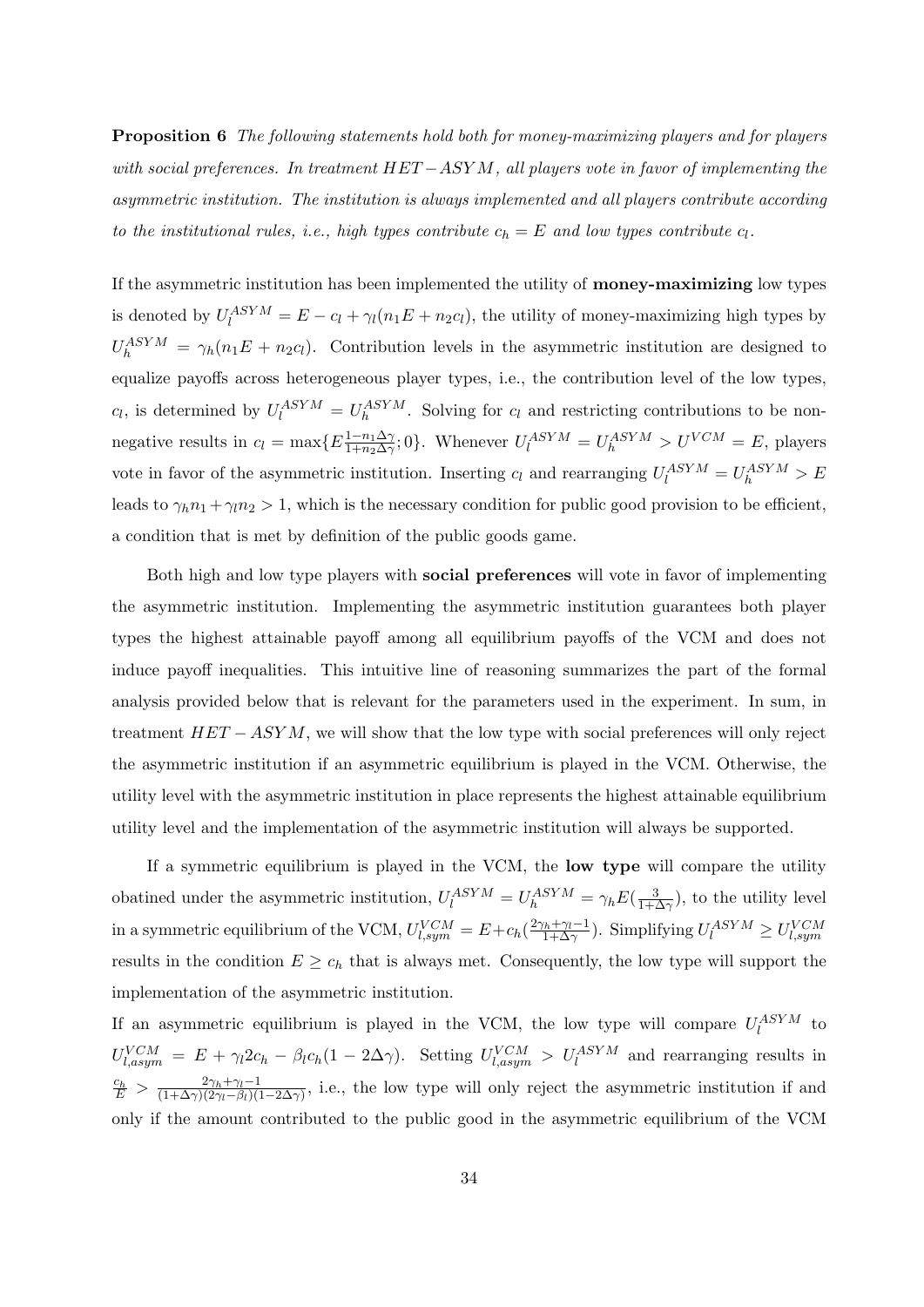**Proposition 6** *The following statements hold both for money-maximizing players and for players with social preferences. In treatment $HET-ASYM$, all players vote in favor of implementing the asymmetric institution. The institution is always implemented and all players contribute according to the institutional rules, i.e., high types contribute $c_h = E$ and low types contribute $c_l$.*

If the asymmetric institution has been implemented the utility of **money-maximizing** low types is denoted by $U_l^{ASYM} = E - c_l + \gamma_l(n_1 E + n_2 c_l)$, the utility of money-maximizing high types by $U_h^{ASYM} = \gamma_h(n_1 E + n_2 c_l)$. Contribution levels in the asymmetric institution are designed to equalize payoffs across heterogeneous player types, i.e., the contribution level of the low types, $c_l$, is determined by $U_l^{ASYM} = U_h^{ASYM}$. Solving for $c_l$ and restricting contributions to be non-negative results in $c_l = \max\{E\frac{1-n_1\Delta\gamma}{1+n_2\Delta\gamma}; 0\}$. Whenever $U_l^{ASYM} = U_h^{ASYM} > U^{VCM} = E$, players vote in favor of the asymmetric institution. Inserting $c_l$ and rearranging $U_l^{ASYM} = U_h^{ASYM} > E$ leads to $\gamma_h n_1 + \gamma_l n_2 > 1$, which is the necessary condition for public good provision to be efficient, a condition that is met by definition of the public goods game.

Both high and low type players with **social preferences** will vote in favor of implementing the asymmetric institution. Implementing the asymmetric institution guarantees both player types the highest attainable payoff among all equilibrium payoffs of the VCM and does not induce payoff inequalities. This intuitive line of reasoning summarizes the part of the formal analysis provided below that is relevant for the parameters used in the experiment. In sum, in treatment $HET-ASYM$, we will show that the low type with social preferences will only reject the asymmetric institution if an asymmetric equilibrium is played in the VCM. Otherwise, the utility level with the asymmetric institution in place represents the highest attainable equilibrium utility level and the implementation of the asymmetric institution will always be supported.

If a symmetric equilibrium is played in the VCM, the **low type** will compare the utility obatined under the asymmetric institution, $U_l^{ASYM} = U_h^{ASYM} = \gamma_h E(\frac{3}{1+\Delta\gamma})$, to the utility level in a symmetric equilibrium of the VCM, $U_{l,sym}^{VCM} = E + c_h(\frac{2\gamma_h+\gamma_l-1}{1+\Delta\gamma})$. Simplifying $U_l^{ASYM} \geq U_{l,sym}^{VCM}$ results in the condition $E \geq c_h$ that is always met. Consequently, the low type will support the implementation of the asymmetric institution.

If an asymmetric equilibrium is played in the VCM, the low type will compare $U_l^{ASYM}$ to $U_{l,asym}^{VCM} = E + \gamma_l 2c_h - \beta_l c_h(1 - 2\Delta\gamma)$. Setting $U_{l,asym}^{VCM} > U_l^{ASYM}$ and rearranging results in $\frac{c_h}{E} > \frac{2\gamma_h+\gamma_l-1}{(1+\Delta\gamma)(2\gamma_l-\beta_l)(1-2\Delta\gamma)}$, i.e., the low type will only reject the asymmetric institution if and only if the amount contributed to the public good in the asymmetric equilibrium of the VCM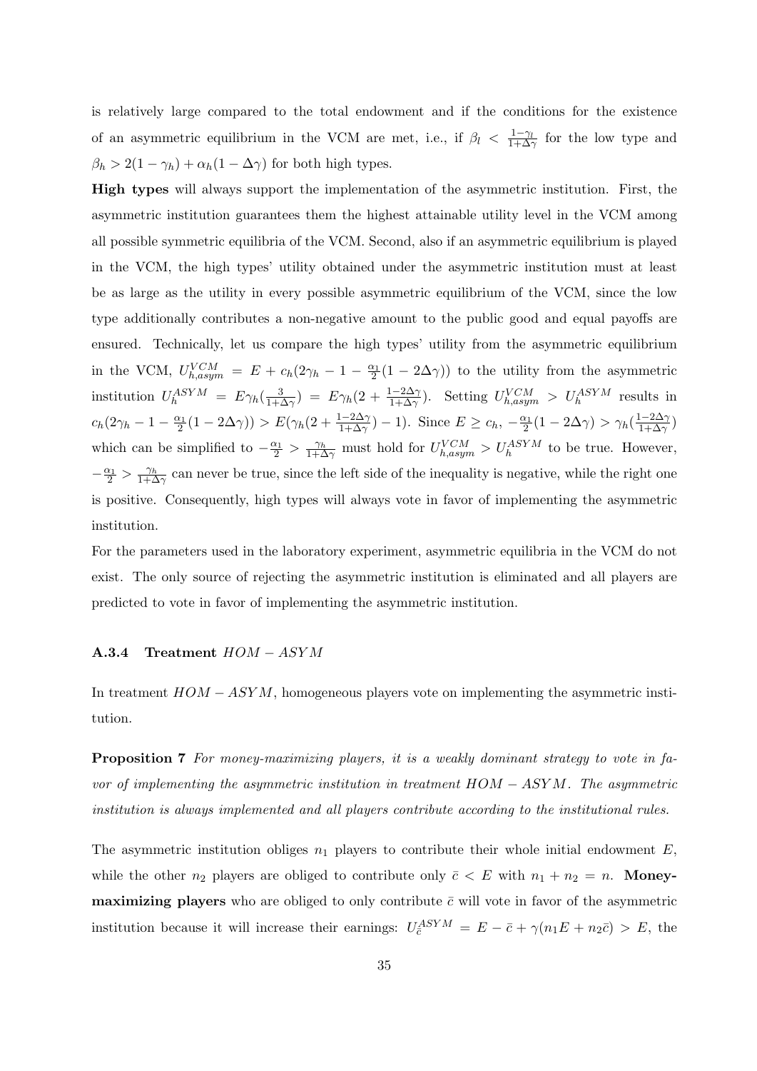is relatively large compared to the total endowment and if the conditions for the existence of an asymmetric equilibrium in the VCM are met, i.e., if $\beta_l < \frac{1-\gamma_l}{1+\Delta\gamma}$ for the low type and $\beta_h > 2(1-\gamma_h) + \alpha_h(1-\Delta\gamma)$ for both high types.

**High types** will always support the implementation of the asymmetric institution. First, the asymmetric institution guarantees them the highest attainable utility level in the VCM among all possible symmetric equilibria of the VCM. Second, also if an asymmetric equilibrium is played in the VCM, the high types' utility obtained under the asymmetric institution must at least be as large as the utility in every possible asymmetric equilibrium of the VCM, since the low type additionally contributes a non-negative amount to the public good and equal payoffs are ensured. Technically, let us compare the high types' utility from the asymmetric equilibrium in the VCM, $U_{h,asym}^{VCM} = E + c_h(2\gamma_h - 1 - \frac{\alpha_1}{2}(1-2\Delta\gamma))$ to the utility from the asymmetric institution $U_h^{ASYM} = E\gamma_h(\frac{3}{1+\Delta\gamma}) = E\gamma_h(2 + \frac{1-2\Delta\gamma}{1+\Delta\gamma})$. Setting $U_{h,asym}^{VCM} > U_h^{ASYM}$ results in $c_h(2\gamma_h - 1 - \frac{\alpha_1}{2}(1-2\Delta\gamma)) > E(\gamma_h(2 + \frac{1-2\Delta\gamma}{1+\Delta\gamma}) - 1)$. Since $E \geq c_h$, $-\frac{\alpha_1}{2}(1-2\Delta\gamma) > \gamma_h(\frac{1-2\Delta\gamma}{1+\Delta\gamma})$ which can be simplified to $-\frac{\alpha_1}{2} > \frac{\gamma_h}{1+\Delta\gamma}$ must hold for $U_{h,asym}^{VCM} > U_h^{ASYM}$ to be true. However, $-\frac{\alpha_1}{2} > \frac{\gamma_h}{1+\Delta\gamma}$ can never be true, since the left side of the inequality is negative, while the right one is positive. Consequently, high types will always vote in favor of implementing the asymmetric institution.

For the parameters used in the laboratory experiment, asymmetric equilibria in the VCM do not exist. The only source of rejecting the asymmetric institution is eliminated and all players are predicted to vote in favor of implementing the asymmetric institution.

### A.3.4 Treatment $HOM - ASYM$

In treatment $HOM - ASYM$, homogeneous players vote on implementing the asymmetric institution.

**Proposition 7** *For money-maximizing players, it is a weakly dominant strategy to vote in favor of implementing the asymmetric institution in treatment $HOM - ASYM$. The asymmetric institution is always implemented and all players contribute according to the institutional rules.*

The asymmetric institution obliges $n_1$ players to contribute their whole initial endowment $E$, while the other $n_2$ players are obliged to contribute only $\bar{c} < E$ with $n_1 + n_2 = n$. **Money-maximizing players** who are obliged to only contribute $\bar{c}$ will vote in favor of the asymmetric institution because it will increase their earnings: $U_{\bar{c}}^{ASYM} = E - \bar{c} + \gamma(n_1 E + n_2 \bar{c}) > E$, the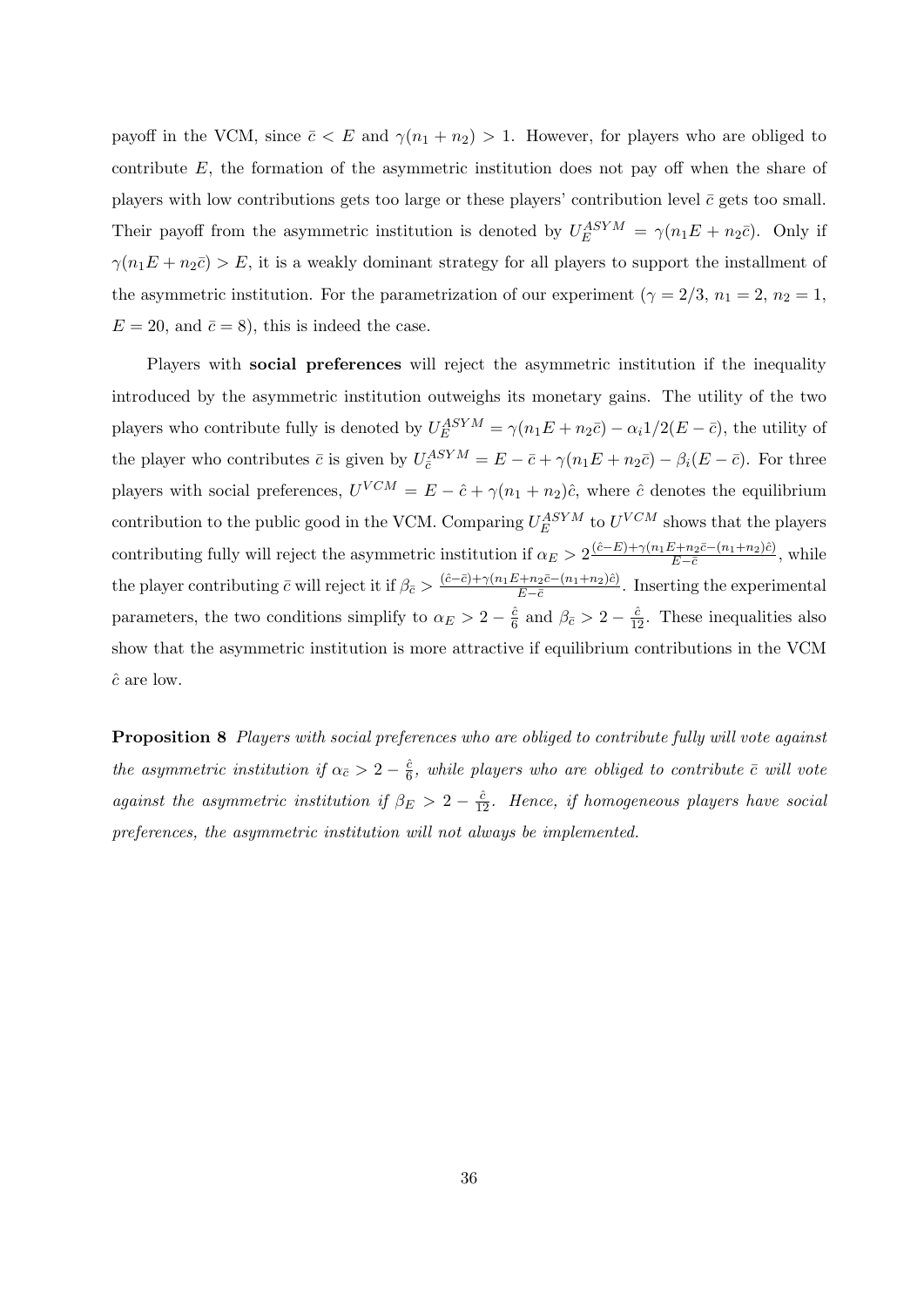payoff in the VCM, since $\bar{c} < E$ and $\gamma(n_1 + n_2) > 1$. However, for players who are obliged to contribute $E$, the formation of the asymmetric institution does not pay off when the share of players with low contributions gets too large or these players' contribution level $\bar{c}$ gets too small. Their payoff from the asymmetric institution is denoted by $U_E^{ASYM} = \gamma(n_1 E + n_2 \bar{c})$. Only if $\gamma(n_1 E + n_2 \bar{c}) > E$, it is a weakly dominant strategy for all players to support the installment of the asymmetric institution. For the parametrization of our experiment ($\gamma = 2/3$, $n_1 = 2$, $n_2 = 1$, $E = 20$, and $\bar{c} = 8$), this is indeed the case.

Players with **social preferences** will reject the asymmetric institution if the inequality introduced by the asymmetric institution outweighs its monetary gains. The utility of the two players who contribute fully is denoted by $U_E^{ASYM} = \gamma(n_1 E + n_2 \bar{c}) - \alpha_i 1/2(E - \bar{c})$, the utility of the player who contributes $\bar{c}$ is given by $U_{\bar{c}}^{ASYM} = E - \bar{c} + \gamma(n_1 E + n_2 \bar{c}) - \beta_i(E - \bar{c})$. For three players with social preferences, $U^{VCM} = E - \hat{c} + \gamma(n_1 + n_2)\hat{c}$, where $\hat{c}$ denotes the equilibrium contribution to the public good in the VCM. Comparing $U_E^{ASYM}$ to $U^{VCM}$ shows that the players contributing fully will reject the asymmetric institution if $\alpha_E > 2\frac{(\hat{c}-E)+\gamma(n_1 E + n_2 \bar{c} - (n_1+n_2)\hat{c})}{E-\bar{c}}$, while the player contributing $\bar{c}$ will reject it if $\beta_{\bar{c}} > \frac{(\hat{c}-\bar{c})+\gamma(n_1 E + n_2 \bar{c} - (n_1+n_2)\hat{c})}{E-\bar{c}}$. Inserting the experimental parameters, the two conditions simplify to $\alpha_E > 2 - \frac{\hat{c}}{6}$ and $\beta_{\bar{c}} > 2 - \frac{\hat{c}}{12}$. These inequalities also show that the asymmetric institution is more attractive if equilibrium contributions in the VCM $\hat{c}$ are low.

**Proposition 8** *Players with social preferences who are obliged to contribute fully will vote against the asymmetric institution if $\alpha_{\bar{c}} > 2 - \frac{\hat{c}}{6}$, while players who are obliged to contribute $\bar{c}$ will vote against the asymmetric institution if $\beta_E > 2 - \frac{\hat{c}}{12}$. Hence, if homogeneous players have social preferences, the asymmetric institution will not always be implemented.*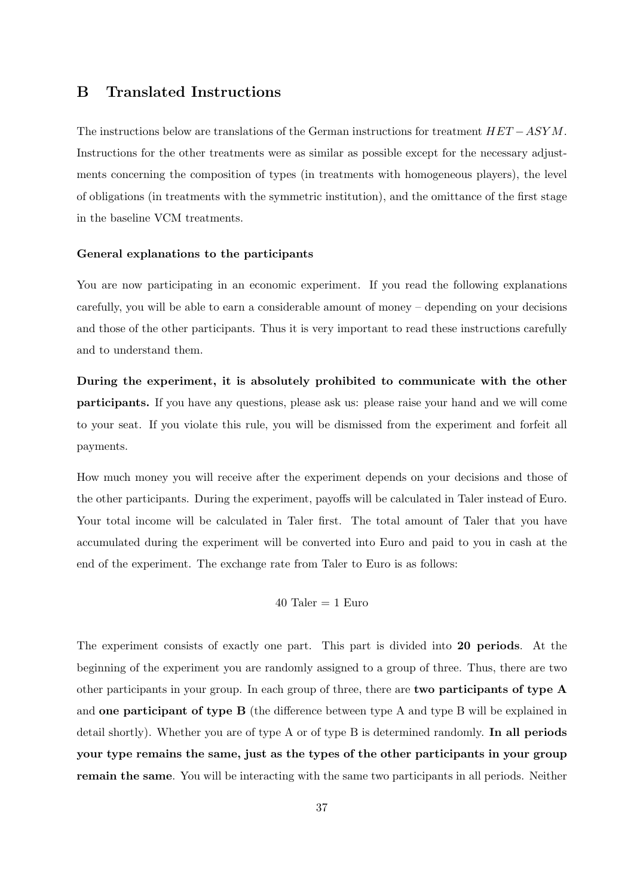# B Translated Instructions

The instructions below are translations of the German instructions for treatment $HET-ASYM$. Instructions for the other treatments were as similar as possible except for the necessary adjustments concerning the composition of types (in treatments with homogeneous players), the level of obligations (in treatments with the symmetric institution), and the omittance of the first stage in the baseline VCM treatments.

**General explanations to the participants**

You are now participating in an economic experiment. If you read the following explanations carefully, you will be able to earn a considerable amount of money – depending on your decisions and those of the other participants. Thus it is very important to read these instructions carefully and to understand them.

**During the experiment, it is absolutely prohibited to communicate with the other participants.** If you have any questions, please ask us: please raise your hand and we will come to your seat. If you violate this rule, you will be dismissed from the experiment and forfeit all payments.

How much money you will receive after the experiment depends on your decisions and those of the other participants. During the experiment, payoffs will be calculated in Taler instead of Euro. Your total income will be calculated in Taler first. The total amount of Taler that you have accumulated during the experiment will be converted into Euro and paid to you in cash at the end of the experiment. The exchange rate from Taler to Euro is as follows:

$$40 \text{ Taler} = 1 \text{ Euro}$$

The experiment consists of exactly one part. This part is divided into **20 periods**. At the beginning of the experiment you are randomly assigned to a group of three. Thus, there are two other participants in your group. In each group of three, there are **two participants of type A** and **one participant of type B** (the difference between type A and type B will be explained in detail shortly). Whether you are of type A or of type B is determined randomly. **In all periods your type remains the same, just as the types of the other participants in your group remain the same**. You will be interacting with the same two participants in all periods. Neither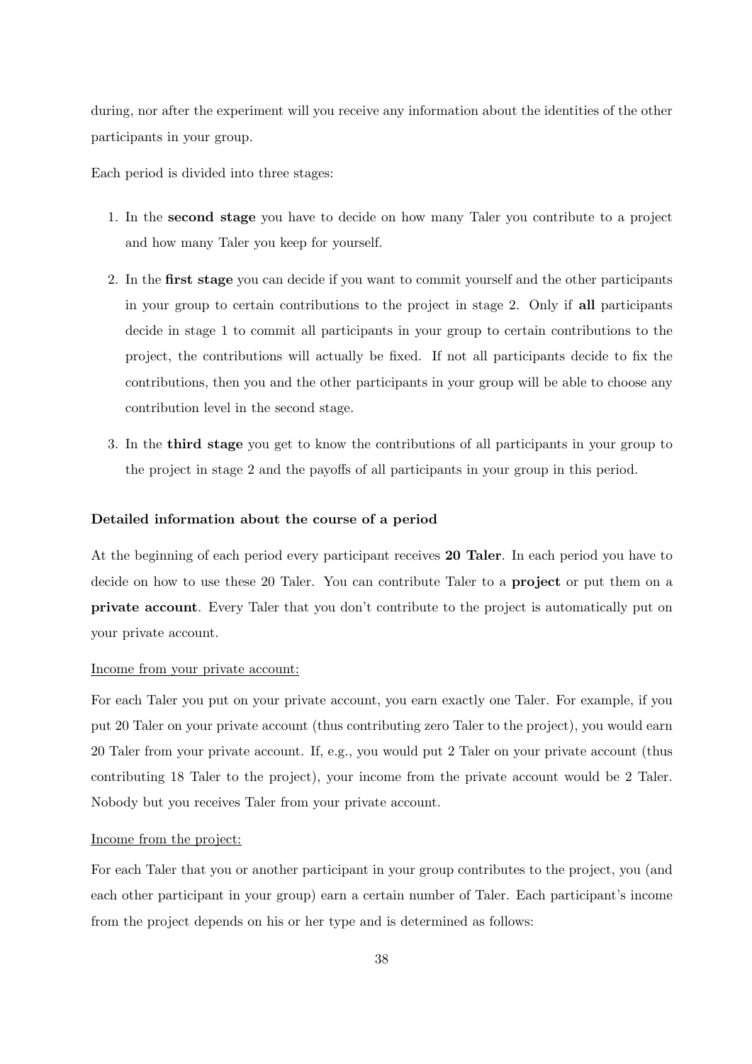during, nor after the experiment will you receive any information about the identities of the other participants in your group.

Each period is divided into three stages:

1. In the **second stage** you have to decide on how many Taler you contribute to a project and how many Taler you keep for yourself.

2. In the **first stage** you can decide if you want to commit yourself and the other participants in your group to certain contributions to the project in stage 2. Only if **all** participants decide in stage 1 to commit all participants in your group to certain contributions to the project, the contributions will actually be fixed. If not all participants decide to fix the contributions, then you and the other participants in your group will be able to choose any contribution level in the second stage.

3. In the **third stage** you get to know the contributions of all participants in your group to the project in stage 2 and the payoffs of all participants in your group in this period.

**Detailed information about the course of a period**

At the beginning of each period every participant receives **20 Taler**. In each period you have to decide on how to use these 20 Taler. You can contribute Taler to a **project** or put them on a **private account**. Every Taler that you don't contribute to the project is automatically put on your private account.

Income from your private account:

For each Taler you put on your private account, you earn exactly one Taler. For example, if you put 20 Taler on your private account (thus contributing zero Taler to the project), you would earn 20 Taler from your private account. If, e.g., you would put 2 Taler on your private account (thus contributing 18 Taler to the project), your income from the private account would be 2 Taler. Nobody but you receives Taler from your private account.

Income from the project:

For each Taler that you or another participant in your group contributes to the project, you (and each other participant in your group) earn a certain number of Taler. Each participant's income from the project depends on his or her type and is determined as follows: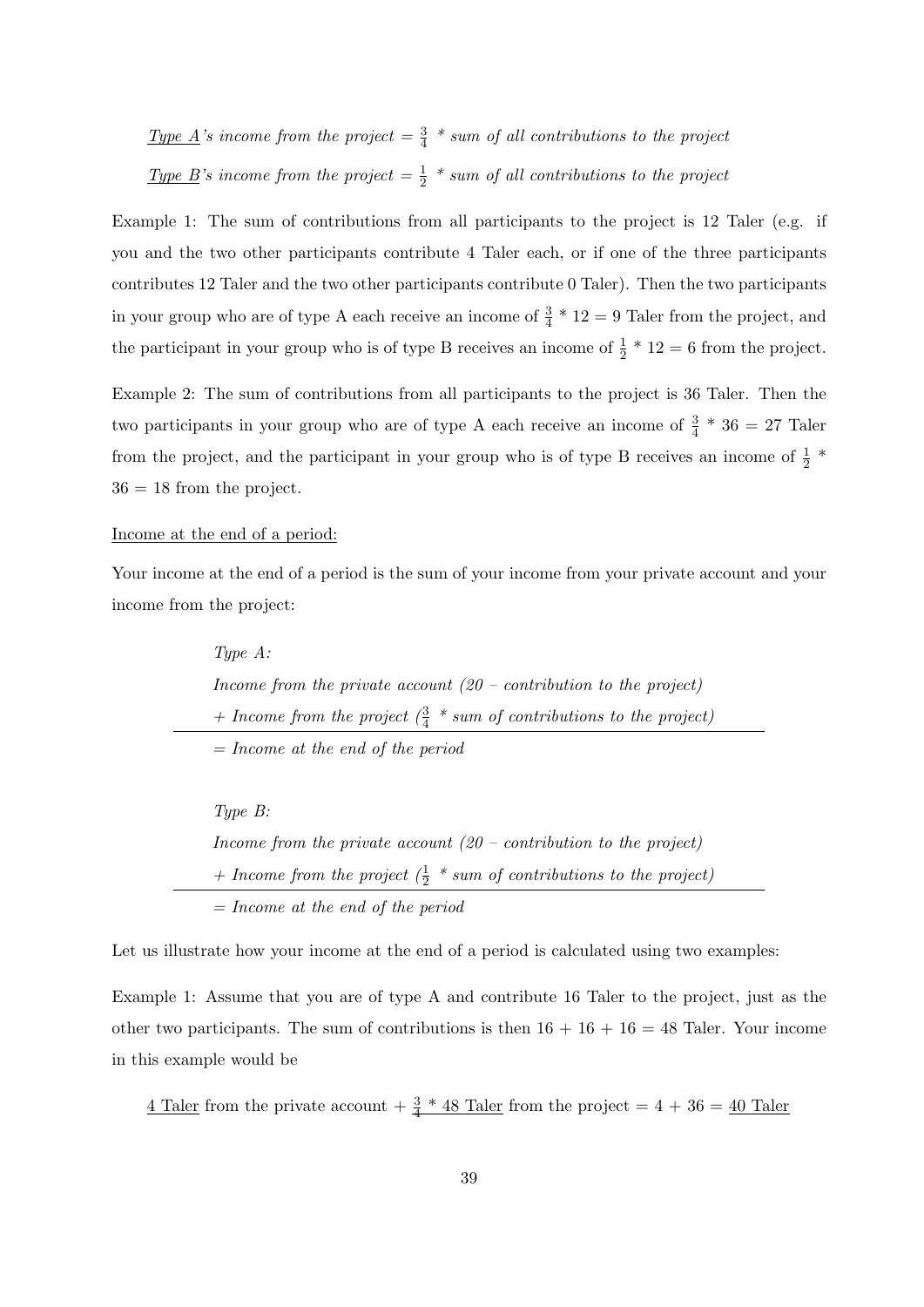*<u>Type A</u>'s income from the project = $\frac{3}{4}$ * sum of all contributions to the project*

*<u>Type B</u>'s income from the project = $\frac{1}{2}$ * sum of all contributions to the project*

Example 1: The sum of contributions from all participants to the project is 12 Taler (e.g. if you and the two other participants contribute 4 Taler each, or if one of the three participants contributes 12 Taler and the two other participants contribute 0 Taler). Then the two participants in your group who are of type A each receive an income of $\frac{3}{4}$ * 12 = 9 Taler from the project, and the participant in your group who is of type B receives an income of $\frac{1}{2}$ * 12 = 6 from the project.

Example 2: The sum of contributions from all participants to the project is 36 Taler. Then the two participants in your group who are of type A each receive an income of $\frac{3}{4}$ * 36 = 27 Taler from the project, and the participant in your group who is of type B receives an income of $\frac{1}{2}$ * 36 = 18 from the project.

<u>Income at the end of a period:</u>

Your income at the end of a period is the sum of your income from your private account and your income from the project:

*Type A:*

*Income from the private account (20 – contribution to the project)*

*+ Income from the project ($\frac{3}{4}$ * sum of contributions to the project)*

---

*= Income at the end of the period*

*Type B:*

*Income from the private account (20 – contribution to the project)*

*+ Income from the project ($\frac{1}{2}$ * sum of contributions to the project)*

---

*= Income at the end of the period*

Let us illustrate how your income at the end of a period is calculated using two examples:

Example 1: Assume that you are of type A and contribute 16 Taler to the project, just as the other two participants. The sum of contributions is then 16 + 16 + 16 = 48 Taler. Your income in this example would be

<u>4 Taler</u> from the private account + <u>$\frac{3}{4}$ * 48 Taler</u> from the project = 4 + 36 = <u>40 Taler</u>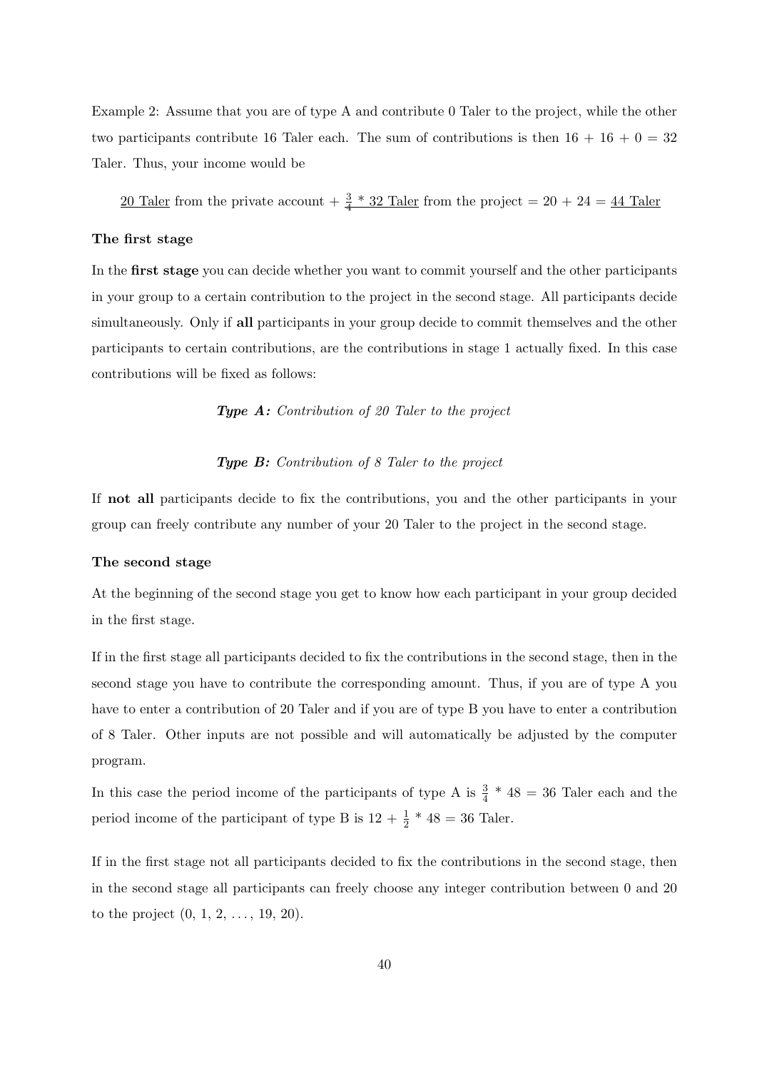Example 2: Assume that you are of type A and contribute 0 Taler to the project, while the other two participants contribute 16 Taler each. The sum of contributions is then 16 + 16 + 0 = 32 Taler. Thus, your income would be

<u>20 Taler</u> from the private account + <u>$\frac{3}{4}$ * 32 Taler</u> from the project = 20 + 24 = <u>44 Taler</u>

**The first stage**

In the **first stage** you can decide whether you want to commit yourself and the other participants in your group to a certain contribution to the project in the second stage. All participants decide simultaneously. Only if **all** participants in your group decide to commit themselves and the other participants to certain contributions, are the contributions in stage 1 actually fixed. In this case contributions will be fixed as follows:

***Type A:*** *Contribution of 20 Taler to the project*

***Type B:*** *Contribution of 8 Taler to the project*

If **not all** participants decide to fix the contributions, you and the other participants in your group can freely contribute any number of your 20 Taler to the project in the second stage.

**The second stage**

At the beginning of the second stage you get to know how each participant in your group decided in the first stage.

If in the first stage all participants decided to fix the contributions in the second stage, then in the second stage you have to contribute the corresponding amount. Thus, if you are of type A you have to enter a contribution of 20 Taler and if you are of type B you have to enter a contribution of 8 Taler. Other inputs are not possible and will automatically be adjusted by the computer program.

In this case the period income of the participants of type A is $\frac{3}{4}$ * 48 = 36 Taler each and the period income of the participant of type B is 12 + $\frac{1}{2}$ * 48 = 36 Taler.

If in the first stage not all participants decided to fix the contributions in the second stage, then in the second stage all participants can freely choose any integer contribution between 0 and 20 to the project (0, 1, 2, . . . , 19, 20).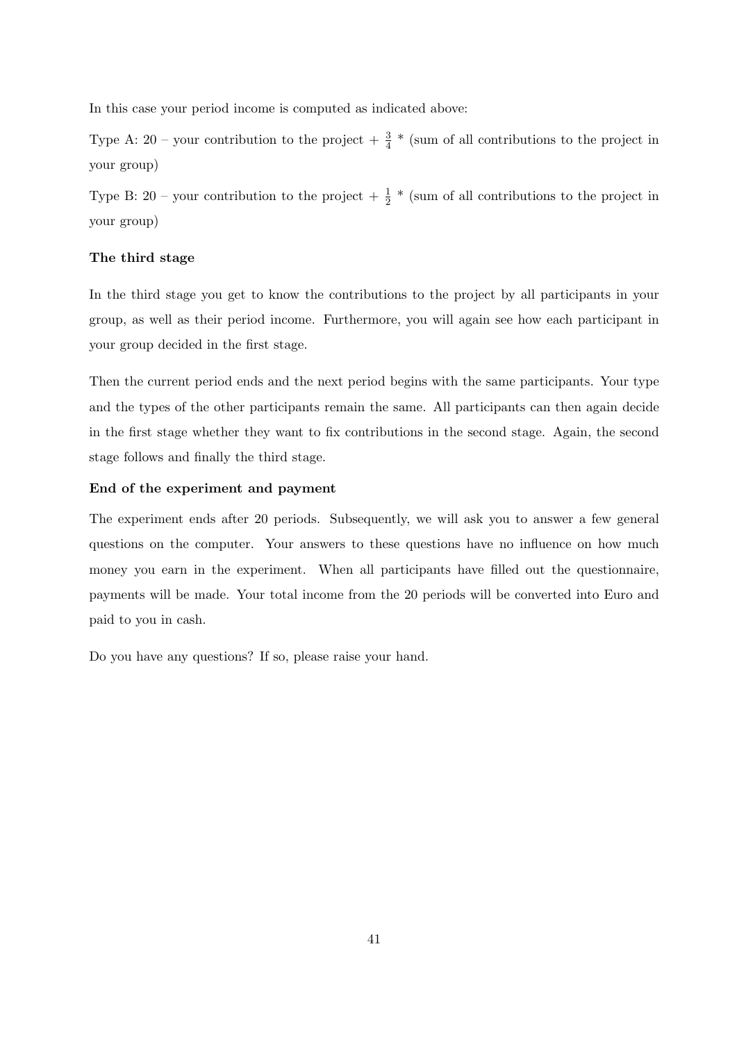In this case your period income is computed as indicated above:

Type A: 20 – your contribution to the project + $\frac{3}{4}$ * (sum of all contributions to the project in your group)

Type B: 20 – your contribution to the project + $\frac{1}{2}$ * (sum of all contributions to the project in your group)

**The third stage**

In the third stage you get to know the contributions to the project by all participants in your group, as well as their period income. Furthermore, you will again see how each participant in your group decided in the first stage.

Then the current period ends and the next period begins with the same participants. Your type and the types of the other participants remain the same. All participants can then again decide in the first stage whether they want to fix contributions in the second stage. Again, the second stage follows and finally the third stage.

**End of the experiment and payment**

The experiment ends after 20 periods. Subsequently, we will ask you to answer a few general questions on the computer. Your answers to these questions have no influence on how much money you earn in the experiment. When all participants have filled out the questionnaire, payments will be made. Your total income from the 20 periods will be converted into Euro and paid to you in cash.

Do you have any questions? If so, please raise your hand.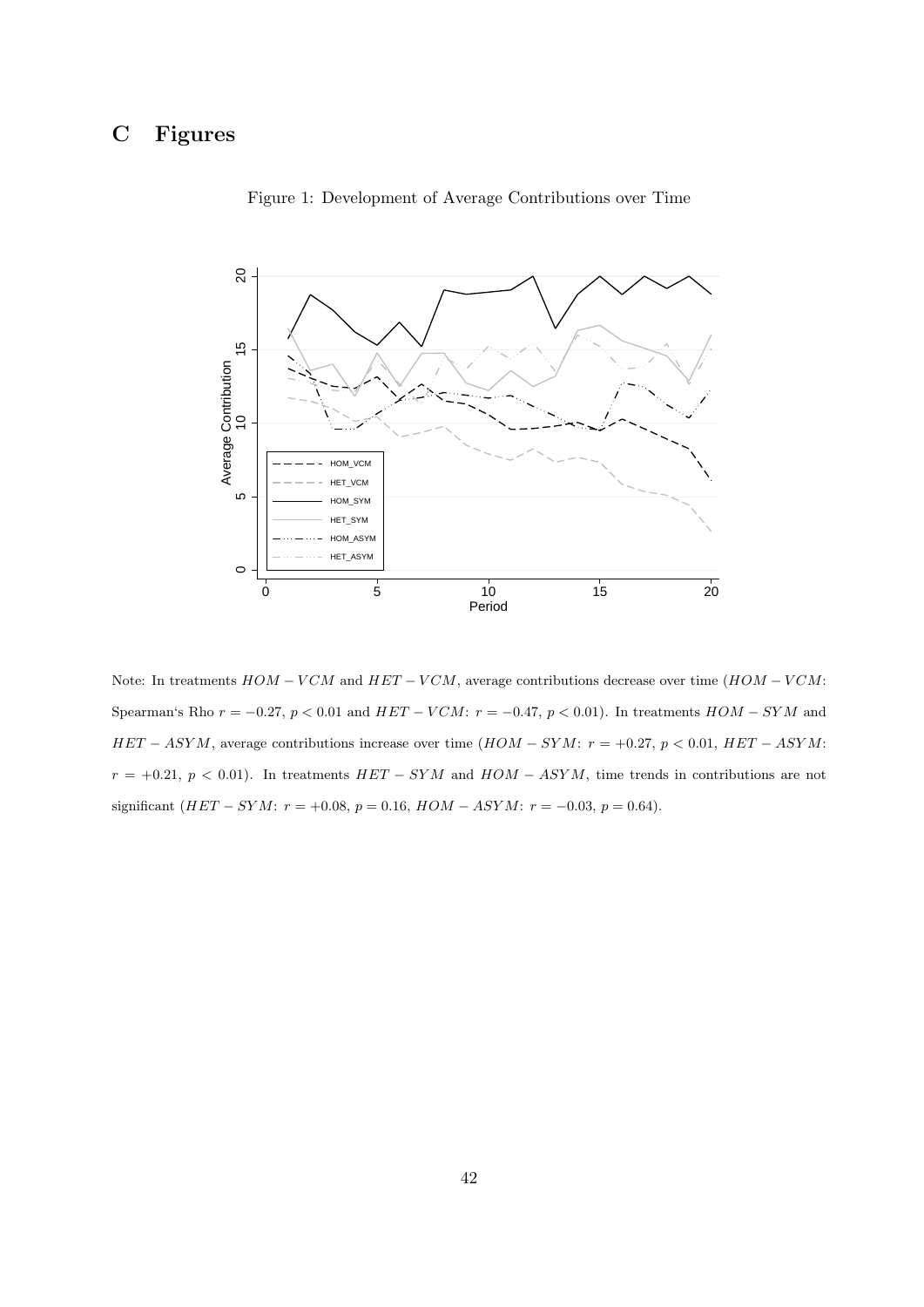# C Figures

Figure 1: Development of Average Contributions over Time

Note: In treatments $HOM-VCM$ and $HET-VCM$, average contributions decrease over time ($HOM-VCM$: Spearman's Rho $r = -0.27$, $p < 0.01$ and $HET-VCM$: $r = -0.47$, $p < 0.01$). In treatments $HOM-SYM$ and $HET-ASYM$, average contributions increase over time ($HOM-SYM$: $r = +0.27$, $p < 0.01$, $HET-ASYM$: $r = +0.21$, $p < 0.01$). In treatments $HET-SYM$ and $HOM-ASYM$, time trends in contributions are not significant ($HET-SYM$: $r = +0.08$, $p = 0.16$, $HOM-ASYM$: $r = -0.03$, $p = 0.64$).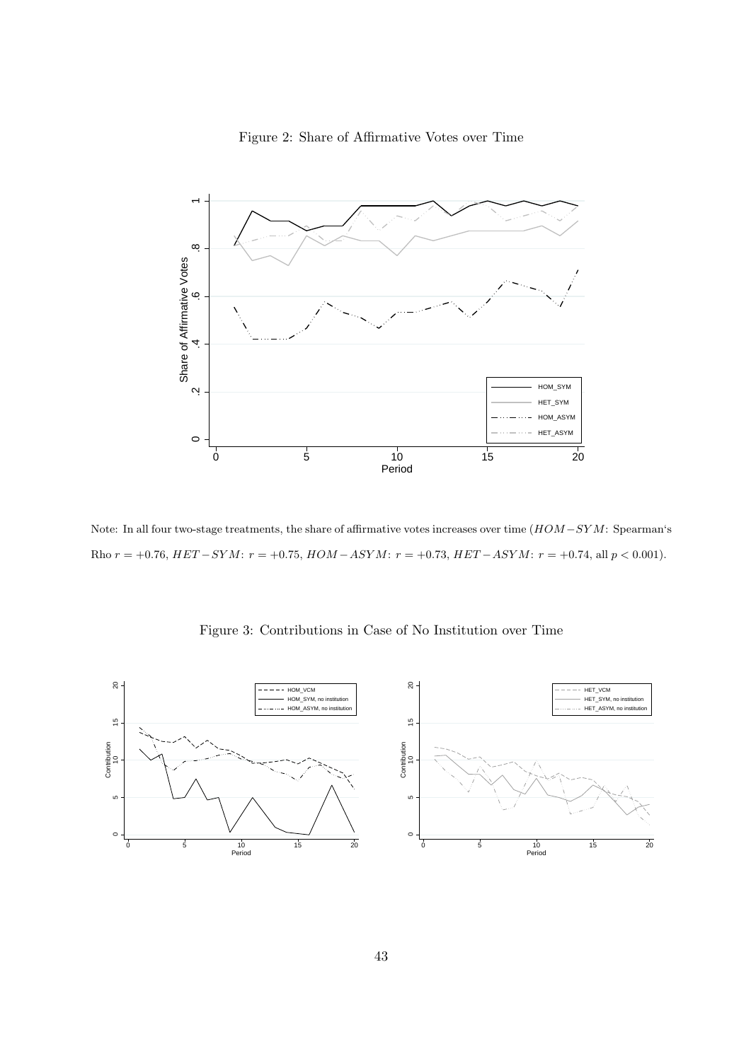Figure 2: Share of Affirmative Votes over Time

Share of Affirmative Votes

0
.2
.4
.6
.8
1

Period

0
5
10
15
20

HOM_SYM
HET_SYM
HOM_ASYM
HET_ASYM

Note: In all four two-stage treatments, the share of affirmative votes increases over time ($HOM-SYM$: Spearman's Rho $r = +0.76$, $HET-SYM$: $r = +0.75$, $HOM-ASYM$: $r = +0.73$, $HET-ASYM$: $r = +0.74$, all $p < 0.001$).

Figure 3: Contributions in Case of No Institution over Time

Contribution

0
5
10
15
20

Period

0
5
10
15
20

HOM_VCM
HOM_SYM, no institution
HOM_ASYM, no institution

Contribution

0
5
10
15
20

Period

0
5
10
15
20

HET_VCM
HET_SYM, no institution
HET_ASYM, no institution